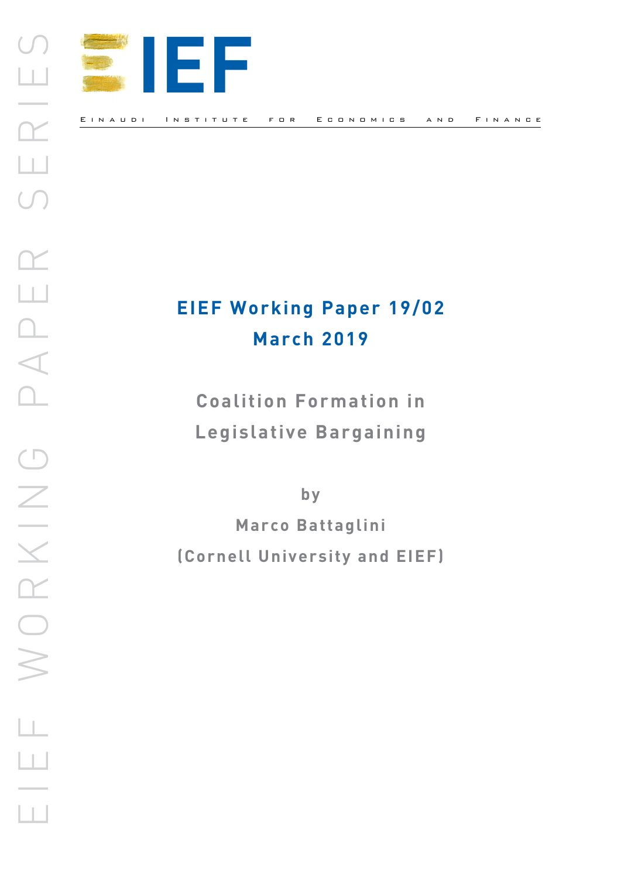EIEF

Einaudi Institute for Economics and Finance

EIEF WORKING PAPER SERIES

**EIEF Working Paper 19/02**

**March 2019**

# Coalition Formation in Legislative Bargaining

by

**Marco Battaglini**

**(Cornell University and EIEF)**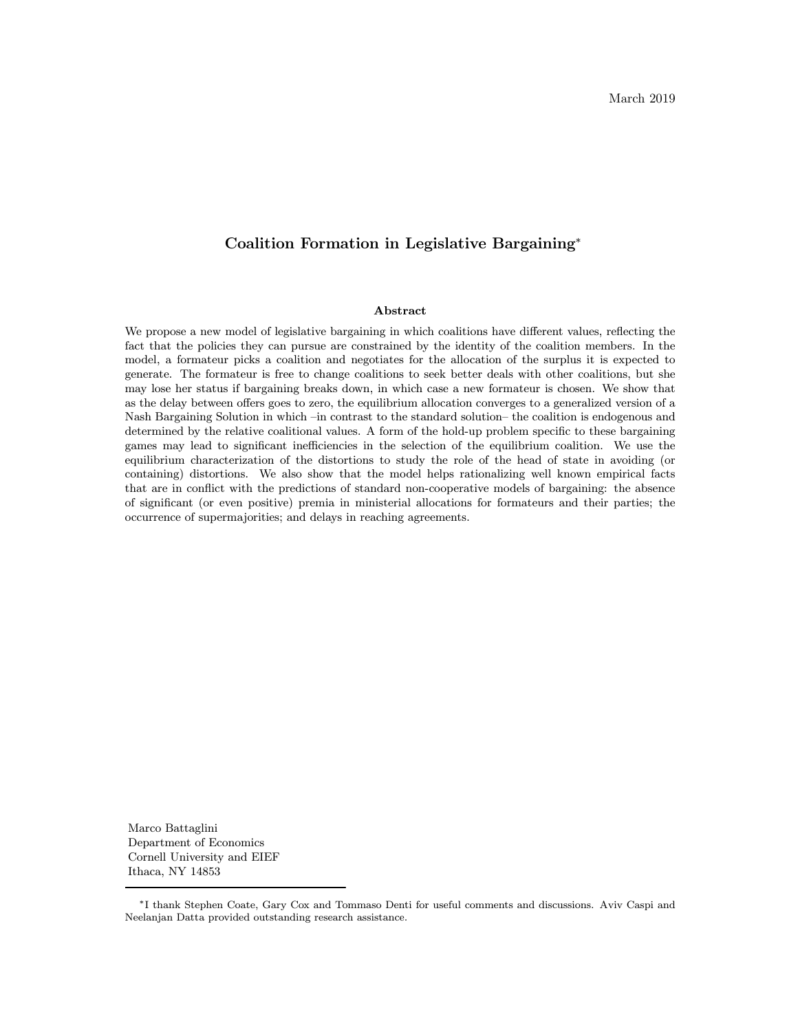March 2019

# Coalition Formation in Legislative Bargaining*

## Abstract

We propose a new model of legislative bargaining in which coalitions have different values, reflecting the fact that the policies they can pursue are constrained by the identity of the coalition members. In the model, a formateur picks a coalition and negotiates for the allocation of the surplus it is expected to generate. The formateur is free to change coalitions to seek better deals with other coalitions, but she may lose her status if bargaining breaks down, in which case a new formateur is chosen. We show that as the delay between offers goes to zero, the equilibrium allocation converges to a generalized version of a Nash Bargaining Solution in which –in contrast to the standard solution– the coalition is endogenous and determined by the relative coalitional values. A form of the hold-up problem specific to these bargaining games may lead to significant inefficiencies in the selection of the equilibrium coalition. We use the equilibrium characterization of the distortions to study the role of the head of state in avoiding (or containing) distortions. We also show that the model helps rationalizing well known empirical facts that are in conflict with the predictions of standard non-cooperative models of bargaining: the absence of significant (or even positive) premia in ministerial allocations for formateurs and their parties; the occurrence of supermajorities; and delays in reaching agreements.

Marco Battaglini
Department of Economics
Cornell University and EIEF
Ithaca, NY 14853

*I thank Stephen Coate, Gary Cox and Tommaso Denti for useful comments and discussions. Aviv Caspi and Neelanjan Datta provided outstanding research assistance.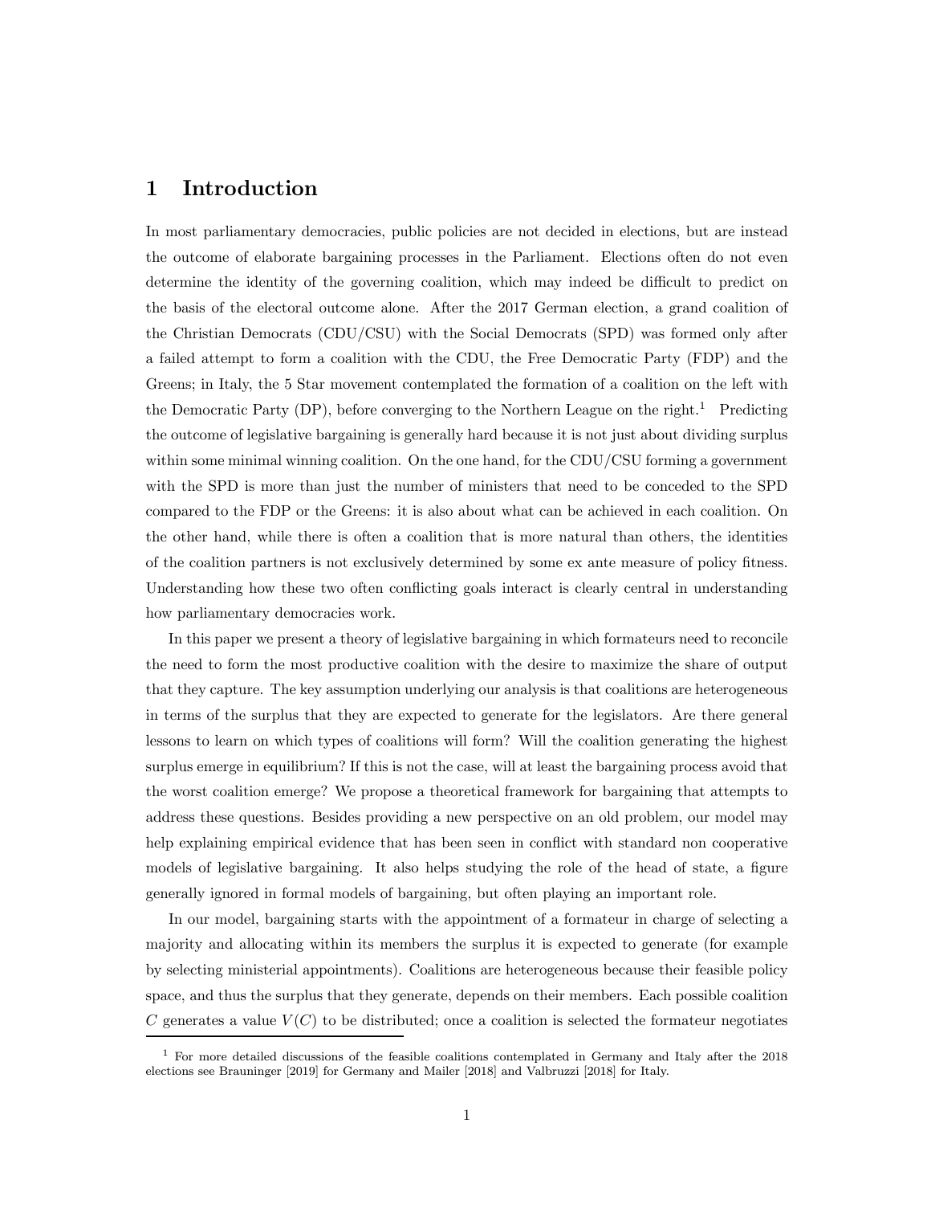# 1 Introduction

In most parliamentary democracies, public policies are not decided in elections, but are instead the outcome of elaborate bargaining processes in the Parliament. Elections often do not even determine the identity of the governing coalition, which may indeed be difficult to predict on the basis of the electoral outcome alone. After the 2017 German election, a grand coalition of the Christian Democrats (CDU/CSU) with the Social Democrats (SPD) was formed only after a failed attempt to form a coalition with the CDU, the Free Democratic Party (FDP) and the Greens; in Italy, the 5 Star movement contemplated the formation of a coalition on the left with the Democratic Party (DP), before converging to the Northern League on the right.[1] Predicting the outcome of legislative bargaining is generally hard because it is not just about dividing surplus within some minimal winning coalition. On the one hand, for the CDU/CSU forming a government with the SPD is more than just the number of ministers that need to be conceded to the SPD compared to the FDP or the Greens: it is also about what can be achieved in each coalition. On the other hand, while there is often a coalition that is more natural than others, the identities of the coalition partners is not exclusively determined by some ex ante measure of policy fitness. Understanding how these two often conflicting goals interact is clearly central in understanding how parliamentary democracies work.

In this paper we present a theory of legislative bargaining in which formateurs need to reconcile the need to form the most productive coalition with the desire to maximize the share of output that they capture. The key assumption underlying our analysis is that coalitions are heterogeneous in terms of the surplus that they are expected to generate for the legislators. Are there general lessons to learn on which types of coalitions will form? Will the coalition generating the highest surplus emerge in equilibrium? If this is not the case, will at least the bargaining process avoid that the worst coalition emerge? We propose a theoretical framework for bargaining that attempts to address these questions. Besides providing a new perspective on an old problem, our model may help explaining empirical evidence that has been seen in conflict with standard non cooperative models of legislative bargaining. It also helps studying the role of the head of state, a figure generally ignored in formal models of bargaining, but often playing an important role.

In our model, bargaining starts with the appointment of a formateur in charge of selecting a majority and allocating within its members the surplus it is expected to generate (for example by selecting ministerial appointments). Coalitions are heterogeneous because their feasible policy space, and thus the surplus that they generate, depends on their members. Each possible coalition $C$ generates a value $V(C)$ to be distributed; once a coalition is selected the formateur negotiates

[1] For more detailed discussions of the feasible coalitions contemplated in Germany and Italy after the 2018 elections see Brauninger [2019] for Germany and Mailer [2018] and Valbruzzi [2018] for Italy.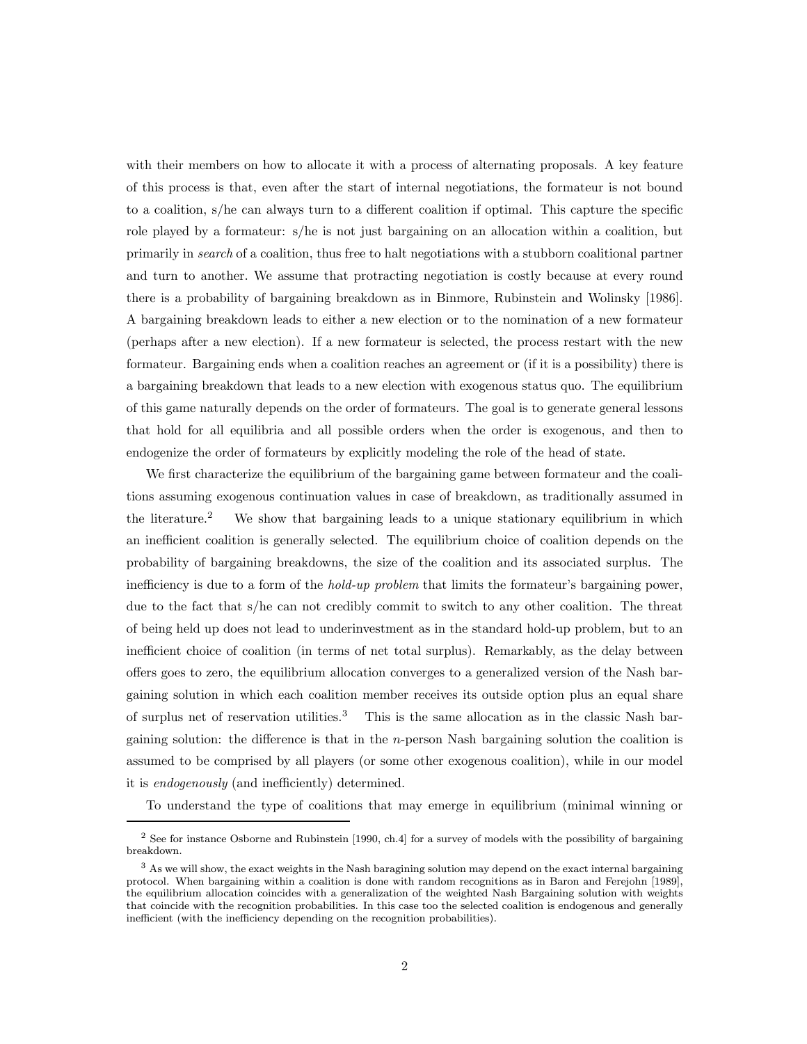with their members on how to allocate it with a process of alternating proposals. A key feature of this process is that, even after the start of internal negotiations, the formateur is not bound to a coalition, s/he can always turn to a different coalition if optimal. This capture the specific role played by a formateur: s/he is not just bargaining on an allocation within a coalition, but primarily in *search* of a coalition, thus free to halt negotiations with a stubborn coalitional partner and turn to another. We assume that protracting negotiation is costly because at every round there is a probability of bargaining breakdown as in Binmore, Rubinstein and Wolinsky [1986]. A bargaining breakdown leads to either a new election or to the nomination of a new formateur (perhaps after a new election). If a new formateur is selected, the process restart with the new formateur. Bargaining ends when a coalition reaches an agreement or (if it is a possibility) there is a bargaining breakdown that leads to a new election with exogenous status quo. The equilibrium of this game naturally depends on the order of formateurs. The goal is to generate general lessons that hold for all equilibria and all possible orders when the order is exogenous, and then to endogenize the order of formateurs by explicitly modeling the role of the head of state.

We first characterize the equilibrium of the bargaining game between formateur and the coalitions assuming exogenous continuation values in case of breakdown, as traditionally assumed in the literature.[2] We show that bargaining leads to a unique stationary equilibrium in which an inefficient coalition is generally selected. The equilibrium choice of coalition depends on the probability of bargaining breakdowns, the size of the coalition and its associated surplus. The inefficiency is due to a form of the *hold-up problem* that limits the formateur's bargaining power, due to the fact that s/he can not credibly commit to switch to any other coalition. The threat of being held up does not lead to underinvestment as in the standard hold-up problem, but to an inefficient choice of coalition (in terms of net total surplus). Remarkably, as the delay between offers goes to zero, the equilibrium allocation converges to a generalized version of the Nash bargaining solution in which each coalition member receives its outside option plus an equal share of surplus net of reservation utilities.[3] This is the same allocation as in the classic Nash bargaining solution: the difference is that in the $n$-person Nash bargaining solution the coalition is assumed to be comprised by all players (or some other exogenous coalition), while in our model it is *endogenously* (and inefficiently) determined.

To understand the type of coalitions that may emerge in equilibrium (minimal winning or

---

[2] See for instance Osborne and Rubinstein [1990, ch.4] for a survey of models with the possibility of bargaining breakdown.

[3] As we will show, the exact weights in the Nash baragining solution may depend on the exact internal bargaining protocol. When bargaining within a coalition is done with random recognitions as in Baron and Ferejohn [1989], the equilibrium allocation coincides with a generalization of the weighted Nash Bargaining solution with weights that coincide with the recognition probabilities. In this case too the selected coalition is endogenous and generally inefficient (with the inefficiency depending on the recognition probabilities).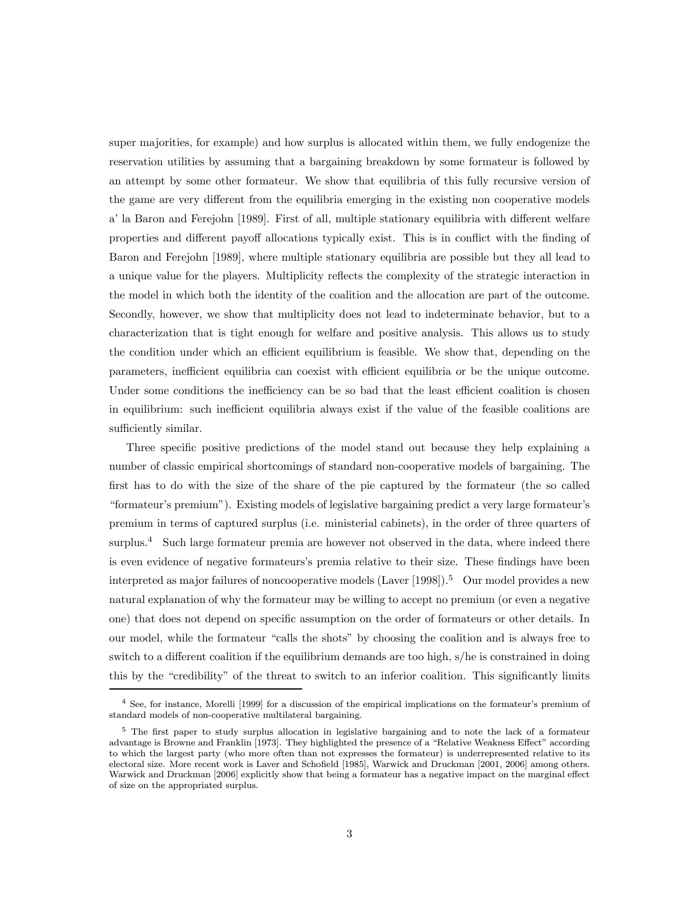super majorities, for example) and how surplus is allocated within them, we fully endogenize the reservation utilities by assuming that a bargaining breakdown by some formateur is followed by an attempt by some other formateur. We show that equilibria of this fully recursive version of the game are very different from the equilibria emerging in the existing non cooperative models a' la Baron and Ferejohn [1989]. First of all, multiple stationary equilibria with different welfare properties and different payoff allocations typically exist. This is in conflict with the finding of Baron and Ferejohn [1989], where multiple stationary equilibria are possible but they all lead to a unique value for the players. Multiplicity reflects the complexity of the strategic interaction in the model in which both the identity of the coalition and the allocation are part of the outcome. Secondly, however, we show that multiplicity does not lead to indeterminate behavior, but to a characterization that is tight enough for welfare and positive analysis. This allows us to study the condition under which an efficient equilibrium is feasible. We show that, depending on the parameters, inefficient equilibria can coexist with efficient equilibria or be the unique outcome. Under some conditions the inefficiency can be so bad that the least efficient coalition is chosen in equilibrium: such inefficient equilibria always exist if the value of the feasible coalitions are sufficiently similar.

Three specific positive predictions of the model stand out because they help explaining a number of classic empirical shortcomings of standard non-cooperative models of bargaining. The first has to do with the size of the share of the pie captured by the formateur (the so called "formateur's premium"). Existing models of legislative bargaining predict a very large formateur's premium in terms of captured surplus (i.e. ministerial cabinets), in the order of three quarters of surplus.[4] Such large formateur premia are however not observed in the data, where indeed there is even evidence of negative formateurs's premia relative to their size. These findings have been interpreted as major failures of noncooperative models (Laver [1998]).[5] Our model provides a new natural explanation of why the formateur may be willing to accept no premium (or even a negative one) that does not depend on specific assumption on the order of formateurs or other details. In our model, while the formateur "calls the shots" by choosing the coalition and is always free to switch to a different coalition if the equilibrium demands are too high, s/he is constrained in doing this by the "credibility" of the threat to switch to an inferior coalition. This significantly limits

[4] See, for instance, Morelli [1999] for a discussion of the empirical implications on the formateur's premium of standard models of non-cooperative multilateral bargaining.

[5] The first paper to study surplus allocation in legislative bargaining and to note the lack of a formateur advantage is Browne and Franklin [1973]. They highlighted the presence of a "Relative Weakness Effect" according to which the largest party (who more often than not expresses the formateur) is underrepresented relative to its electoral size. More recent work is Laver and Schofield [1985], Warwick and Druckman [2001, 2006] among others. Warwick and Druckman [2006] explicitly show that being a formateur has a negative impact on the marginal effect of size on the appropriated surplus.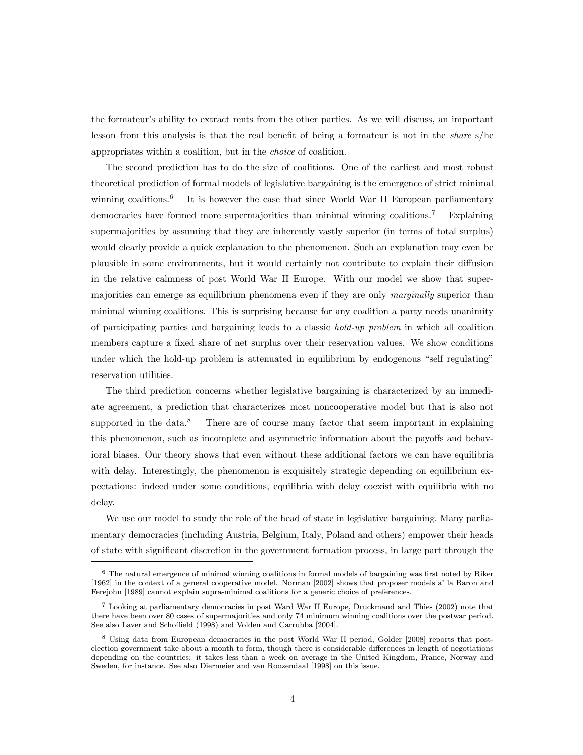the formateur's ability to extract rents from the other parties. As we will discuss, an important lesson from this analysis is that the real benefit of being a formateur is not in the *share* s/he appropriates within a coalition, but in the *choice* of coalition.

The second prediction has to do the size of coalitions. One of the earliest and most robust theoretical prediction of formal models of legislative bargaining is the emergence of strict minimal winning coalitions.[6] It is however the case that since World War II European parliamentary democracies have formed more supermajorities than minimal winning coalitions.[7] Explaining supermajorities by assuming that they are inherently vastly superior (in terms of total surplus) would clearly provide a quick explanation to the phenomenon. Such an explanation may even be plausible in some environments, but it would certainly not contribute to explain their diffusion in the relative calmness of post World War II Europe. With our model we show that supermajorities can emerge as equilibrium phenomena even if they are only *marginally* superior than minimal winning coalitions. This is surprising because for any coalition a party needs unanimity of participating parties and bargaining leads to a classic *hold-up problem* in which all coalition members capture a fixed share of net surplus over their reservation values. We show conditions under which the hold-up problem is attenuated in equilibrium by endogenous "self regulating" reservation utilities.

The third prediction concerns whether legislative bargaining is characterized by an immediate agreement, a prediction that characterizes most noncooperative model but that is also not supported in the data.[8] There are of course many factor that seem important in explaining this phenomenon, such as incomplete and asymmetric information about the payoffs and behavioral biases. Our theory shows that even without these additional factors we can have equilibria with delay. Interestingly, the phenomenon is exquisitely strategic depending on equilibrium expectations: indeed under some conditions, equilibria with delay coexist with equilibria with no delay.

We use our model to study the role of the head of state in legislative bargaining. Many parliamentary democracies (including Austria, Belgium, Italy, Poland and others) empower their heads of state with significant discretion in the government formation process, in large part through the

---

[6] The natural emergence of minimal winning coalitions in formal models of bargaining was first noted by Riker [1962] in the context of a general cooperative model. Norman [2002] shows that proposer models a' la Baron and Ferejohn [1989] cannot explain supra-minimal coalitions for a generic choice of preferences.

[7] Looking at parliamentary democracies in post Ward War II Europe, Druckmand and Thies (2002) note that there have been over 80 cases of supermajorities and only 74 minimum winning coalitions over the postwar period. See also Laver and Schoffield (1998) and Volden and Carrubba [2004].

[8] Using data from European democracies in the post World War II period, Golder [2008] reports that post-election government take about a month to form, though there is considerable differences in length of negotiations depending on the countries: it takes less than a week on average in the United Kingdom, France, Norway and Sweden, for instance. See also Diermeier and van Roozendaal [1998] on this issue.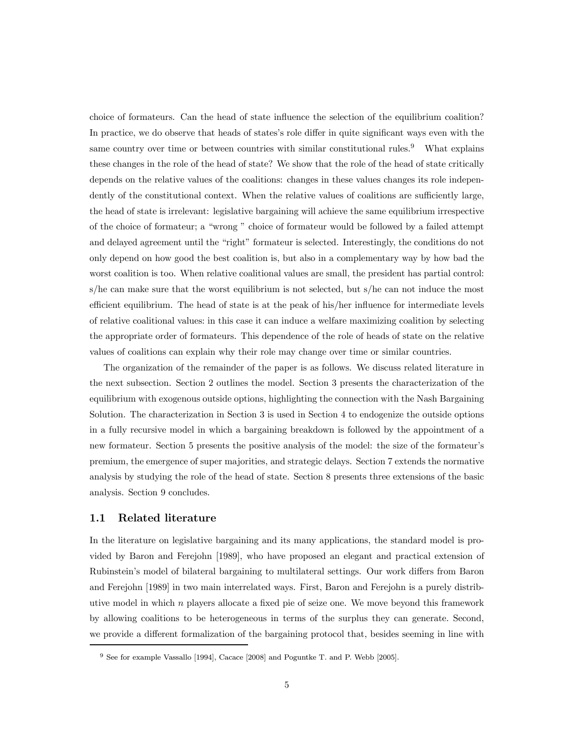choice of formateurs. Can the head of state influence the selection of the equilibrium coalition? In practice, we do observe that heads of states's role differ in quite significant ways even with the same country over time or between countries with similar constitutional rules.[9] What explains these changes in the role of the head of state? We show that the role of the head of state critically depends on the relative values of the coalitions: changes in these values changes its role independently of the constitutional context. When the relative values of coalitions are sufficiently large, the head of state is irrelevant: legislative bargaining will achieve the same equilibrium irrespective of the choice of formateur; a "wrong " choice of formateur would be followed by a failed attempt and delayed agreement until the "right" formateur is selected. Interestingly, the conditions do not only depend on how good the best coalition is, but also in a complementary way by how bad the worst coalition is too. When relative coalitional values are small, the president has partial control: s/he can make sure that the worst equilibrium is not selected, but s/he can not induce the most efficient equilibrium. The head of state is at the peak of his/her influence for intermediate levels of relative coalitional values: in this case it can induce a welfare maximizing coalition by selecting the appropriate order of formateurs. This dependence of the role of heads of state on the relative values of coalitions can explain why their role may change over time or similar countries.

The organization of the remainder of the paper is as follows. We discuss related literature in the next subsection. Section 2 outlines the model. Section 3 presents the characterization of the equilibrium with exogenous outside options, highlighting the connection with the Nash Bargaining Solution. The characterization in Section 3 is used in Section 4 to endogenize the outside options in a fully recursive model in which a bargaining breakdown is followed by the appointment of a new formateur. Section 5 presents the positive analysis of the model: the size of the formateur's premium, the emergence of super majorities, and strategic delays. Section 7 extends the normative analysis by studying the role of the head of state. Section 8 presents three extensions of the basic analysis. Section 9 concludes.

## 1.1 Related literature

In the literature on legislative bargaining and its many applications, the standard model is provided by Baron and Ferejohn [1989], who have proposed an elegant and practical extension of Rubinstein's model of bilateral bargaining to multilateral settings. Our work differs from Baron and Ferejohn [1989] in two main interrelated ways. First, Baron and Ferejohn is a purely distributive model in which $n$ players allocate a fixed pie of seize one. We move beyond this framework by allowing coalitions to be heterogeneous in terms of the surplus they can generate. Second, we provide a different formalization of the bargaining protocol that, besides seeming in line with

[9] See for example Vassallo [1994], Cacace [2008] and Poguntke T. and P. Webb [2005].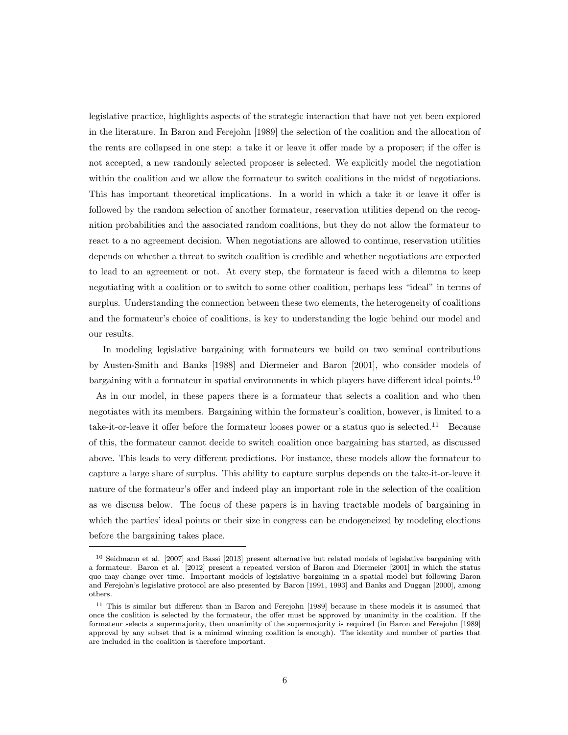legislative practice, highlights aspects of the strategic interaction that have not yet been explored in the literature. In Baron and Ferejohn [1989] the selection of the coalition and the allocation of the rents are collapsed in one step: a take it or leave it offer made by a proposer; if the offer is not accepted, a new randomly selected proposer is selected. We explicitly model the negotiation within the coalition and we allow the formateur to switch coalitions in the midst of negotiations. This has important theoretical implications. In a world in which a take it or leave it offer is followed by the random selection of another formateur, reservation utilities depend on the recognition probabilities and the associated random coalitions, but they do not allow the formateur to react to a no agreement decision. When negotiations are allowed to continue, reservation utilities depends on whether a threat to switch coalition is credible and whether negotiations are expected to lead to an agreement or not. At every step, the formateur is faced with a dilemma to keep negotiating with a coalition or to switch to some other coalition, perhaps less "ideal" in terms of surplus. Understanding the connection between these two elements, the heterogeneity of coalitions and the formateur's choice of coalitions, is key to understanding the logic behind our model and our results.

In modeling legislative bargaining with formateurs we build on two seminal contributions by Austen-Smith and Banks [1988] and Diermeier and Baron [2001], who consider models of bargaining with a formateur in spatial environments in which players have different ideal points.[10]

As in our model, in these papers there is a formateur that selects a coalition and who then negotiates with its members. Bargaining within the formateur's coalition, however, is limited to a take-it-or-leave it offer before the formateur looses power or a status quo is selected.[11] Because of this, the formateur cannot decide to switch coalition once bargaining has started, as discussed above. This leads to very different predictions. For instance, these models allow the formateur to capture a large share of surplus. This ability to capture surplus depends on the take-it-or-leave it nature of the formateur's offer and indeed play an important role in the selection of the coalition as we discuss below. The focus of these papers is in having tractable models of bargaining in which the parties' ideal points or their size in congress can be endogeneized by modeling elections before the bargaining takes place.

---

[10] Seidmann et al. [2007] and Bassi [2013] present alternative but related models of legislative bargaining with a formateur. Baron et al. [2012] present a repeated version of Baron and Diermeier [2001] in which the status quo may change over time. Important models of legislative bargaining in a spatial model but following Baron and Ferejohn's legislative protocol are also presented by Baron [1991, 1993] and Banks and Duggan [2000], among others.

[11] This is similar but different than in Baron and Ferejohn [1989] because in these models it is assumed that once the coalition is selected by the formateur, the offer must be approved by unanimity in the coalition. If the formateur selects a supermajority, then unanimity of the supermajority is required (in Baron and Ferejohn [1989] approval by any subset that is a minimal winning coalition is enough). The identity and number of parties that are included in the coalition is therefore important.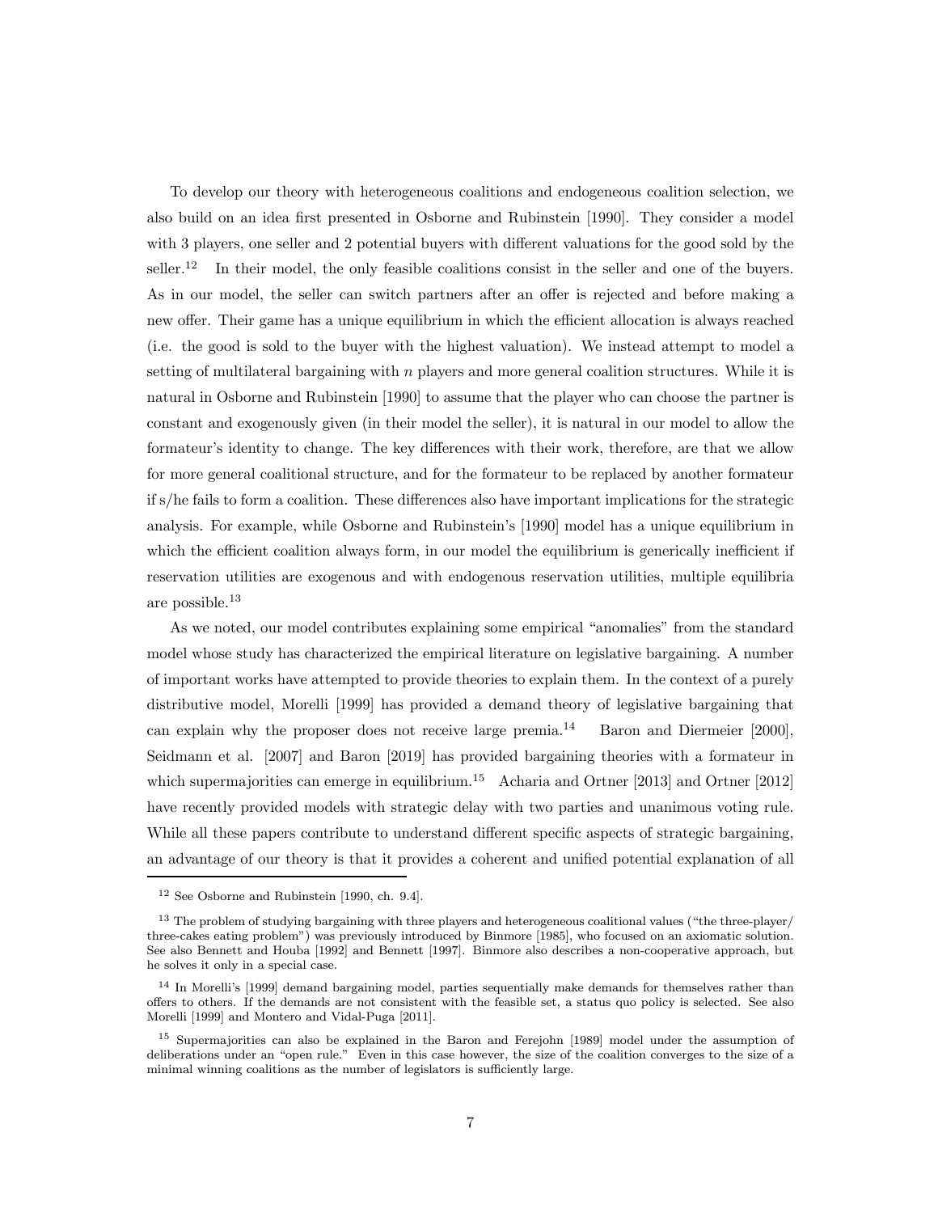To develop our theory with heterogeneous coalitions and endogeneous coalition selection, we also build on an idea first presented in Osborne and Rubinstein [1990]. They consider a model with 3 players, one seller and 2 potential buyers with different valuations for the good sold by the seller.[12] In their model, the only feasible coalitions consist in the seller and one of the buyers. As in our model, the seller can switch partners after an offer is rejected and before making a new offer. Their game has a unique equilibrium in which the efficient allocation is always reached (i.e. the good is sold to the buyer with the highest valuation). We instead attempt to model a setting of multilateral bargaining with $n$ players and more general coalition structures. While it is natural in Osborne and Rubinstein [1990] to assume that the player who can choose the partner is constant and exogenously given (in their model the seller), it is natural in our model to allow the formateur's identity to change. The key differences with their work, therefore, are that we allow for more general coalitional structure, and for the formateur to be replaced by another formateur if s/he fails to form a coalition. These differences also have important implications for the strategic analysis. For example, while Osborne and Rubinstein's [1990] model has a unique equilibrium in which the efficient coalition always form, in our model the equilibrium is generically inefficient if reservation utilities are exogenous and with endogenous reservation utilities, multiple equilibria are possible.[13]

As we noted, our model contributes explaining some empirical "anomalies" from the standard model whose study has characterized the empirical literature on legislative bargaining. A number of important works have attempted to provide theories to explain them. In the context of a purely distributive model, Morelli [1999] has provided a demand theory of legislative bargaining that can explain why the proposer does not receive large premia.[14] Baron and Diermeier [2000], Seidmann et al. [2007] and Baron [2019] has provided bargaining theories with a formateur in which supermajorities can emerge in equilibrium.[15] Acharia and Ortner [2013] and Ortner [2012] have recently provided models with strategic delay with two parties and unanimous voting rule. While all these papers contribute to understand different specific aspects of strategic bargaining, an advantage of our theory is that it provides a coherent and unified potential explanation of all

[12] See Osborne and Rubinstein [1990, ch. 9.4].

[13] The problem of studying bargaining with three players and heterogeneous coalitional values ("the three-player/ three-cakes eating problem") was previously introduced by Binmore [1985], who focused on an axiomatic solution. See also Bennett and Houba [1992] and Bennett [1997]. Binmore also describes a non-cooperative approach, but he solves it only in a special case.

[14] In Morelli's [1999] demand bargaining model, parties sequentially make demands for themselves rather than offers to others. If the demands are not consistent with the feasible set, a status quo policy is selected. See also Morelli [1999] and Montero and Vidal-Puga [2011].

[15] Supermajorities can also be explained in the Baron and Ferejohn [1989] model under the assumption of deliberations under an "open rule." Even in this case however, the size of the coalition converges to the size of a minimal winning coalitions as the number of legislators is sufficiently large.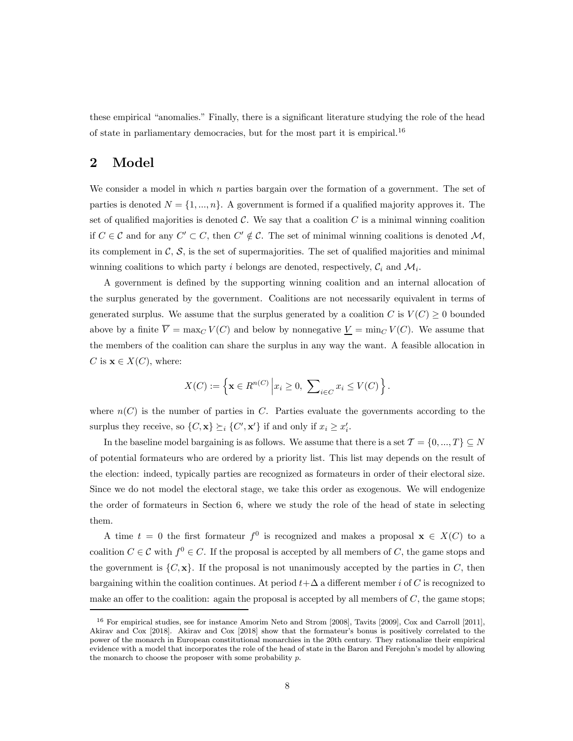these empirical "anomalies." Finally, there is a significant literature studying the role of the head of state in parliamentary democracies, but for the most part it is empirical.[16]

## 2 Model

We consider a model in which $n$ parties bargain over the formation of a government. The set of parties is denoted $N = \{1, ..., n\}$. A government is formed if a qualified majority approves it. The set of qualified majorities is denoted $\mathcal{C}$. We say that a coalition $C$ is a minimal winning coalition if $C \in \mathcal{C}$ and for any $C' \subset C$, then $C' \notin \mathcal{C}$. The set of minimal winning coalitions is denoted $\mathcal{M}$, its complement in $\mathcal{C}$, $\mathcal{S}$, is the set of supermajorities. The set of qualified majorities and minimal winning coalitions to which party $i$ belongs are denoted, respectively, $\mathcal{C}_i$ and $\mathcal{M}_i$.

A government is defined by the supporting winning coalition and an internal allocation of the surplus generated by the government. Coalitions are not necessarily equivalent in terms of generated surplus. We assume that the surplus generated by a coalition $C$ is $V(C) \geq 0$ bounded above by a finite $\overline{V} = \max_C V(C)$ and below by nonnegative $\underline{V} = \min_C V(C)$. We assume that the members of the coalition can share the surplus in any way the want. A feasible allocation in $C$ is $\mathbf{x} \in X(C)$, where:

$$X(C) := \left\{ \mathbf{x} \in R^{n(C)} \,\Big|\, x_i \geq 0,\ \sum\nolimits_{i \in C} x_i \leq V(C) \right\}.$$

where $n(C)$ is the number of parties in $C$. Parties evaluate the governments according to the surplus they receive, so $\{C, \mathbf{x}\} \succeq_i \{C', \mathbf{x}'\}$ if and only if $x_i \geq x'_i$.

In the baseline model bargaining is as follows. We assume that there is a set $\mathcal{T} = \{0, ..., T\} \subseteq N$ of potential formateurs who are ordered by a priority list. This list may depends on the result of the election: indeed, typically parties are recognized as formateurs in order of their electoral size. Since we do not model the electoral stage, we take this order as exogenous. We will endogenize the order of formateurs in Section 6, where we study the role of the head of state in selecting them.

A time $t = 0$ the first formateur $f^0$ is recognized and makes a proposal $\mathbf{x} \in X(C)$ to a coalition $C \in \mathcal{C}$ with $f^0 \in C$. If the proposal is accepted by all members of $C$, the game stops and the government is $\{C, \mathbf{x}\}$. If the proposal is not unanimously accepted by the parties in $C$, then bargaining within the coalition continues. At period $t + \Delta$ a different member $i$ of $C$ is recognized to make an offer to the coalition: again the proposal is accepted by all members of $C$, the game stops;

[16] For empirical studies, see for instance Amorim Neto and Strom [2008], Tavits [2009], Cox and Carroll [2011], Akirav and Cox [2018]. Akirav and Cox [2018] show that the formateur's bonus is positively correlated to the power of the monarch in European constitutional monarchies in the 20th century. They rationalize their empirical evidence with a model that incorporates the role of the head of state in the Baron and Ferejohn's model by allowing the monarch to choose the proposer with some probability $p$.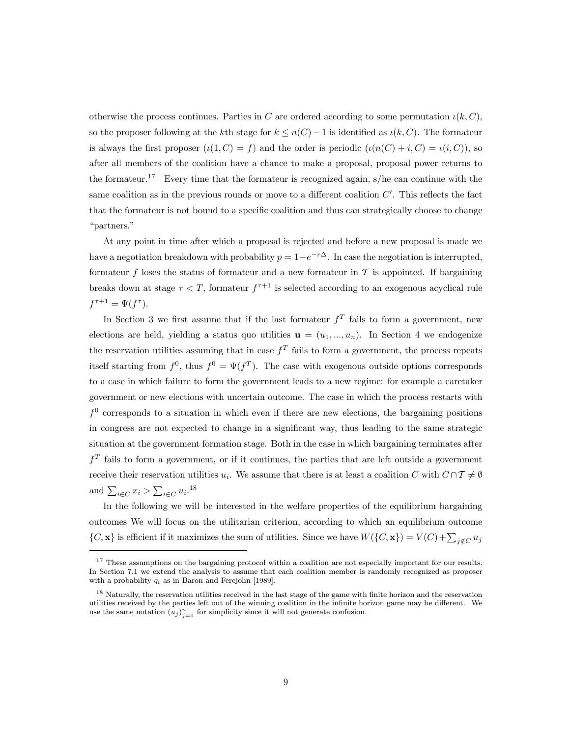otherwise the process continues. Parties in $C$ are ordered according to some permutation $\iota(k, C)$, so the proposer following at the $k$th stage for $k \leq n(C) - 1$ is identified as $\iota(k, C)$. The formateur is always the first proposer ($\iota(1, C) = f$) and the order is periodic ($\iota(n(C) + i, C) = \iota(i, C)$), so after all members of the coalition have a chance to make a proposal, proposal power returns to the formateur.[17] Every time that the formateur is recognized again, s/he can continue with the same coalition as in the previous rounds or move to a different coalition $C'$. This reflects the fact that the formateur is not bound to a specific coalition and thus can strategically choose to change "partners."

At any point in time after which a proposal is rejected and before a new proposal is made we have a negotiation breakdown with probability $p = 1 - e^{-r\Delta}$. In case the negotiation is interrupted, formateur $f$ loses the status of formateur and a new formateur in $\mathcal{T}$ is appointed. If bargaining breaks down at stage $\tau < T$, formateur $f^{\tau+1}$ is selected according to an exogenous acyclical rule $f^{\tau+1} = \Psi(f^{\tau})$.

In Section 3 we first assume that if the last formateur $f^T$ fails to form a government, new elections are held, yielding a status quo utilities $\mathbf{u} = (u_1, ..., u_n)$. In Section 4 we endogenize the reservation utilities assuming that in case $f^T$ fails to form a government, the process repeats itself starting from $f^0$, thus $f^0 = \Psi(f^T)$. The case with exogenous outside options corresponds to a case in which failure to form the government leads to a new regime: for example a caretaker government or new elections with uncertain outcome. The case in which the process restarts with $f^0$ corresponds to a situation in which even if there are new elections, the bargaining positions in congress are not expected to change in a significant way, thus leading to the same strategic situation at the government formation stage. Both in the case in which bargaining terminates after $f^T$ fails to form a government, or if it continues, the parties that are left outside a government receive their reservation utilities $u_i$. We assume that there is at least a coalition $C$ with $C \cap \mathcal{T} \neq \emptyset$ and $\sum_{i \in C} x_i > \sum_{i \in C} u_i$.[18]

In the following we will be interested in the welfare properties of the equilibrium bargaining outcomes We will focus on the utilitarian criterion, according to which an equilibrium outcome $\{C, \mathbf{x}\}$ is efficient if it maximizes the sum of utilities. Since we have $W(\{C, \mathbf{x}\}) = V(C) + \sum_{j \notin C} u_j$

[17] These assumptions on the bargaining protocol within a coalition are not especially important for our results. In Section 7.1 we extend the analysis to assume that each coalition member is randomly recognized as proposer with a probability $q_i$ as in Baron and Ferejohn [1989].

[18] Naturally, the reservation utilities received in the last stage of the game with finite horizon and the reservation utilities received by the parties left out of the winning coalition in the infinite horizon game may be different. We use the same notation $(u_j)_{j=1}^n$ for simplicity since it will not generate confusion.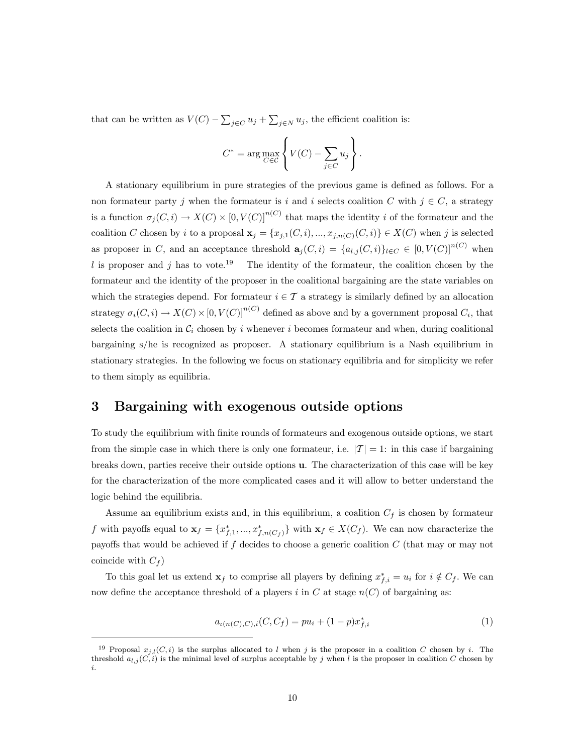that can be written as $V(C) - \sum_{j \in C} u_j + \sum_{j \in N} u_j$, the efficient coalition is:

$$C^* = \arg\max_{C \in \mathcal{C}} \left\{ V(C) - \sum_{j \in C} u_j \right\}.$$

A stationary equilibrium in pure strategies of the previous game is defined as follows. For a non formateur party $j$ when the formateur is $i$ and $i$ selects coalition $C$ with $j \in C$, a strategy is a function $\sigma_j(C,i) \rightarrow X(C) \times [0, V(C)]^{n(C)}$ that maps the identity $i$ of the formateur and the coalition $C$ chosen by $i$ to a proposal $\mathbf{x}_j = \{x_{j,1}(C,i), ..., x_{j,n(C)}(C,i)\} \in X(C)$ when $j$ is selected as proposer in $C$, and an acceptance threshold $\mathbf{a}_j(C,i) = \{a_{l,j}(C,i)\}_{l \in C} \in [0, V(C)]^{n(C)}$ when $l$ is proposer and $j$ has to vote.[19] The identity of the formateur, the coalition chosen by the formateur and the identity of the proposer in the coalitional bargaining are the state variables on which the strategies depend. For formateur $i \in \mathcal{T}$ a strategy is similarly defined by an allocation strategy $\sigma_i(C,i) \rightarrow X(C) \times [0, V(C)]^{n(C)}$ defined as above and by a government proposal $C_i$, that selects the coalition in $\mathcal{C}_i$ chosen by $i$ whenever $i$ becomes formateur and when, during coalitional bargaining s/he is recognized as proposer. A stationary equilibrium is a Nash equilibrium in stationary strategies. In the following we focus on stationary equilibria and for simplicity we refer to them simply as equilibria.

# 3 Bargaining with exogenous outside options

To study the equilibrium with finite rounds of formateurs and exogenous outside options, we start from the simple case in which there is only one formateur, i.e. $|\mathcal{T}| = 1$: in this case if bargaining breaks down, parties receive their outside options $\mathbf{u}$. The characterization of this case will be key for the characterization of the more complicated cases and it will allow to better understand the logic behind the equilibria.

Assume an equilibrium exists and, in this equilibrium, a coalition $C_f$ is chosen by formateur $f$ with payoffs equal to $\mathbf{x}_f = \{x^*_{f,1}, ..., x^*_{f,n(C_f)}\}$ with $\mathbf{x}_f \in X(C_f)$. We can now characterize the payoffs that would be achieved if $f$ decides to choose a generic coalition $C$ (that may or may not coincide with $C_f$)

To this goal let us extend $\mathbf{x}_f$ to comprise all players by defining $x^*_{f,i} = u_i$ for $i \notin C_f$. We can now define the acceptance threshold of a players $i$ in $C$ at stage $n(C)$ of bargaining as:

$$a_{\iota(n(C),C),i}(C, C_f) = pu_i + (1-p)x^*_{f,i} \tag{1}$$

[19] Proposal $x_{j,l}(C,i)$ is the surplus allocated to $l$ when $j$ is the proposer in a coalition $C$ chosen by $i$. The threshold $a_{l,j}(C,i)$ is the minimal level of surplus acceptable by $j$ when $l$ is the proposer in coalition $C$ chosen by $i$.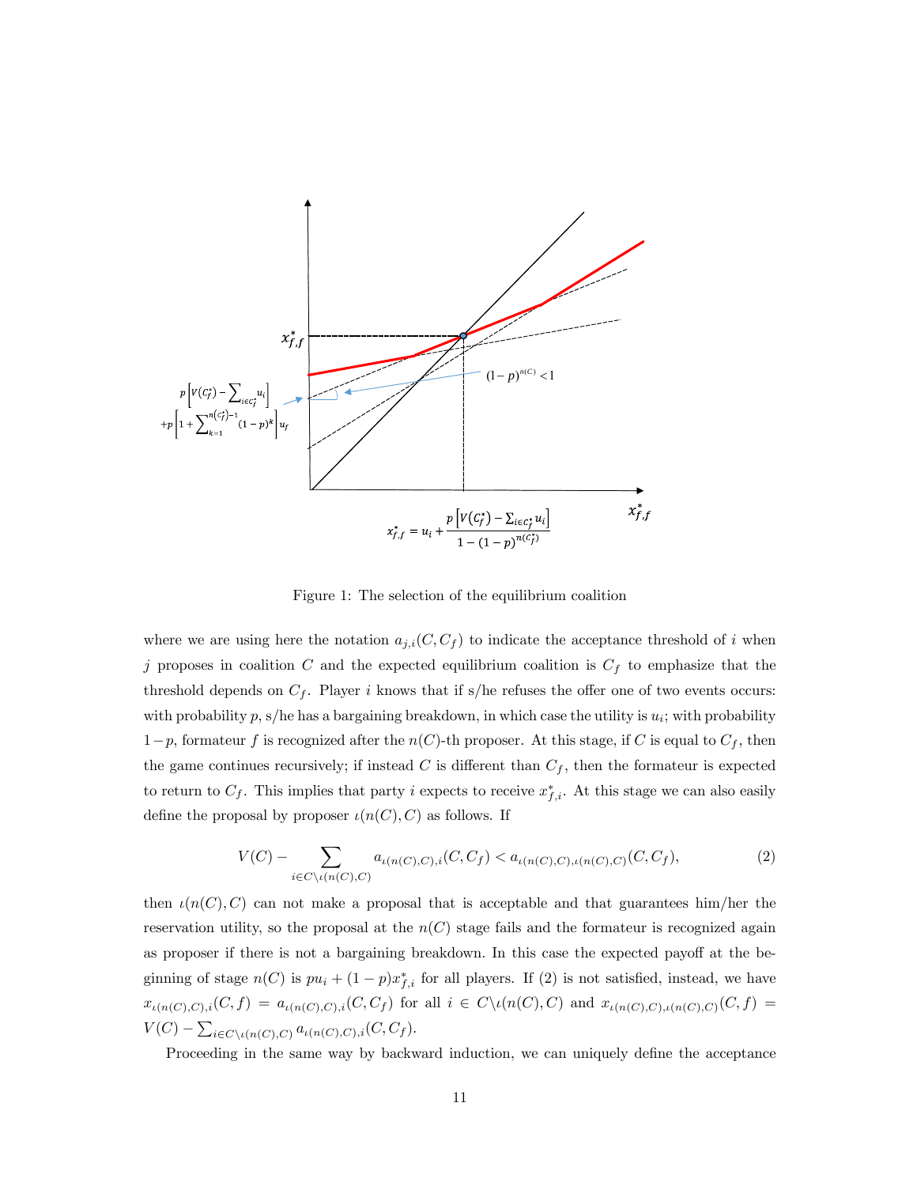Figure 1: The selection of the equilibrium coalition

where we are using here the notation $a_{j,i}(C, C_f)$ to indicate the acceptance threshold of $i$ when $j$ proposes in coalition $C$ and the expected equilibrium coalition is $C_f$ to emphasize that the threshold depends on $C_f$. Player $i$ knows that if s/he refuses the offer one of two events occurs: with probability $p$, s/he has a bargaining breakdown, in which case the utility is $u_i$; with probability $1-p$, formateur $f$ is recognized after the $n(C)$-th proposer. At this stage, if $C$ is equal to $C_f$, then the game continues recursively; if instead $C$ is different than $C_f$, then the formateur is expected to return to $C_f$. This implies that party $i$ expects to receive $x^*_{f,i}$. At this stage we can also easily define the proposal by proposer $\iota(n(C), C)$ as follows. If

$$V(C) - \sum_{i \in C \setminus \iota(n(C),C)} a_{\iota(n(C),C),i}(C, C_f) < a_{\iota(n(C),C),\iota(n(C),C)}(C, C_f), \tag{2}$$

then $\iota(n(C), C)$ can not make a proposal that is acceptable and that guarantees him/her the reservation utility, so the proposal at the $n(C)$ stage fails and the formateur is recognized again as proposer if there is not a bargaining breakdown. In this case the expected payoff at the beginning of stage $n(C)$ is $pu_i + (1-p)x^*_{f,i}$ for all players. If (2) is not satisfied, instead, we have $x_{\iota(n(C),C),i}(C, f) = a_{\iota(n(C),C),i}(C, C_f)$ for all $i \in C \setminus \iota(n(C), C)$ and $x_{\iota(n(C),C),\iota(n(C),C)}(C, f) = V(C) - \sum_{i \in C \setminus \iota(n(C),C)} a_{\iota(n(C),C),i}(C, C_f)$.

Proceeding in the same way by backward induction, we can uniquely define the acceptance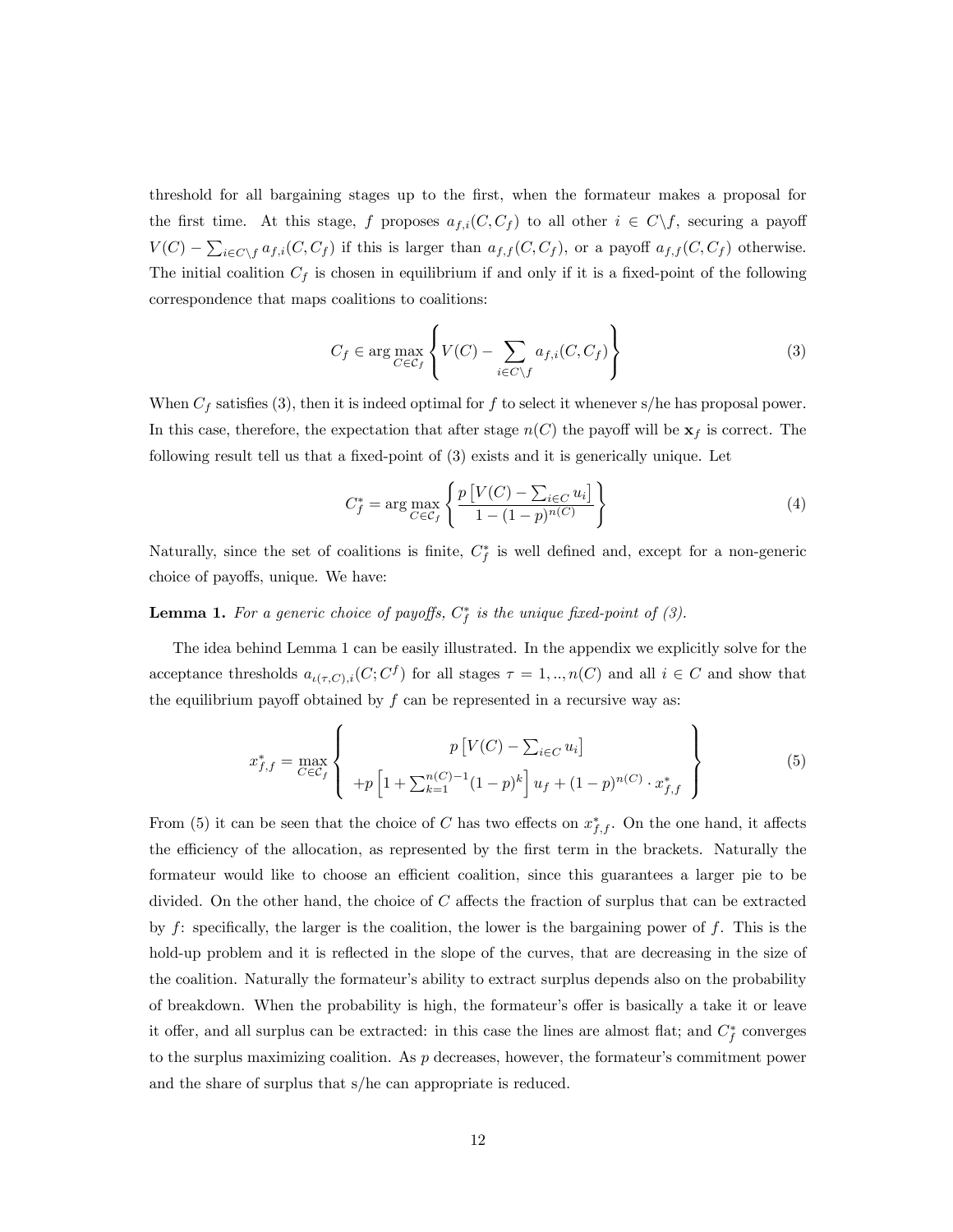threshold for all bargaining stages up to the first, when the formateur makes a proposal for the first time. At this stage, $f$ proposes $a_{f,i}(C, C_f)$ to all other $i \in C \backslash f$, securing a payoff $V(C) - \sum_{i \in C \backslash f} a_{f,i}(C, C_f)$ if this is larger than $a_{f,f}(C, C_f)$, or a payoff $a_{f,f}(C, C_f)$ otherwise. The initial coalition $C_f$ is chosen in equilibrium if and only if it is a fixed-point of the following correspondence that maps coalitions to coalitions:

$$C_f \in \arg\max_{C \in \mathcal{C}_f} \left\{ V(C) - \sum_{i \in C \backslash f} a_{f,i}(C, C_f) \right\} \tag{3}$$

When $C_f$ satisfies (3), then it is indeed optimal for $f$ to select it whenever s/he has proposal power. In this case, therefore, the expectation that after stage $n(C)$ the payoff will be $\mathbf{x}_f$ is correct. The following result tell us that a fixed-point of (3) exists and it is generically unique. Let

$$C_f^* = \arg\max_{C \in \mathcal{C}_f} \left\{ \frac{p\left[V(C) - \sum_{i \in C} u_i\right]}{1 - (1-p)^{n(C)}} \right\} \tag{4}$$

Naturally, since the set of coalitions is finite, $C_f^*$ is well defined and, except for a non-generic choice of payoffs, unique. We have:

**Lemma 1.** *For a generic choice of payoffs, $C_f^*$ is the unique fixed-point of (3).*

The idea behind Lemma 1 can be easily illustrated. In the appendix we explicitly solve for the acceptance thresholds $a_{\iota(\tau,C),i}(C; C^f)$ for all stages $\tau = 1, .., n(C)$ and all $i \in C$ and show that the equilibrium payoff obtained by $f$ can be represented in a recursive way as:

$$x_{f,f}^* = \max_{C \in \mathcal{C}_f} \left\{ \begin{array}{c} p\left[V(C) - \sum_{i \in C} u_i\right] \\ +p\left[1 + \sum_{k=1}^{n(C)-1} (1-p)^k\right] u_f + (1-p)^{n(C)} \cdot x_{f,f}^* \end{array} \right\} \tag{5}$$

From (5) it can be seen that the choice of $C$ has two effects on $x_{f,f}^*$. On the one hand, it affects the efficiency of the allocation, as represented by the first term in the brackets. Naturally the formateur would like to choose an efficient coalition, since this guarantees a larger pie to be divided. On the other hand, the choice of $C$ affects the fraction of surplus that can be extracted by $f$: specifically, the larger is the coalition, the lower is the bargaining power of $f$. This is the hold-up problem and it is reflected in the slope of the curves, that are decreasing in the size of the coalition. Naturally the formateur's ability to extract surplus depends also on the probability of breakdown. When the probability is high, the formateur's offer is basically a take it or leave it offer, and all surplus can be extracted: in this case the lines are almost flat; and $C_f^*$ converges to the surplus maximizing coalition. As $p$ decreases, however, the formateur's commitment power and the share of surplus that s/he can appropriate is reduced.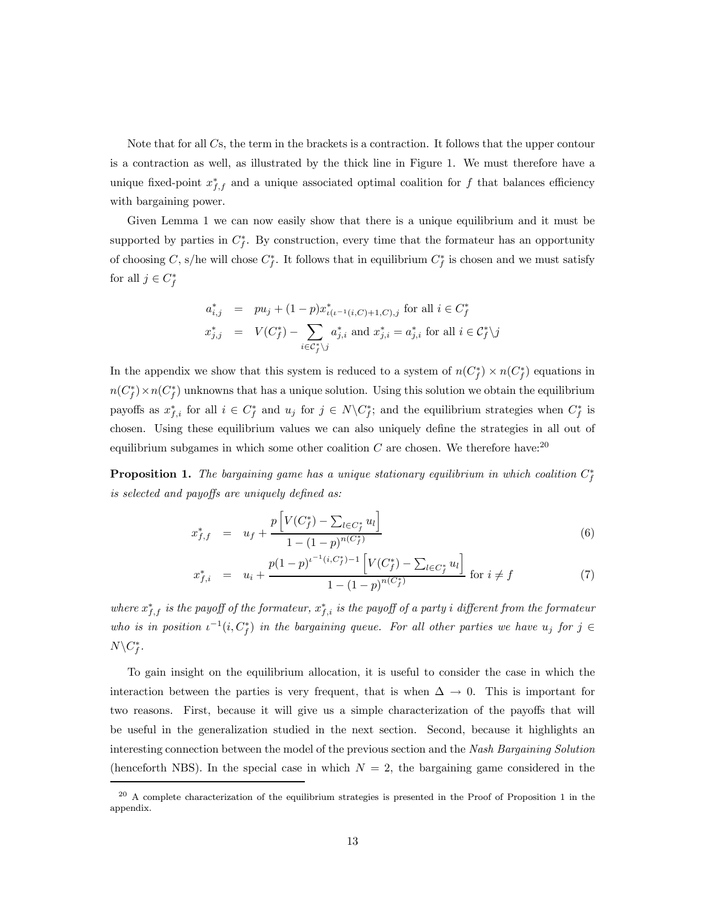Note that for all $C$s, the term in the brackets is a contraction. It follows that the upper contour is a contraction as well, as illustrated by the thick line in Figure 1. We must therefore have a unique fixed-point $x^*_{f,f}$ and a unique associated optimal coalition for $f$ that balances efficiency with bargaining power.

Given Lemma 1 we can now easily show that there is a unique equilibrium and it must be supported by parties in $C^*_f$. By construction, every time that the formateur has an opportunity of choosing $C$, s/he will chose $C^*_f$. It follows that in equilibrium $C^*_f$ is chosen and we must satisfy for all $j \in C^*_f$

$$
\begin{aligned}
a^*_{i,j} &= pu_j + (1-p)x^*_{\iota(\iota^{-1}(i,C)+1,C),j} \text{ for all } i \in C^*_f \\
x^*_{j,j} &= V(C^*_f) - \sum_{i \in \mathcal{C}^*_f \backslash j} a^*_{j,i} \text{ and } x^*_{j,i} = a^*_{j,i} \text{ for all } i \in \mathcal{C}^*_f \backslash j
\end{aligned}
$$

In the appendix we show that this system is reduced to a system of $n(C^*_f) \times n(C^*_f)$ equations in $n(C^*_f) \times n(C^*_f)$ unknowns that has a unique solution. Using this solution we obtain the equilibrium payoffs as $x^*_{f,i}$ for all $i \in C^*_f$ and $u_j$ for $j \in N \backslash C^*_f$; and the equilibrium strategies when $C^*_f$ is chosen. Using these equilibrium values we can also uniquely define the strategies in all out of equilibrium subgames in which some other coalition $C$ are chosen. We therefore have:[20]

**Proposition 1.** *The bargaining game has a unique stationary equilibrium in which coalition $C^*_f$ is selected and payoffs are uniquely defined as:*

$$
x^*_{f,f} = u_f + \frac{p\left[V(C^*_f) - \sum_{l \in C^*_f} u_l\right]}{1-(1-p)^{n(C^*_f)}} \tag{6}
$$

$$
x^*_{f,i} = u_i + \frac{p(1-p)^{\iota^{-1}(i,C^*_f)-1}\left[V(C^*_f) - \sum_{l \in C^*_f} u_l\right]}{1-(1-p)^{n(C^*_f)}} \text{ for } i \neq f \tag{7}
$$

*where $x^*_{f,f}$ is the payoff of the formateur, $x^*_{f,i}$ is the payoff of a party $i$ different from the formateur who is in position $\iota^{-1}(i, C^*_f)$ in the bargaining queue. For all other parties we have $u_j$ for $j \in N \backslash C^*_f$.*

To gain insight on the equilibrium allocation, it is useful to consider the case in which the interaction between the parties is very frequent, that is when $\Delta \to 0$. This is important for two reasons. First, because it will give us a simple characterization of the payoffs that will be useful in the generalization studied in the next section. Second, because it highlights an interesting connection between the model of the previous section and the *Nash Bargaining Solution* (henceforth NBS). In the special case in which $N = 2$, the bargaining game considered in the

[20] A complete characterization of the equilibrium strategies is presented in the Proof of Proposition 1 in the appendix.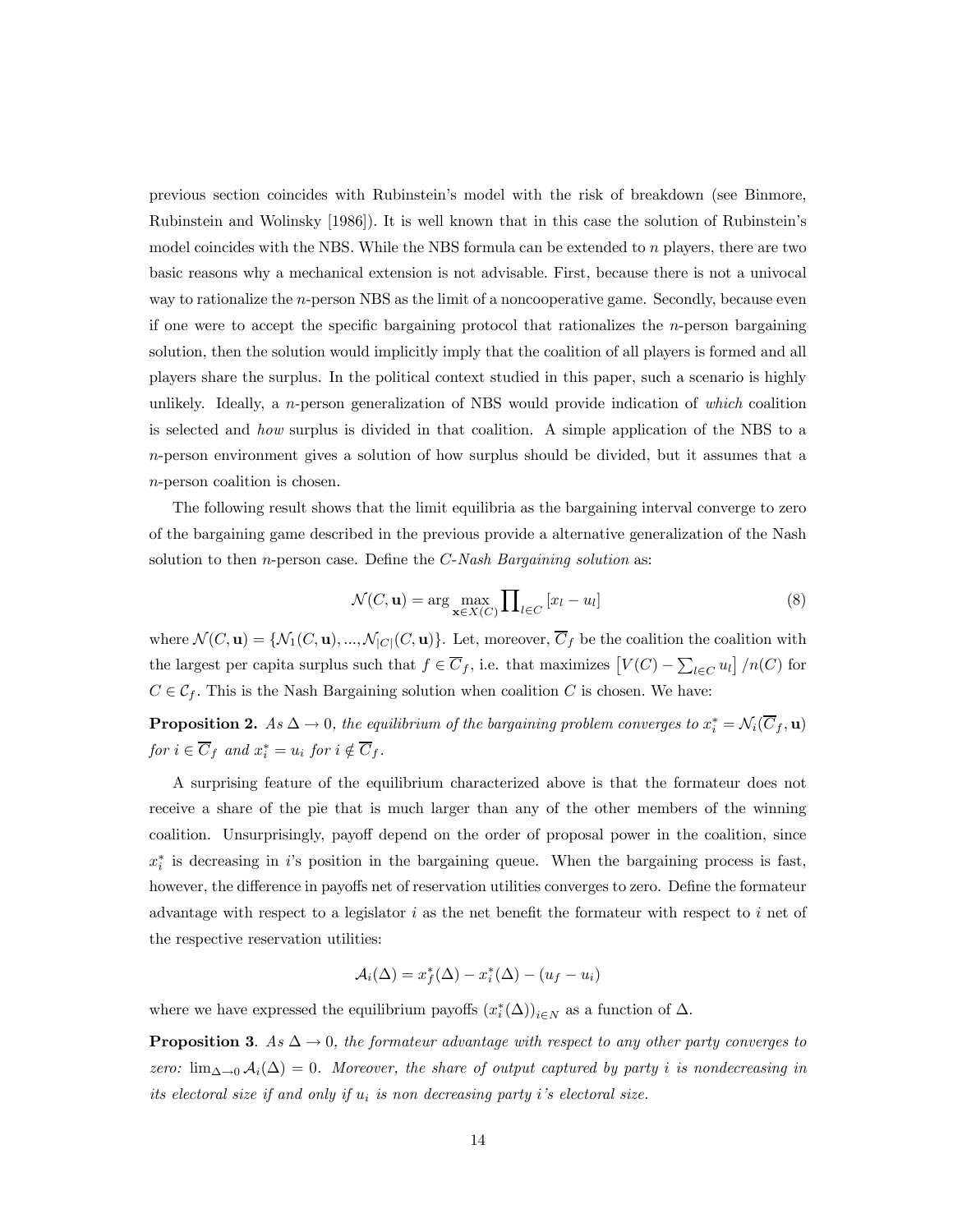previous section coincides with Rubinstein's model with the risk of breakdown (see Binmore, Rubinstein and Wolinsky [1986]). It is well known that in this case the solution of Rubinstein's model coincides with the NBS. While the NBS formula can be extended to $n$ players, there are two basic reasons why a mechanical extension is not advisable. First, because there is not a univocal way to rationalize the $n$-person NBS as the limit of a noncooperative game. Secondly, because even if one were to accept the specific bargaining protocol that rationalizes the $n$-person bargaining solution, then the solution would implicitly imply that the coalition of all players is formed and all players share the surplus. In the political context studied in this paper, such a scenario is highly unlikely. Ideally, a $n$-person generalization of NBS would provide indication of *which* coalition is selected and *how* surplus is divided in that coalition. A simple application of the NBS to a $n$-person environment gives a solution of how surplus should be divided, but it assumes that a $n$-person coalition is chosen.

The following result shows that the limit equilibria as the bargaining interval converge to zero of the bargaining game described in the previous provide a alternative generalization of the Nash solution to then $n$-person case. Define the *C-Nash Bargaining solution* as:

$$\mathcal{N}(C, \mathbf{u}) = \arg \max_{\mathbf{x} \in X(C)} \prod\nolimits_{l \in C} [x_l - u_l] \tag{8}$$

where $\mathcal{N}(C, \mathbf{u}) = \{\mathcal{N}_1(C, \mathbf{u}), ..., \mathcal{N}_{|C|}(C, \mathbf{u})\}$. Let, moreover, $\overline{C}_f$ be the coalition the coalition with the largest per capita surplus such that $f \in \overline{C}_f$, i.e. that maximizes $\left[V(C) - \sum_{l \in C} u_l\right]/n(C)$ for $C \in \mathcal{C}_f$. This is the Nash Bargaining solution when coalition $C$ is chosen. We have:

**Proposition 2.** *As $\Delta \to 0$, the equilibrium of the bargaining problem converges to $x_i^* = \mathcal{N}_i(\overline{C}_f, \mathbf{u})$ for $i \in \overline{C}_f$ and $x_i^* = u_i$ for $i \notin \overline{C}_f$.*

A surprising feature of the equilibrium characterized above is that the formateur does not receive a share of the pie that is much larger than any of the other members of the winning coalition. Unsurprisingly, payoff depend on the order of proposal power in the coalition, since $x_i^*$ is decreasing in $i$'s position in the bargaining queue. When the bargaining process is fast, however, the difference in payoffs net of reservation utilities converges to zero. Define the formateur advantage with respect to a legislator $i$ as the net benefit the formateur with respect to $i$ net of the respective reservation utilities:

$$\mathcal{A}_i(\Delta) = x_f^*(\Delta) - x_i^*(\Delta) - (u_f - u_i)$$

where we have expressed the equilibrium payoffs $(x_i^*(\Delta))_{i \in N}$ as a function of $\Delta$.

**Proposition 3**. *As $\Delta \to 0$, the formateur advantage with respect to any other party converges to zero: $\lim_{\Delta \to 0} \mathcal{A}_i(\Delta) = 0$. Moreover, the share of output captured by party $i$ is nondecreasing in its electoral size if and only if $u_i$ is non decreasing party $i$'s electoral size.*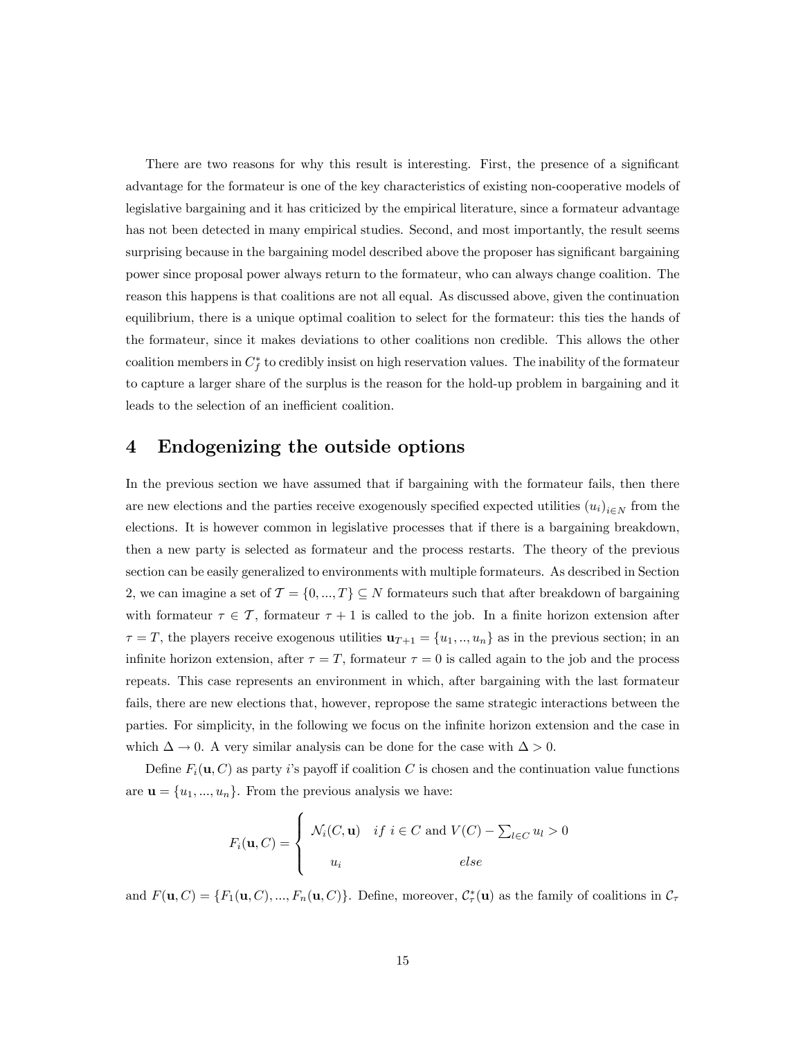There are two reasons for why this result is interesting. First, the presence of a significant advantage for the formateur is one of the key characteristics of existing non-cooperative models of legislative bargaining and it has criticized by the empirical literature, since a formateur advantage has not been detected in many empirical studies. Second, and most importantly, the result seems surprising because in the bargaining model described above the proposer has significant bargaining power since proposal power always return to the formateur, who can always change coalition. The reason this happens is that coalitions are not all equal. As discussed above, given the continuation equilibrium, there is a unique optimal coalition to select for the formateur: this ties the hands of the formateur, since it makes deviations to other coalitions non credible. This allows the other coalition members in $C_f^*$ to credibly insist on high reservation values. The inability of the formateur to capture a larger share of the surplus is the reason for the hold-up problem in bargaining and it leads to the selection of an inefficient coalition.

# 4 Endogenizing the outside options

In the previous section we have assumed that if bargaining with the formateur fails, then there are new elections and the parties receive exogenously specified expected utilities $(u_i)_{i \in N}$ from the elections. It is however common in legislative processes that if there is a bargaining breakdown, then a new party is selected as formateur and the process restarts. The theory of the previous section can be easily generalized to environments with multiple formateurs. As described in Section 2, we can imagine a set of $\mathcal{T} = \{0, ..., T\} \subseteq N$ formateurs such that after breakdown of bargaining with formateur $\tau \in \mathcal{T}$, formateur $\tau + 1$ is called to the job. In a finite horizon extension after $\tau = T$, the players receive exogenous utilities $\mathbf{u}_{T+1} = \{u_1, .., u_n\}$ as in the previous section; in an infinite horizon extension, after $\tau = T$, formateur $\tau = 0$ is called again to the job and the process repeats. This case represents an environment in which, after bargaining with the last formateur fails, there are new elections that, however, repropose the same strategic interactions between the parties. For simplicity, in the following we focus on the infinite horizon extension and the case in which $\Delta \rightarrow 0$. A very similar analysis can be done for the case with $\Delta > 0$.

Define $F_i(\mathbf{u}, C)$ as party $i$'s payoff if coalition $C$ is chosen and the continuation value functions are $\mathbf{u} = \{u_1, ..., u_n\}$. From the previous analysis we have:

$$F_i(\mathbf{u}, C) = \begin{cases} \mathcal{N}_i(C, \mathbf{u}) & if\ i \in C \text{ and } V(C) - \sum_{l \in C} u_l > 0 \\ u_i & else \end{cases}$$

and $F(\mathbf{u}, C) = \{F_1(\mathbf{u}, C), ..., F_n(\mathbf{u}, C)\}$. Define, moreover, $\mathcal{C}_\tau^*(\mathbf{u})$ as the family of coalitions in $\mathcal{C}_\tau$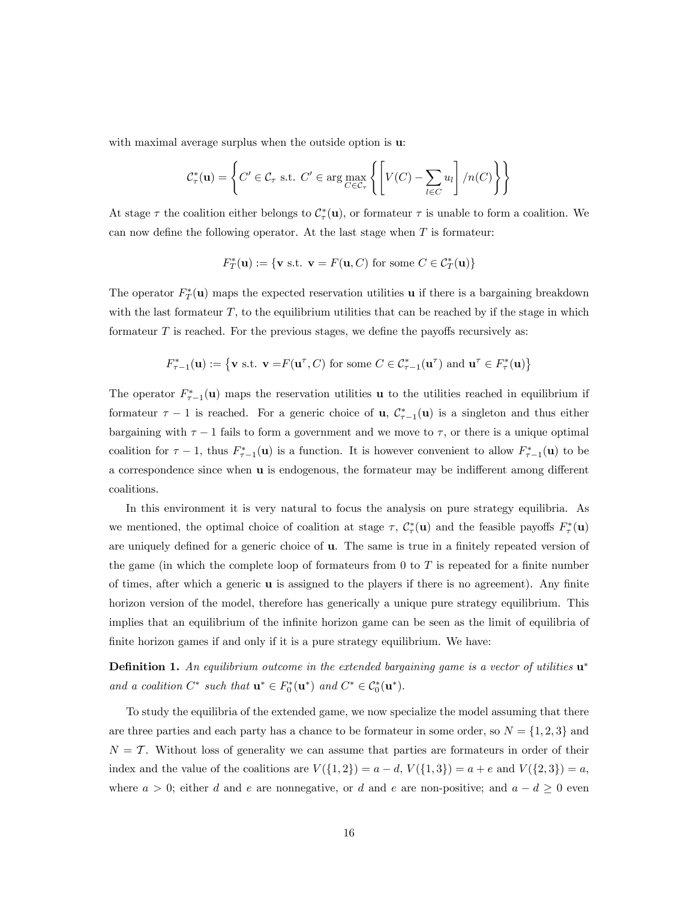with maximal average surplus when the outside option is $\mathbf{u}$:

$$\mathcal{C}_\tau^*(\mathbf{u}) = \left\{ C' \in \mathcal{C}_\tau \text{ s.t. } C' \in \arg\max_{C \in \mathcal{C}_\tau} \left\{ \left[ V(C) - \sum_{l \in C} u_l \right] / n(C) \right\} \right\}$$

At stage $\tau$ the coalition either belongs to $\mathcal{C}_\tau^*(\mathbf{u})$, or formateur $\tau$ is unable to form a coalition. We can now define the following operator. At the last stage when $T$ is formateur:

$$F_T^*(\mathbf{u}) := \{\mathbf{v} \text{ s.t. } \mathbf{v} = F(\mathbf{u}, C) \text{ for some } C \in \mathcal{C}_T^*(\mathbf{u})\}$$

The operator $F_T^*(\mathbf{u})$ maps the expected reservation utilities $\mathbf{u}$ if there is a bargaining breakdown with the last formateur $T$, to the equilibrium utilities that can be reached by if the stage in which formateur $T$ is reached. For the previous stages, we define the payoffs recursively as:

$$F_{\tau-1}^*(\mathbf{u}) := \left\{ \mathbf{v} \text{ s.t. } \mathbf{v} = F(\mathbf{u}^\tau, C) \text{ for some } C \in \mathcal{C}_{\tau-1}^*(\mathbf{u}^\tau) \text{ and } \mathbf{u}^\tau \in F_\tau^*(\mathbf{u}) \right\}$$

The operator $F_{\tau-1}^*(\mathbf{u})$ maps the reservation utilities $\mathbf{u}$ to the utilities reached in equilibrium if formateur $\tau - 1$ is reached. For a generic choice of $\mathbf{u}$, $\mathcal{C}_{\tau-1}^*(\mathbf{u})$ is a singleton and thus either bargaining with $\tau - 1$ fails to form a government and we move to $\tau$, or there is a unique optimal coalition for $\tau - 1$, thus $F_{\tau-1}^*(\mathbf{u})$ is a function. It is however convenient to allow $F_{\tau-1}^*(\mathbf{u})$ to be a correspondence since when $\mathbf{u}$ is endogenous, the formateur may be indifferent among different coalitions.

In this environment it is very natural to focus the analysis on pure strategy equilibria. As we mentioned, the optimal choice of coalition at stage $\tau$, $\mathcal{C}_\tau^*(\mathbf{u})$ and the feasible payoffs $F_\tau^*(\mathbf{u})$ are uniquely defined for a generic choice of $\mathbf{u}$. The same is true in a finitely repeated version of the game (in which the complete loop of formateurs from 0 to $T$ is repeated for a finite number of times, after which a generic $\mathbf{u}$ is assigned to the players if there is no agreement). Any finite horizon version of the model, therefore has generically a unique pure strategy equilibrium. This implies that an equilibrium of the infinite horizon game can be seen as the limit of equilibria of finite horizon games if and only if it is a pure strategy equilibrium. We have:

**Definition 1.** *An equilibrium outcome in the extended bargaining game is a vector of utilities $\mathbf{u}^*$ and a coalition $C^*$ such that $\mathbf{u}^* \in F_0^*(\mathbf{u}^*)$ and $C^* \in \mathcal{C}_0^*(\mathbf{u}^*)$.*

To study the equilibria of the extended game, we now specialize the model assuming that there are three parties and each party has a chance to be formateur in some order, so $N = \{1, 2, 3\}$ and $N = \mathcal{T}$. Without loss of generality we can assume that parties are formateurs in order of their index and the value of the coalitions are $V(\{1, 2\}) = a - d$, $V(\{1, 3\}) = a + e$ and $V(\{2, 3\}) = a$, where $a > 0$; either $d$ and $e$ are nonnegative, or $d$ and $e$ are non-positive; and $a - d \geq 0$ even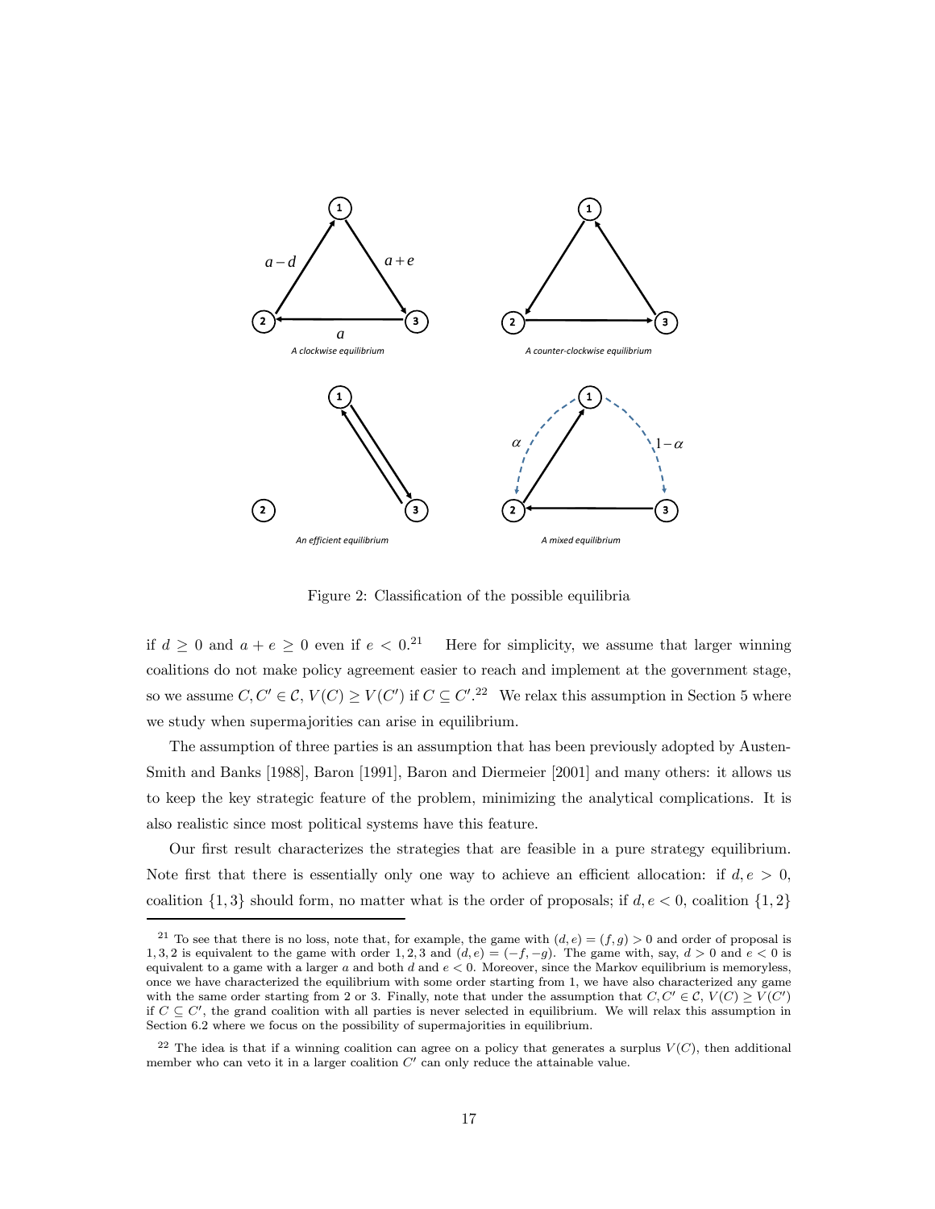Figure 2: Classification of the possible equilibria

if $d \geq 0$ and $a + e \geq 0$ even if $e < 0$.[21] Here for simplicity, we assume that larger winning coalitions do not make policy agreement easier to reach and implement at the government stage, so we assume $C, C' \in \mathcal{C}$, $V(C) \geq V(C')$ if $C \subseteq C'$.[22] We relax this assumption in Section 5 where we study when supermajorities can arise in equilibrium.

The assumption of three parties is an assumption that has been previously adopted by Austen-Smith and Banks [1988], Baron [1991], Baron and Diermeier [2001] and many others: it allows us to keep the key strategic feature of the problem, minimizing the analytical complications. It is also realistic since most political systems have this feature.

Our first result characterizes the strategies that are feasible in a pure strategy equilibrium. Note first that there is essentially only one way to achieve an efficient allocation: if $d, e > 0$, coalition $\{1, 3\}$ should form, no matter what is the order of proposals; if $d, e < 0$, coalition $\{1, 2\}$

[21] To see that there is no loss, note that, for example, the game with $(d, e) = (f, g) > 0$ and order of proposal is $1, 3, 2$ is equivalent to the game with order $1, 2, 3$ and $(d, e) = (-f, -g)$. The game with, say, $d > 0$ and $e < 0$ is equivalent to a game with a larger $a$ and both $d$ and $e < 0$. Moreover, since the Markov equilibrium is memoryless, once we have characterized the equilibrium with some order starting from 1, we have also characterized any game with the same order starting from 2 or 3. Finally, note that under the assumption that $C, C' \in \mathcal{C}$, $V(C) \geq V(C')$ if $C \subseteq C'$, the grand coalition with all parties is never selected in equilibrium. We will relax this assumption in Section 6.2 where we focus on the possibility of supermajorities in equilibrium.

[22] The idea is that if a winning coalition can agree on a policy that generates a surplus $V(C)$, then additional member who can veto it in a larger coalition $C'$ can only reduce the attainable value.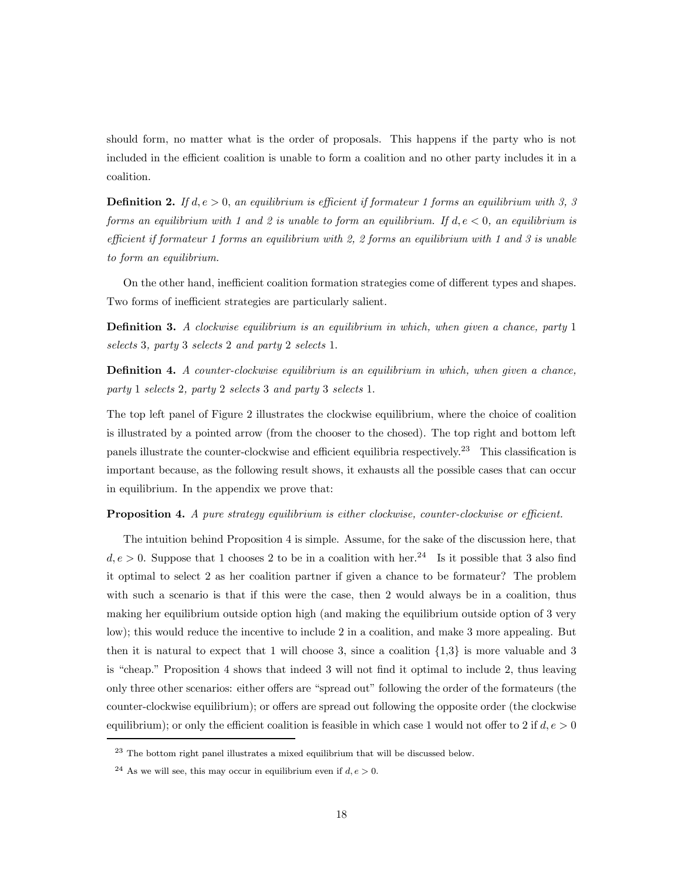should form, no matter what is the order of proposals. This happens if the party who is not included in the efficient coalition is unable to form a coalition and no other party includes it in a coalition.

**Definition 2.** *If $d, e > 0$, an equilibrium is efficient if formateur 1 forms an equilibrium with 3, 3 forms an equilibrium with 1 and 2 is unable to form an equilibrium. If $d, e < 0$, an equilibrium is efficient if formateur 1 forms an equilibrium with 2, 2 forms an equilibrium with 1 and 3 is unable to form an equilibrium.*

On the other hand, inefficient coalition formation strategies come of different types and shapes. Two forms of inefficient strategies are particularly salient.

**Definition 3.** *A clockwise equilibrium is an equilibrium in which, when given a chance, party* 1 *selects* 3*, party* 3 *selects* 2 *and party* 2 *selects* 1*.*

**Definition 4.** *A counter-clockwise equilibrium is an equilibrium in which, when given a chance, party* 1 *selects* 2*, party* 2 *selects* 3 *and party* 3 *selects* 1*.*

The top left panel of Figure 2 illustrates the clockwise equilibrium, where the choice of coalition is illustrated by a pointed arrow (from the chooser to the chosed). The top right and bottom left panels illustrate the counter-clockwise and efficient equilibria respectively.[23] This classification is important because, as the following result shows, it exhausts all the possible cases that can occur in equilibrium. In the appendix we prove that:

**Proposition 4.** *A pure strategy equilibrium is either clockwise, counter-clockwise or efficient.*

The intuition behind Proposition 4 is simple. Assume, for the sake of the discussion here, that $d, e > 0$. Suppose that 1 chooses 2 to be in a coalition with her.[24] Is it possible that 3 also find it optimal to select 2 as her coalition partner if given a chance to be formateur? The problem with such a scenario is that if this were the case, then 2 would always be in a coalition, thus making her equilibrium outside option high (and making the equilibrium outside option of 3 very low); this would reduce the incentive to include 2 in a coalition, and make 3 more appealing. But then it is natural to expect that 1 will choose 3, since a coalition {1,3} is more valuable and 3 is "cheap." Proposition 4 shows that indeed 3 will not find it optimal to include 2, thus leaving only three other scenarios: either offers are "spread out" following the order of the formateurs (the counter-clockwise equilibrium); or offers are spread out following the opposite order (the clockwise equilibrium); or only the efficient coalition is feasible in which case 1 would not offer to 2 if $d, e > 0$

[23] The bottom right panel illustrates a mixed equilibrium that will be discussed below.

[24] As we will see, this may occur in equilibrium even if $d, e > 0$.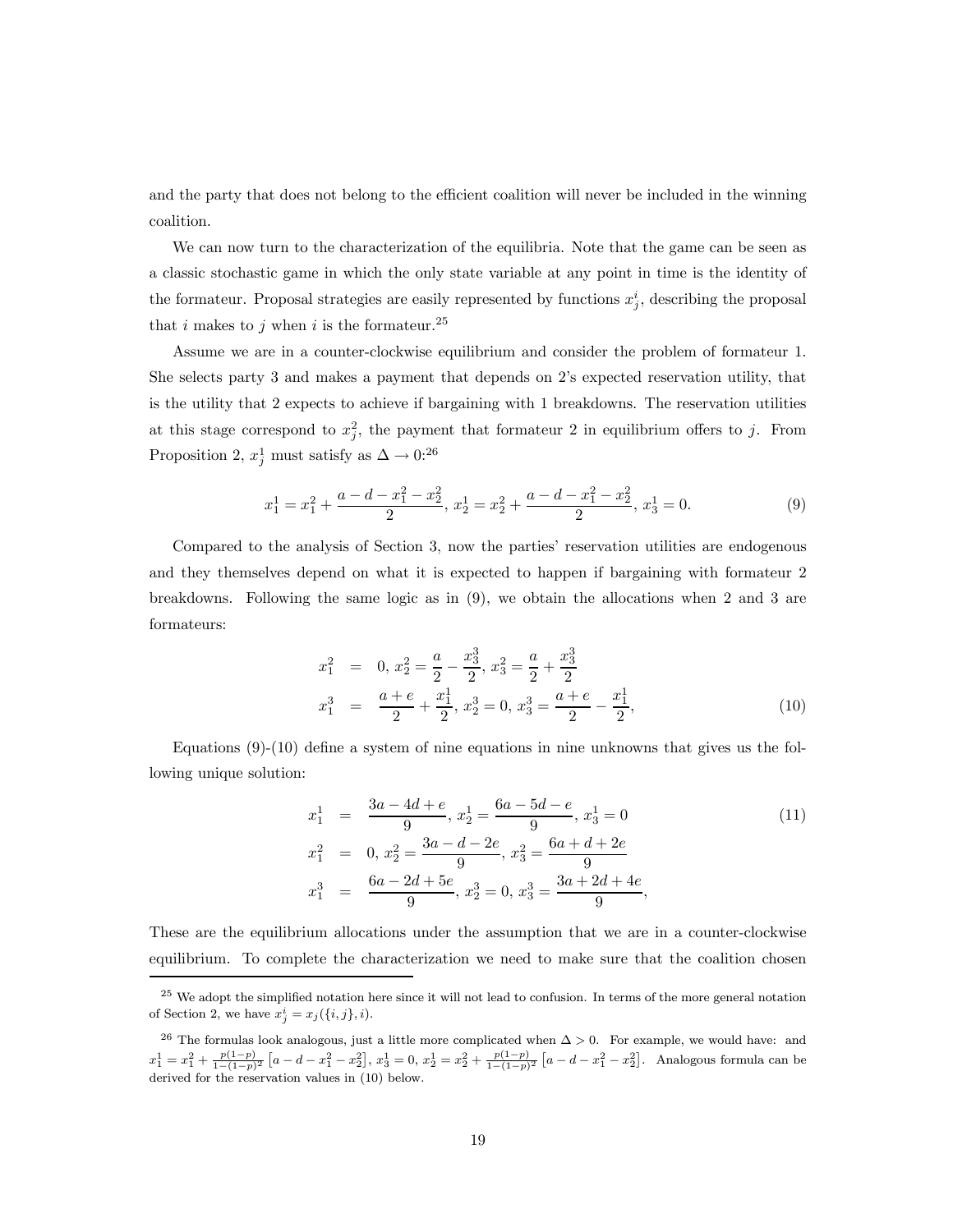and the party that does not belong to the efficient coalition will never be included in the winning coalition.

We can now turn to the characterization of the equilibria. Note that the game can be seen as a classic stochastic game in which the only state variable at any point in time is the identity of the formateur. Proposal strategies are easily represented by functions $x_j^i$, describing the proposal that $i$ makes to $j$ when $i$ is the formateur.[25]

Assume we are in a counter-clockwise equilibrium and consider the problem of formateur 1. She selects party 3 and makes a payment that depends on 2's expected reservation utility, that is the utility that 2 expects to achieve if bargaining with 1 breakdowns. The reservation utilities at this stage correspond to $x_j^2$, the payment that formateur 2 in equilibrium offers to $j$. From Proposition 2, $x_j^1$ must satisfy as $\Delta \to 0$:[26]

$$x_1^1 = x_1^2 + \frac{a - d - x_1^2 - x_2^2}{2},\ x_2^1 = x_2^2 + \frac{a - d - x_1^2 - x_2^2}{2},\ x_3^1 = 0. \tag{9}$$

Compared to the analysis of Section 3, now the parties' reservation utilities are endogenous and they themselves depend on what it is expected to happen if bargaining with formateur 2 breakdowns. Following the same logic as in (9), we obtain the allocations when 2 and 3 are formateurs:

$$\begin{aligned}
x_1^2 &= 0,\ x_2^2 = \frac{a}{2} - \frac{x_3^3}{2},\ x_3^2 = \frac{a}{2} + \frac{x_3^3}{2} \\
x_1^3 &= \frac{a+e}{2} + \frac{x_1^1}{2},\ x_2^3 = 0,\ x_3^3 = \frac{a+e}{2} - \frac{x_1^1}{2},
\end{aligned} \tag{10}$$

Equations (9)-(10) define a system of nine equations in nine unknowns that gives us the following unique solution:

$$\begin{aligned}
x_1^1 &= \frac{3a - 4d + e}{9},\ x_2^1 = \frac{6a - 5d - e}{9},\ x_3^1 = 0 \\
x_1^2 &= 0,\ x_2^2 = \frac{3a - d - 2e}{9},\ x_3^2 = \frac{6a + d + 2e}{9} \\
x_1^3 &= \frac{6a - 2d + 5e}{9},\ x_2^3 = 0,\ x_3^3 = \frac{3a + 2d + 4e}{9},
\end{aligned} \tag{11}$$

These are the equilibrium allocations under the assumption that we are in a counter-clockwise equilibrium. To complete the characterization we need to make sure that the coalition chosen

---

[25] We adopt the simplified notation here since it will not lead to confusion. In terms of the more general notation of Section 2, we have $x_j^i = x_j(\{i, j\}, i)$.

[26] The formulas look analogous, just a little more complicated when $\Delta > 0$. For example, we would have: and $x_1^1 = x_1^2 + \frac{p(1-p)}{1-(1-p)^2}\left[a - d - x_1^2 - x_2^2\right]$, $x_3^1 = 0$, $x_2^1 = x_2^2 + \frac{p(1-p)}{1-(1-p)^2}\left[a - d - x_1^2 - x_2^2\right]$. Analogous formula can be derived for the reservation values in (10) below.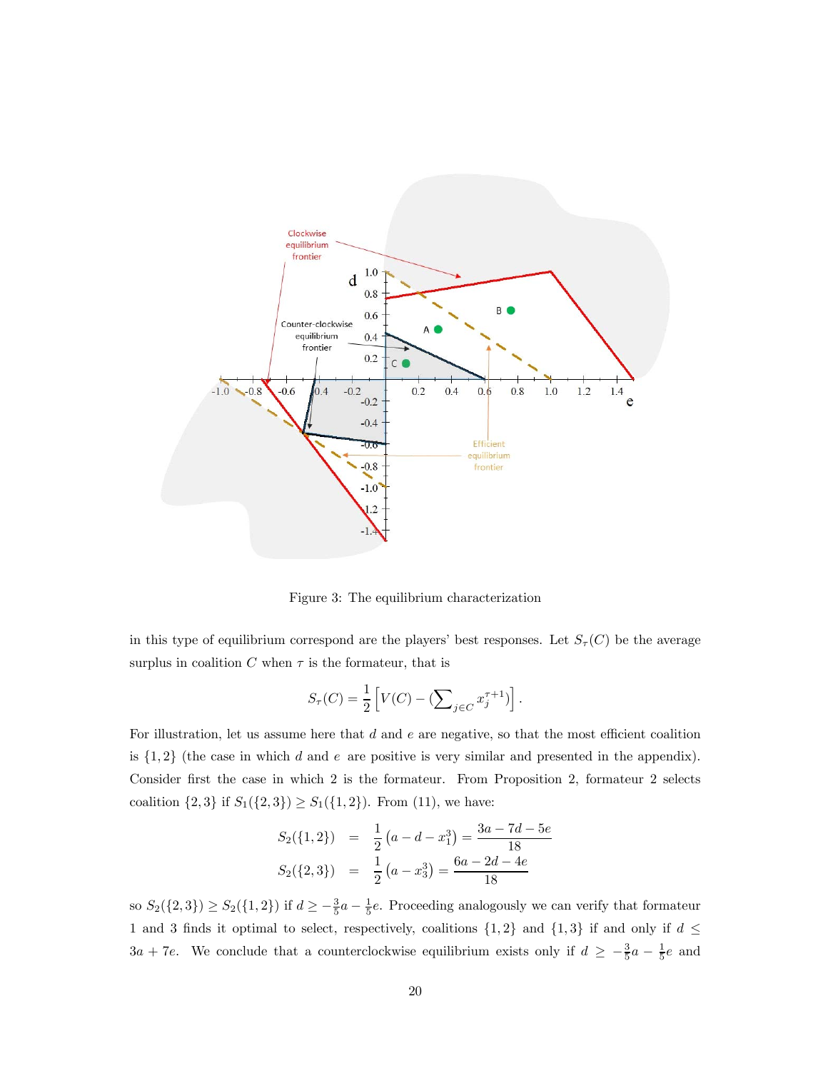Figure 3: The equilibrium characterization

in this type of equilibrium correspond are the players' best responses. Let $S_\tau(C)$ be the average surplus in coalition $C$ when $\tau$ is the formateur, that is

$$S_\tau(C) = \frac{1}{2}\left[V(C) - (\sum\nolimits_{j\in C} x_j^{\tau+1})\right].$$

For illustration, let us assume here that $d$ and $e$ are negative, so that the most efficient coalition is $\{1,2\}$ (the case in which $d$ and $e$ are positive is very similar and presented in the appendix). Consider first the case in which 2 is the formateur. From Proposition 2, formateur 2 selects coalition $\{2,3\}$ if $S_1(\{2,3\}) \geq S_1(\{1,2\})$. From (11), we have:

$$\begin{aligned} S_2(\{1,2\}) &= \frac{1}{2}\left(a - d - x_1^3\right) = \frac{3a - 7d - 5e}{18} \\ S_2(\{2,3\}) &= \frac{1}{2}\left(a - x_3^3\right) = \frac{6a - 2d - 4e}{18} \end{aligned}$$

so $S_2(\{2,3\}) \geq S_2(\{1,2\})$ if $d \geq -\frac{3}{5}a - \frac{1}{5}e$. Proceeding analogously we can verify that formateur 1 and 3 finds it optimal to select, respectively, coalitions $\{1,2\}$ and $\{1,3\}$ if and only if $d \leq 3a + 7e$. We conclude that a counterclockwise equilibrium exists only if $d \geq -\frac{3}{5}a - \frac{1}{5}e$ and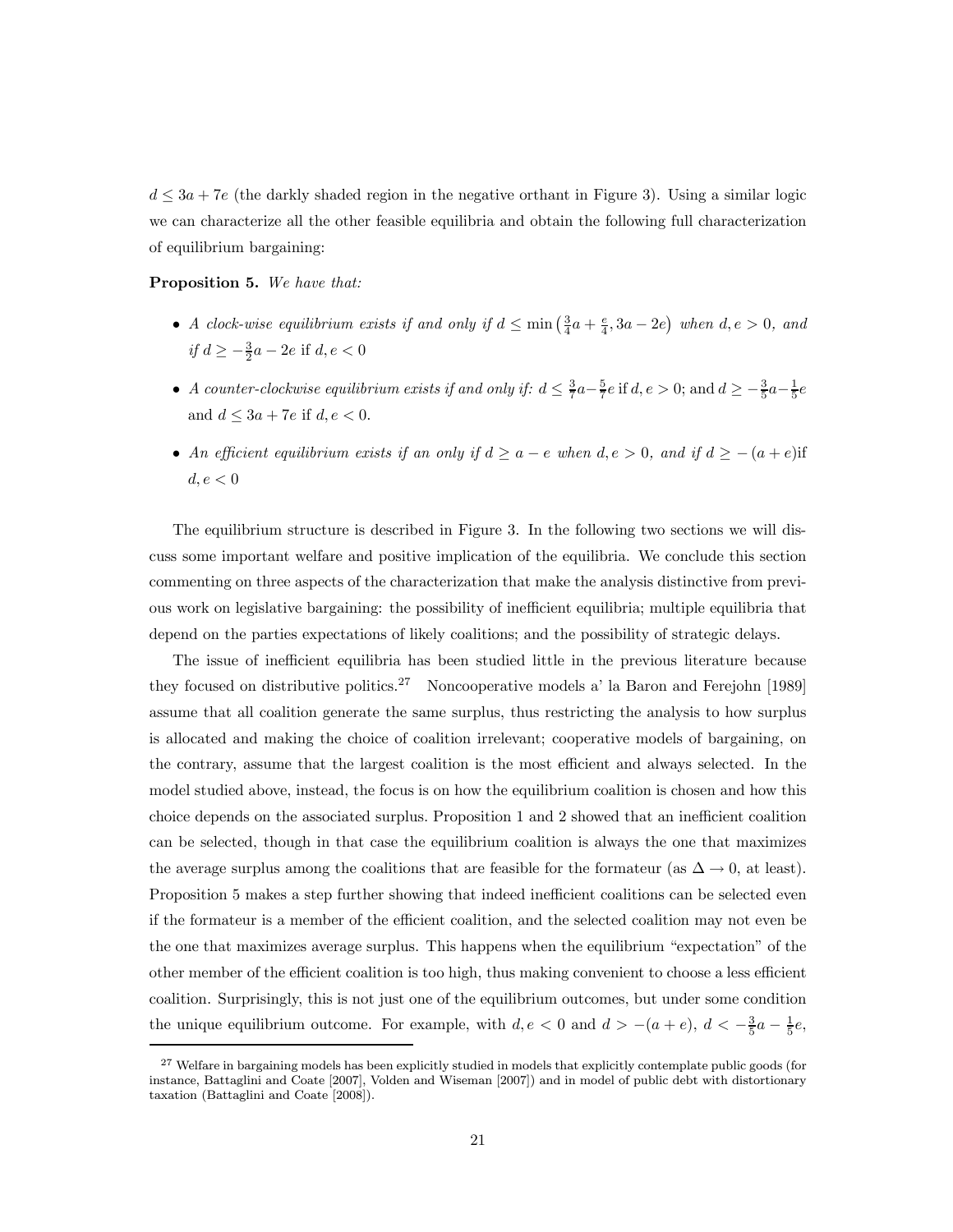$d \leq 3a + 7e$ (the darkly shaded region in the negative orthant in Figure 3). Using a similar logic we can characterize all the other feasible equilibria and obtain the following full characterization of equilibrium bargaining:

**Proposition 5.** *We have that:*

- *A clock-wise equilibrium exists if and only if $d \leq \min\left(\frac{3}{4}a + \frac{e}{4}, 3a - 2e\right)$ when $d, e > 0$, and if $d \geq -\frac{3}{2}a - 2e$* if $d, e < 0$
- *A counter-clockwise equilibrium exists if and only if:* $d \leq \frac{3}{7}a - \frac{5}{7}e$ if $d, e > 0$; and $d \geq -\frac{3}{5}a - \frac{1}{5}e$ and $d \leq 3a + 7e$ if $d, e < 0$.
- *An efficient equilibrium exists if an only if $d \geq a - e$ when $d, e > 0$, and if $d \geq -(a + e)$*if $d, e < 0$

The equilibrium structure is described in Figure 3. In the following two sections we will discuss some important welfare and positive implication of the equilibria. We conclude this section commenting on three aspects of the characterization that make the analysis distinctive from previous work on legislative bargaining: the possibility of inefficient equilibria; multiple equilibria that depend on the parties expectations of likely coalitions; and the possibility of strategic delays.

The issue of inefficient equilibria has been studied little in the previous literature because they focused on distributive politics.[27] Noncooperative models a' la Baron and Ferejohn [1989] assume that all coalition generate the same surplus, thus restricting the analysis to how surplus is allocated and making the choice of coalition irrelevant; cooperative models of bargaining, on the contrary, assume that the largest coalition is the most efficient and always selected. In the model studied above, instead, the focus is on how the equilibrium coalition is chosen and how this choice depends on the associated surplus. Proposition 1 and 2 showed that an inefficient coalition can be selected, though in that case the equilibrium coalition is always the one that maximizes the average surplus among the coalitions that are feasible for the formateur (as $\Delta \to 0$, at least). Proposition 5 makes a step further showing that indeed inefficient coalitions can be selected even if the formateur is a member of the efficient coalition, and the selected coalition may not even be the one that maximizes average surplus. This happens when the equilibrium "expectation" of the other member of the efficient coalition is too high, thus making convenient to choose a less efficient coalition. Surprisingly, this is not just one of the equilibrium outcomes, but under some condition the unique equilibrium outcome. For example, with $d, e < 0$ and $d > -(a + e)$, $d < -\frac{3}{5}a - \frac{1}{5}e$,

[27] Welfare in bargaining models has been explicitly studied in models that explicitly contemplate public goods (for instance, Battaglini and Coate [2007], Volden and Wiseman [2007]) and in model of public debt with distortionary taxation (Battaglini and Coate [2008]).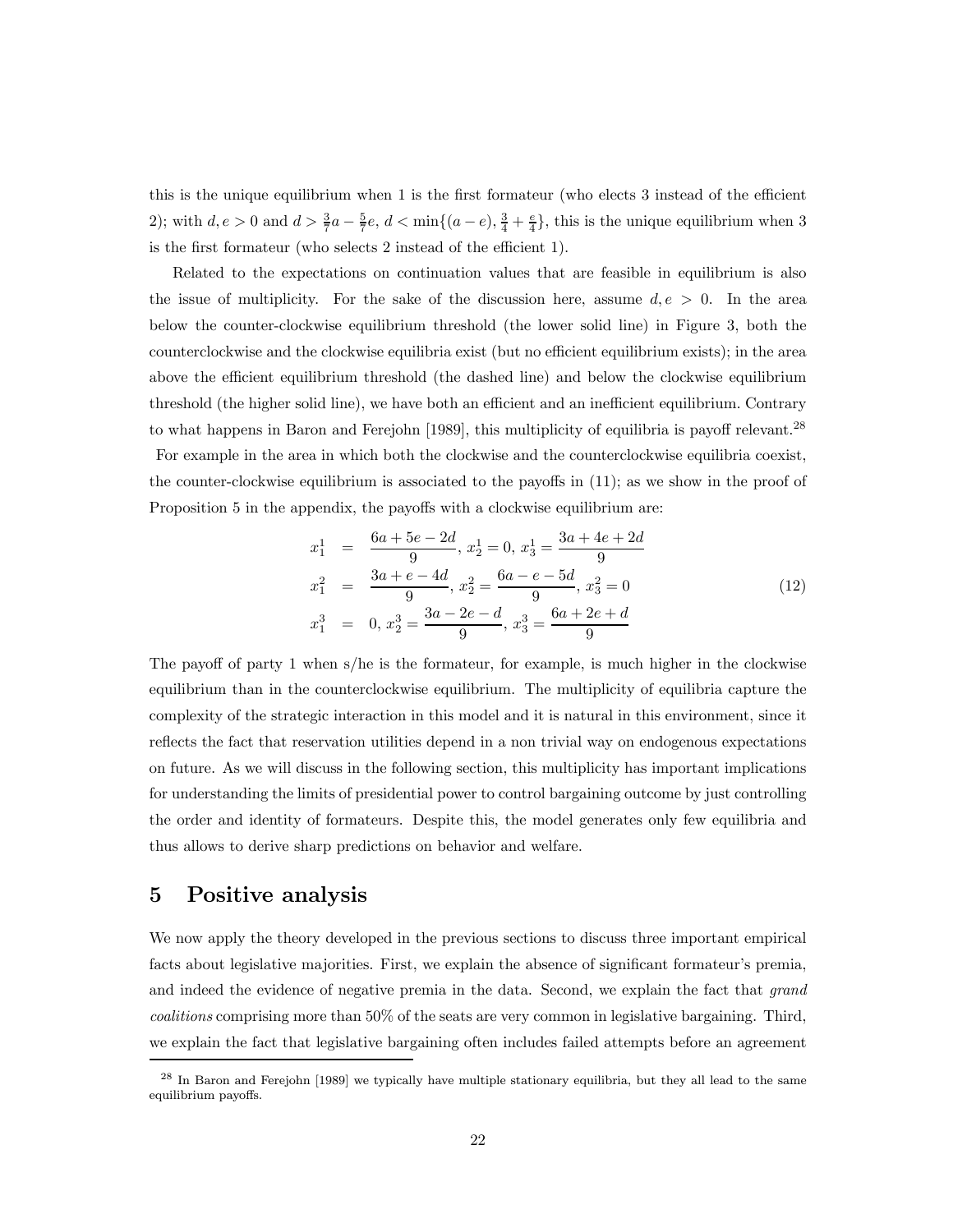this is the unique equilibrium when 1 is the first formateur (who elects 3 instead of the efficient 2); with $d, e > 0$ and $d > \frac{3}{7}a - \frac{5}{7}e$, $d < \min\{(a-e), \frac{3}{4} + \frac{e}{4}\}$, this is the unique equilibrium when 3 is the first formateur (who selects 2 instead of the efficient 1).

Related to the expectations on continuation values that are feasible in equilibrium is also the issue of multiplicity. For the sake of the discussion here, assume $d, e > 0$. In the area below the counter-clockwise equilibrium threshold (the lower solid line) in Figure 3, both the counterclockwise and the clockwise equilibria exist (but no efficient equilibrium exists); in the area above the efficient equilibrium threshold (the dashed line) and below the clockwise equilibrium threshold (the higher solid line), we have both an efficient and an inefficient equilibrium. Contrary to what happens in Baron and Ferejohn [1989], this multiplicity of equilibria is payoff relevant.[28] For example in the area in which both the clockwise and the counterclockwise equilibria coexist, the counter-clockwise equilibrium is associated to the payoffs in (11); as we show in the proof of Proposition 5 in the appendix, the payoffs with a clockwise equilibrium are:

$$
\begin{aligned}
x_1^1 &= \frac{6a + 5e - 2d}{9},\ x_2^1 = 0,\ x_3^1 = \frac{3a + 4e + 2d}{9} \\
x_1^2 &= \frac{3a + e - 4d}{9},\ x_2^2 = \frac{6a - e - 5d}{9},\ x_3^2 = 0 \\
x_1^3 &= 0,\ x_2^3 = \frac{3a - 2e - d}{9},\ x_3^3 = \frac{6a + 2e + d}{9}
\end{aligned}
\tag{12}
$$

The payoff of party 1 when s/he is the formateur, for example, is much higher in the clockwise equilibrium than in the counterclockwise equilibrium. The multiplicity of equilibria capture the complexity of the strategic interaction in this model and it is natural in this environment, since it reflects the fact that reservation utilities depend in a non trivial way on endogenous expectations on future. As we will discuss in the following section, this multiplicity has important implications for understanding the limits of presidential power to control bargaining outcome by just controlling the order and identity of formateurs. Despite this, the model generates only few equilibria and thus allows to derive sharp predictions on behavior and welfare.

# 5 Positive analysis

We now apply the theory developed in the previous sections to discuss three important empirical facts about legislative majorities. First, we explain the absence of significant formateur's premia, and indeed the evidence of negative premia in the data. Second, we explain the fact that *grand coalitions* comprising more than 50% of the seats are very common in legislative bargaining. Third, we explain the fact that legislative bargaining often includes failed attempts before an agreement

[28] In Baron and Ferejohn [1989] we typically have multiple stationary equilibria, but they all lead to the same equilibrium payoffs.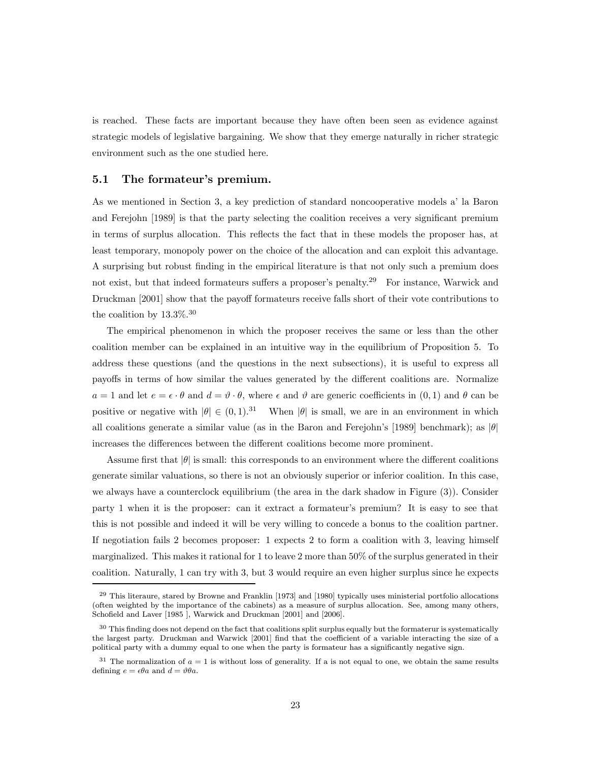is reached. These facts are important because they have often been seen as evidence against strategic models of legislative bargaining. We show that they emerge naturally in richer strategic environment such as the one studied here.

### 5.1 The formateur's premium.

As we mentioned in Section 3, a key prediction of standard noncooperative models a' la Baron and Ferejohn [1989] is that the party selecting the coalition receives a very significant premium in terms of surplus allocation. This reflects the fact that in these models the proposer has, at least temporary, monopoly power on the choice of the allocation and can exploit this advantage. A surprising but robust finding in the empirical literature is that not only such a premium does not exist, but that indeed formateurs suffers a proposer's penalty.[29] For instance, Warwick and Druckman [2001] show that the payoff formateurs receive falls short of their vote contributions to the coalition by 13.3%.[30]

The empirical phenomenon in which the proposer receives the same or less than the other coalition member can be explained in an intuitive way in the equilibrium of Proposition 5. To address these questions (and the questions in the next subsections), it is useful to express all payoffs in terms of how similar the values generated by the different coalitions are. Normalize $a = 1$ and let $e = \epsilon \cdot \theta$ and $d = \vartheta \cdot \theta$, where $\epsilon$ and $\vartheta$ are generic coefficients in $(0, 1)$ and $\theta$ can be positive or negative with $|\theta| \in (0, 1)$.[31] When $|\theta|$ is small, we are in an environment in which all coalitions generate a similar value (as in the Baron and Ferejohn's [1989] benchmark); as $|\theta|$ increases the differences between the different coalitions become more prominent.

Assume first that $|\theta|$ is small: this corresponds to an environment where the different coalitions generate similar valuations, so there is not an obviously superior or inferior coalition. In this case, we always have a counterclock equilibrium (the area in the dark shadow in Figure (3)). Consider party 1 when it is the proposer: can it extract a formateur's premium? It is easy to see that this is not possible and indeed it will be very willing to concede a bonus to the coalition partner. If negotiation fails 2 becomes proposer: 1 expects 2 to form a coalition with 3, leaving himself marginalized. This makes it rational for 1 to leave 2 more than 50% of the surplus generated in their coalition. Naturally, 1 can try with 3, but 3 would require an even higher surplus since he expects

---

[29] This literaure, stared by Browne and Franklin [1973] and [1980] typically uses ministerial portfolio allocations (often weighted by the importance of the cabinets) as a measure of surplus allocation. See, among many others, Schofield and Laver [1985 ], Warwick and Druckman [2001] and [2006].

[30] This finding does not depend on the fact that coalitions split surplus equally but the formaterur is systematically the largest party. Druckman and Warwick [2001] find that the coefficient of a variable interacting the size of a political party with a dummy equal to one when the party is formateur has a significantly negative sign.

[31] The normalization of $a = 1$ is without loss of generality. If a is not equal to one, we obtain the same results defining $e = \epsilon\theta a$ and $d = \vartheta\theta a$.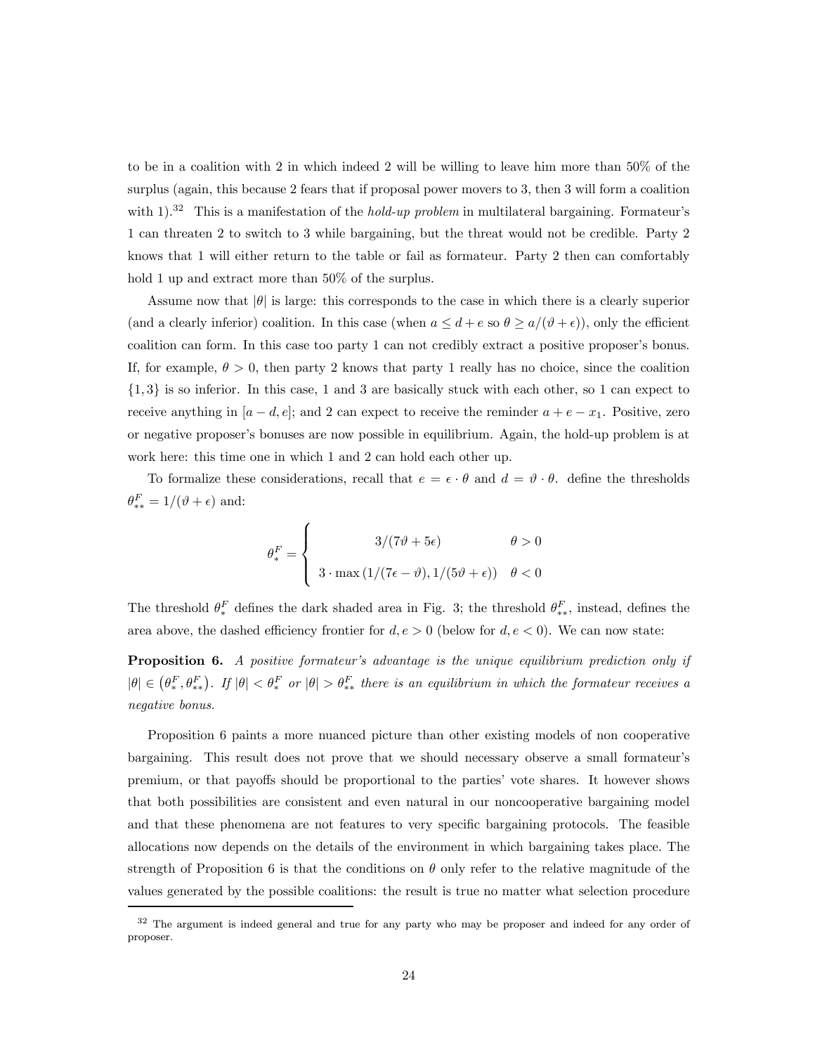to be in a coalition with 2 in which indeed 2 will be willing to leave him more than 50% of the surplus (again, this because 2 fears that if proposal power movers to 3, then 3 will form a coalition with 1).[32] This is a manifestation of the *hold-up problem* in multilateral bargaining. Formateur's 1 can threaten 2 to switch to 3 while bargaining, but the threat would not be credible. Party 2 knows that 1 will either return to the table or fail as formateur. Party 2 then can comfortably hold 1 up and extract more than 50% of the surplus.

Assume now that $|\theta|$ is large: this corresponds to the case in which there is a clearly superior (and a clearly inferior) coalition. In this case (when $a \leq d + e$ so $\theta \geq a/(\vartheta + \epsilon)$), only the efficient coalition can form. In this case too party 1 can not credibly extract a positive proposer's bonus. If, for example, $\theta > 0$, then party 2 knows that party 1 really has no choice, since the coalition $\{1, 3\}$ is so inferior. In this case, 1 and 3 are basically stuck with each other, so 1 can expect to receive anything in $[a - d, e]$; and 2 can expect to receive the reminder $a + e - x_1$. Positive, zero or negative proposer's bonuses are now possible in equilibrium. Again, the hold-up problem is at work here: this time one in which 1 and 2 can hold each other up.

To formalize these considerations, recall that $e = \epsilon \cdot \theta$ and $d = \vartheta \cdot \theta$. define the thresholds $\theta^F_{**} = 1/(\vartheta + \epsilon)$ and:

$$\theta^F_* = \begin{cases} 3/(7\vartheta + 5\epsilon) & \theta > 0 \\ 3 \cdot \max\left(1/(7\epsilon - \vartheta), 1/(5\vartheta + \epsilon)\right) & \theta < 0 \end{cases}$$

The threshold $\theta^F_*$ defines the dark shaded area in Fig. 3; the threshold $\theta^F_{**}$, instead, defines the area above, the dashed efficiency frontier for $d, e > 0$ (below for $d, e < 0$). We can now state:

**Proposition 6.** *A positive formateur's advantage is the unique equilibrium prediction only if* $|\theta| \in \left(\theta^F_*, \theta^F_{**}\right)$*. If* $|\theta| < \theta^F_*$ *or* $|\theta| > \theta^F_{**}$ *there is an equilibrium in which the formateur receives a negative bonus.*

Proposition 6 paints a more nuanced picture than other existing models of non cooperative bargaining. This result does not prove that we should necessary observe a small formateur's premium, or that payoffs should be proportional to the parties' vote shares. It however shows that both possibilities are consistent and even natural in our noncooperative bargaining model and that these phenomena are not features to very specific bargaining protocols. The feasible allocations now depends on the details of the environment in which bargaining takes place. The strength of Proposition 6 is that the conditions on $\theta$ only refer to the relative magnitude of the values generated by the possible coalitions: the result is true no matter what selection procedure

[32] The argument is indeed general and true for any party who may be proposer and indeed for any order of proposer.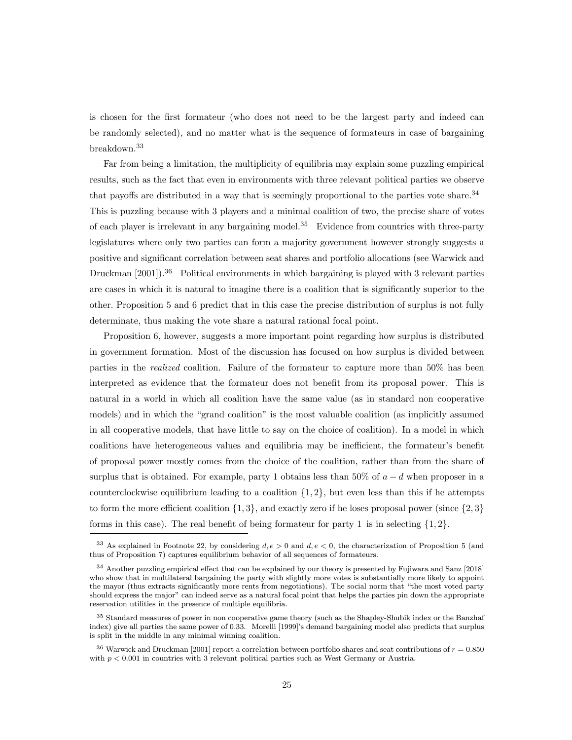is chosen for the first formateur (who does not need to be the largest party and indeed can be randomly selected), and no matter what is the sequence of formateurs in case of bargaining breakdown.[33]

Far from being a limitation, the multiplicity of equilibria may explain some puzzling empirical results, such as the fact that even in environments with three relevant political parties we observe that payoffs are distributed in a way that is seemingly proportional to the parties vote share.[34] This is puzzling because with 3 players and a minimal coalition of two, the precise share of votes of each player is irrelevant in any bargaining model.[35] Evidence from countries with three-party legislatures where only two parties can form a majority government however strongly suggests a positive and significant correlation between seat shares and portfolio allocations (see Warwick and Druckman [2001]).[36] Political environments in which bargaining is played with 3 relevant parties are cases in which it is natural to imagine there is a coalition that is significantly superior to the other. Proposition 5 and 6 predict that in this case the precise distribution of surplus is not fully determinate, thus making the vote share a natural rational focal point.

Proposition 6, however, suggests a more important point regarding how surplus is distributed in government formation. Most of the discussion has focused on how surplus is divided between parties in the *realized* coalition. Failure of the formateur to capture more than 50% has been interpreted as evidence that the formateur does not benefit from its proposal power. This is natural in a world in which all coalition have the same value (as in standard non cooperative models) and in which the "grand coalition" is the most valuable coalition (as implicitly assumed in all cooperative models, that have little to say on the choice of coalition). In a model in which coalitions have heterogeneous values and equilibria may be inefficient, the formateur's benefit of proposal power mostly comes from the choice of the coalition, rather than from the share of surplus that is obtained. For example, party 1 obtains less than 50% of $a - d$ when proposer in a counterclockwise equilibrium leading to a coalition $\{1, 2\}$, but even less than this if he attempts to form the more efficient coalition $\{1, 3\}$, and exactly zero if he loses proposal power (since $\{2, 3\}$ forms in this case). The real benefit of being formateur for party 1 is in selecting $\{1, 2\}$.

---

[33] As explained in Footnote 22, by considering $d, e > 0$ and $d, e < 0$, the characterization of Proposition 5 (and thus of Proposition 7) captures equilibrium behavior of all sequences of formateurs.

[34] Another puzzling empirical effect that can be explained by our theory is presented by Fujiwara and Sanz [2018] who show that in multilateral bargaining the party with slightly more votes is substantially more likely to appoint the mayor (thus extracts significantly more rents from negotiations). The social norm that "the most voted party should express the major" can indeed serve as a natural focal point that helps the parties pin down the appropriate reservation utilities in the presence of multiple equilibria.

[35] Standard measures of power in non cooperative game theory (such as the Shapley-Shubik index or the Banzhaf index) give all parties the same power of 0.33. Morelli [1999]'s demand bargaining model also predicts that surplus is split in the middle in any minimal winning coalition.

[36] Warwick and Druckman [2001] report a correlation between portfolio shares and seat contributions of $r = 0.850$ with $p < 0.001$ in countries with 3 relevant political parties such as West Germany or Austria.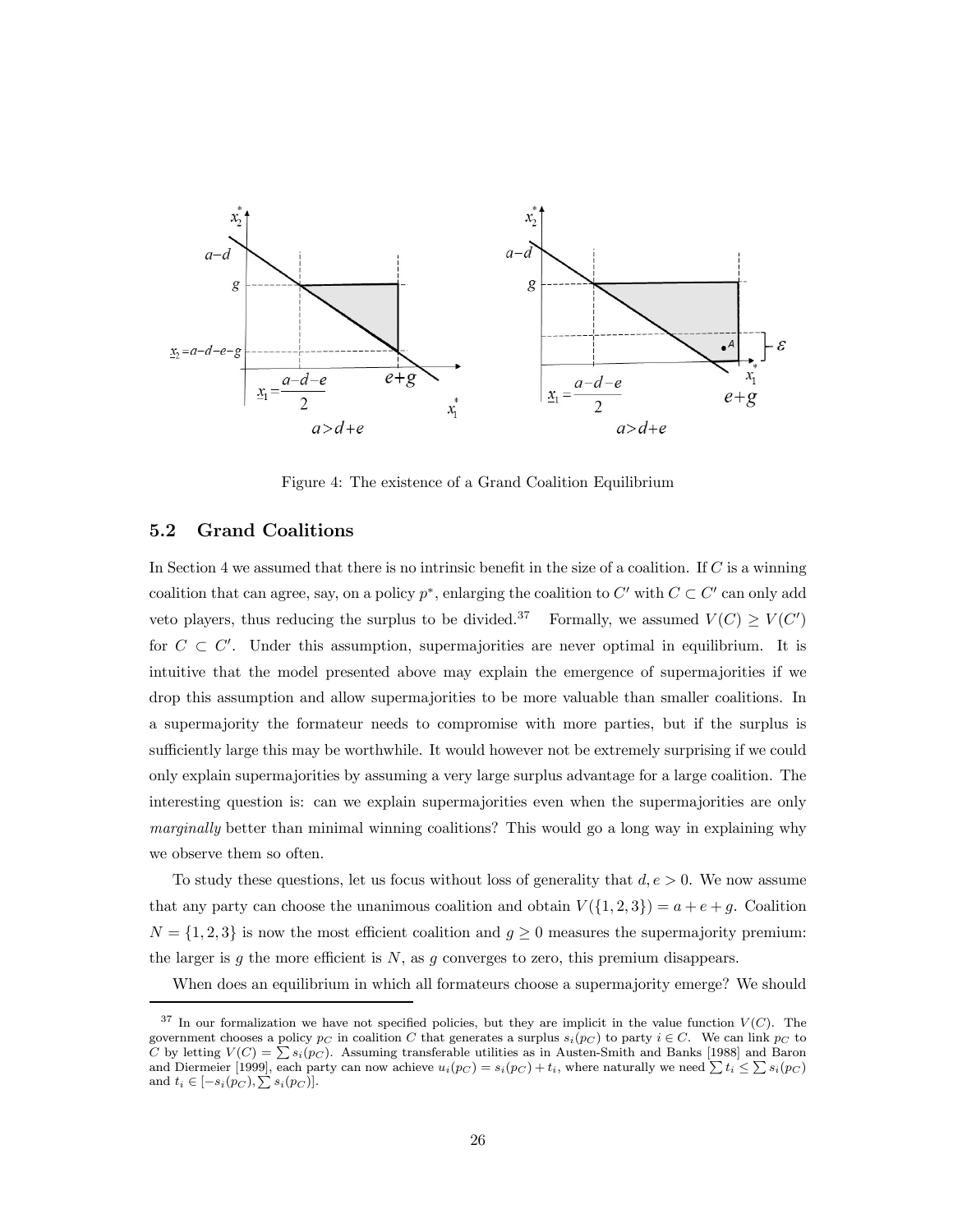Figure 4: The existence of a Grand Coalition Equilibrium

## 5.2 Grand Coalitions

In Section 4 we assumed that there is no intrinsic benefit in the size of a coalition. If $C$ is a winning coalition that can agree, say, on a policy $p^*$, enlarging the coalition to $C'$ with $C \subset C'$ can only add veto players, thus reducing the surplus to be divided.[37] Formally, we assumed $V(C) \geq V(C')$ for $C \subset C'$. Under this assumption, supermajorities are never optimal in equilibrium. It is intuitive that the model presented above may explain the emergence of supermajorities if we drop this assumption and allow supermajorities to be more valuable than smaller coalitions. In a supermajority the formateur needs to compromise with more parties, but if the surplus is sufficiently large this may be worthwhile. It would however not be extremely surprising if we could only explain supermajorities by assuming a very large surplus advantage for a large coalition. The interesting question is: can we explain supermajorities even when the supermajorities are only *marginally* better than minimal winning coalitions? This would go a long way in explaining why we observe them so often.

To study these questions, let us focus without loss of generality that $d, e > 0$. We now assume that any party can choose the unanimous coalition and obtain $V(\{1, 2, 3\}) = a + e + g$. Coalition $N = \{1, 2, 3\}$ is now the most efficient coalition and $g \geq 0$ measures the supermajority premium: the larger is $g$ the more efficient is $N$, as $g$ converges to zero, this premium disappears.

When does an equilibrium in which all formateurs choose a supermajority emerge? We should

[37] In our formalization we have not specified policies, but they are implicit in the value function $V(C)$. The government chooses a policy $p_C$ in coalition $C$ that generates a surplus $s_i(p_C)$ to party $i \in C$. We can link $p_C$ to $C$ by letting $V(C) = \sum s_i(p_C)$. Assuming transferable utilities as in Austen-Smith and Banks [1988] and Baron and Diermeier [1999], each party can now achieve $u_i(p_C) = s_i(p_C) + t_i$, where naturally we need $\sum t_i \leq \sum s_i(p_C)$ and $t_i \in [-s_i(p_C), \sum s_i(p_C)]$.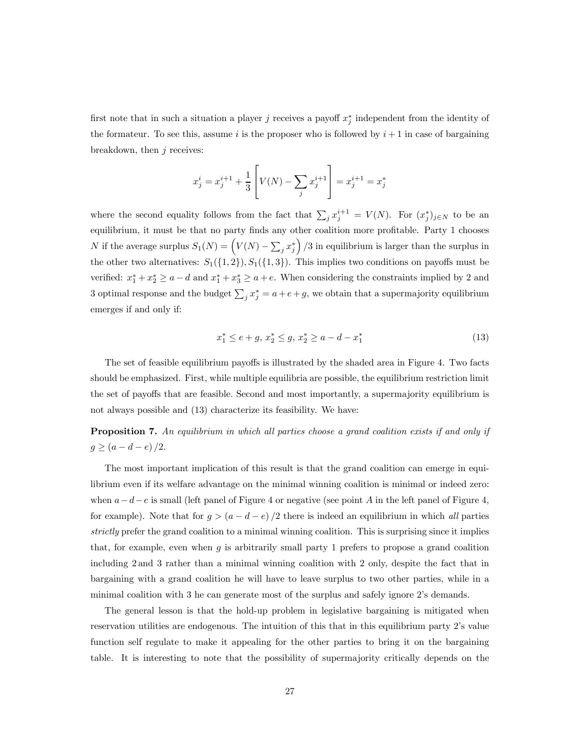first note that in such a situation a player $j$ receives a payoff $x_j^*$ independent from the identity of the formateur. To see this, assume $i$ is the proposer who is followed by $i+1$ in case of bargaining breakdown, then $j$ receives:

$$x_j^i = x_j^{i+1} + \frac{1}{3}\left[V(N) - \sum_j x_j^{i+1}\right] = x_j^{i+1} = x_j^*$$

where the second equality follows from the fact that $\sum_j x_j^{i+1} = V(N)$. For $(x_j^*)_{j\in N}$ to be an equilibrium, it must be that no party finds any other coalition more profitable. Party 1 chooses $N$ if the average surplus $S_1(N) = \left(V(N) - \sum_j x_j^*\right)/3$ in equilibrium is larger than the surplus in the other two alternatives: $S_1(\{1,2\}), S_1(\{1,3\})$. This implies two conditions on payoffs must be verified: $x_1^* + x_2^* \geq a - d$ and $x_1^* + x_3^* \geq a + e$. When considering the constraints implied by 2 and 3 optimal response and the budget $\sum_j x_j^* = a + e + g$, we obtain that a supermajority equilibrium emerges if and only if:

$$x_1^* \leq e + g,\; x_2^* \leq g,\; x_2^* \geq a - d - x_1^* \tag{13}$$

The set of feasible equilibrium payoffs is illustrated by the shaded area in Figure 4. Two facts should be emphasized. First, while multiple equilibria are possible, the equilibrium restriction limit the set of payoffs that are feasible. Second and most importantly, a supermajority equilibrium is not always possible and (13) characterize its feasibility. We have:

**Proposition 7.** *An equilibrium in which all parties choose a grand coalition exists if and only if* $g \geq (a - d - e)/2$.

The most important implication of this result is that the grand coalition can emerge in equilibrium even if its welfare advantage on the minimal winning coalition is minimal or indeed zero: when $a - d - e$ is small (left panel of Figure 4 or negative (see point $A$ in the left panel of Figure 4, for example). Note that for $g > (a - d - e)/2$ there is indeed an equilibrium in which *all* parties *strictly* prefer the grand coalition to a minimal winning coalition. This is surprising since it implies that, for example, even when $g$ is arbitrarily small party 1 prefers to propose a grand coalition including 2 and 3 rather than a minimal winning coalition with 2 only, despite the fact that in bargaining with a grand coalition he will have to leave surplus to two other parties, while in a minimal coalition with 3 he can generate most of the surplus and safely ignore 2's demands.

The general lesson is that the hold-up problem in legislative bargaining is mitigated when reservation utilities are endogenous. The intuition of this that in this equilibrium party 2's value function self regulate to make it appealing for the other parties to bring it on the bargaining table. It is interesting to note that the possibility of supermajority critically depends on the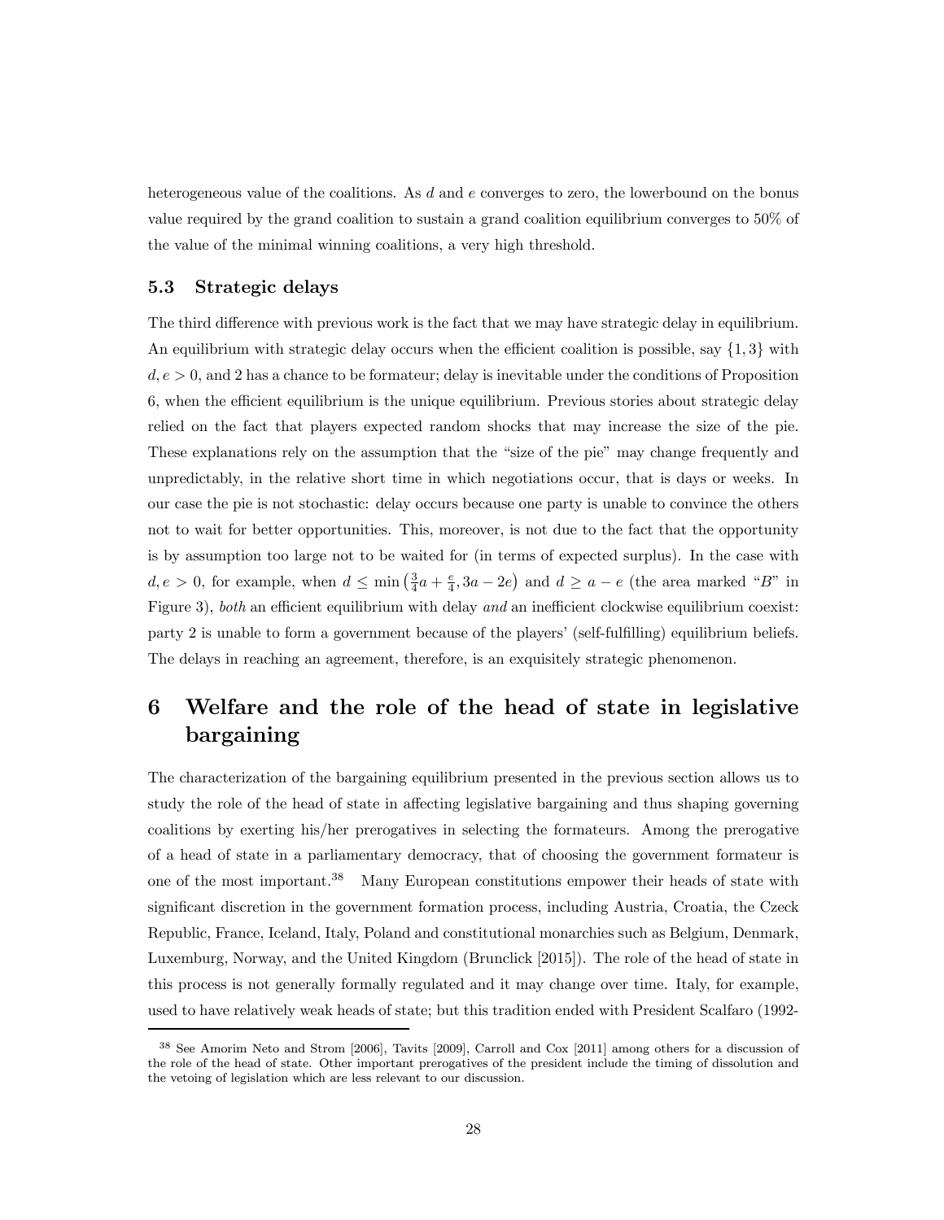heterogeneous value of the coalitions. As $d$ and $e$ converges to zero, the lowerbound on the bonus value required by the grand coalition to sustain a grand coalition equilibrium converges to 50% of the value of the minimal winning coalitions, a very high threshold.

### 5.3 Strategic delays

The third difference with previous work is the fact that we may have strategic delay in equilibrium. An equilibrium with strategic delay occurs when the efficient coalition is possible, say $\{1, 3\}$ with $d, e > 0$, and 2 has a chance to be formateur; delay is inevitable under the conditions of Proposition 6, when the efficient equilibrium is the unique equilibrium. Previous stories about strategic delay relied on the fact that players expected random shocks that may increase the size of the pie. These explanations rely on the assumption that the "size of the pie" may change frequently and unpredictably, in the relative short time in which negotiations occur, that is days or weeks. In our case the pie is not stochastic: delay occurs because one party is unable to convince the others not to wait for better opportunities. This, moreover, is not due to the fact that the opportunity is by assumption too large not to be waited for (in terms of expected surplus). In the case with $d, e > 0$, for example, when $d \leq \min\left(\frac{3}{4}a + \frac{e}{4}, 3a - 2e\right)$ and $d \geq a - e$ (the area marked "$B$" in Figure 3), *both* an efficient equilibrium with delay *and* an inefficient clockwise equilibrium coexist: party 2 is unable to form a government because of the players' (self-fulfilling) equilibrium beliefs. The delays in reaching an agreement, therefore, is an exquisitely strategic phenomenon.

## 6 Welfare and the role of the head of state in legislative bargaining

The characterization of the bargaining equilibrium presented in the previous section allows us to study the role of the head of state in affecting legislative bargaining and thus shaping governing coalitions by exerting his/her prerogatives in selecting the formateurs. Among the prerogative of a head of state in a parliamentary democracy, that of choosing the government formateur is one of the most important.[38] Many European constitutions empower their heads of state with significant discretion in the government formation process, including Austria, Croatia, the Czeck Republic, France, Iceland, Italy, Poland and constitutional monarchies such as Belgium, Denmark, Luxemburg, Norway, and the United Kingdom (Brunclick [2015]). The role of the head of state in this process is not generally formally regulated and it may change over time. Italy, for example, used to have relatively weak heads of state; but this tradition ended with President Scalfaro (1992-

[38] See Amorim Neto and Strom [2006], Tavits [2009], Carroll and Cox [2011] among others for a discussion of the role of the head of state. Other important prerogatives of the president include the timing of dissolution and the vetoing of legislation which are less relevant to our discussion.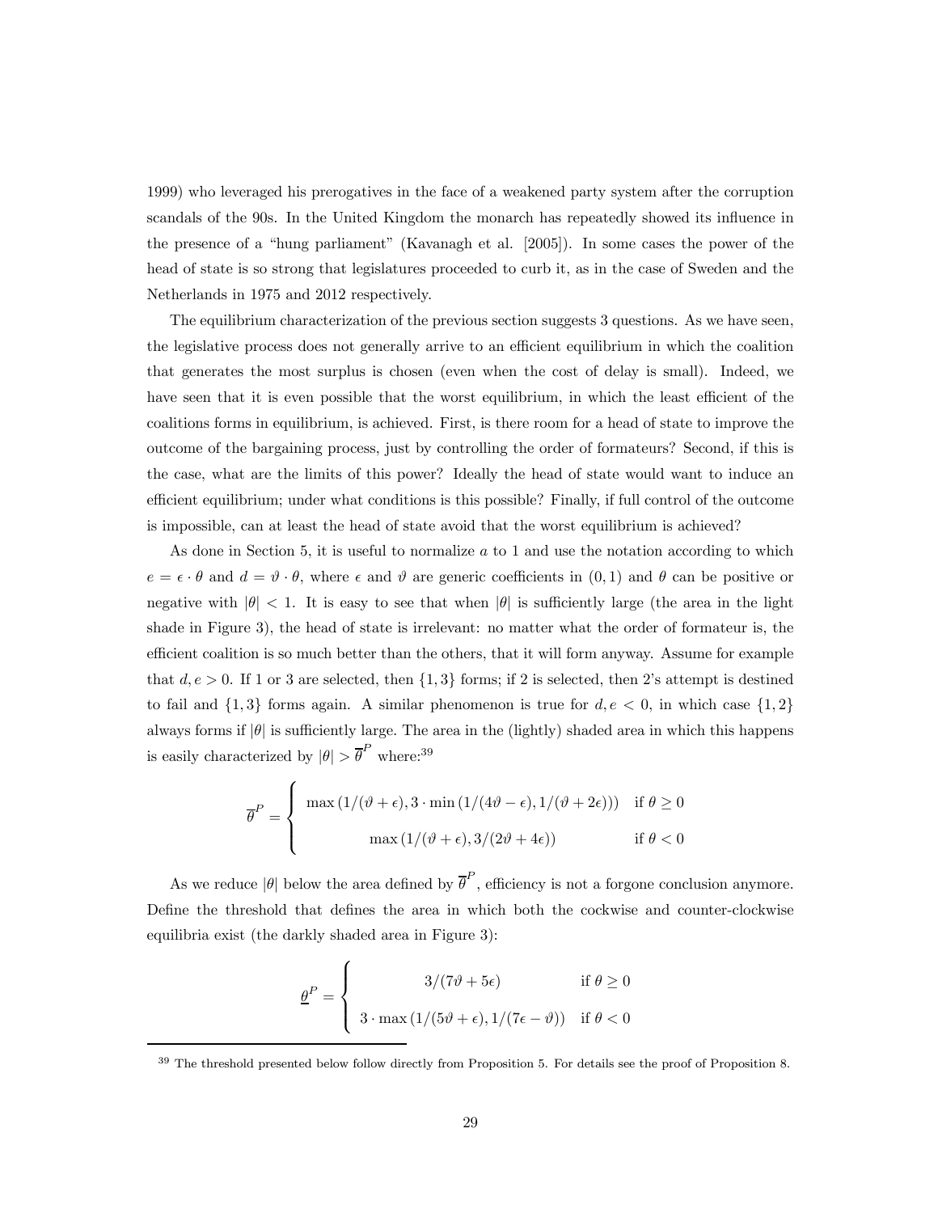1999) who leveraged his prerogatives in the face of a weakened party system after the corruption scandals of the 90s. In the United Kingdom the monarch has repeatedly showed its influence in the presence of a "hung parliament" (Kavanagh et al. [2005]). In some cases the power of the head of state is so strong that legislatures proceeded to curb it, as in the case of Sweden and the Netherlands in 1975 and 2012 respectively.

The equilibrium characterization of the previous section suggests 3 questions. As we have seen, the legislative process does not generally arrive to an efficient equilibrium in which the coalition that generates the most surplus is chosen (even when the cost of delay is small). Indeed, we have seen that it is even possible that the worst equilibrium, in which the least efficient of the coalitions forms in equilibrium, is achieved. First, is there room for a head of state to improve the outcome of the bargaining process, just by controlling the order of formateurs? Second, if this is the case, what are the limits of this power? Ideally the head of state would want to induce an efficient equilibrium; under what conditions is this possible? Finally, if full control of the outcome is impossible, can at least the head of state avoid that the worst equilibrium is achieved?

As done in Section 5, it is useful to normalize $a$ to 1 and use the notation according to which $e = \epsilon \cdot \theta$ and $d = \vartheta \cdot \theta$, where $\epsilon$ and $\vartheta$ are generic coefficients in $(0,1)$ and $\theta$ can be positive or negative with $|\theta| < 1$. It is easy to see that when $|\theta|$ is sufficiently large (the area in the light shade in Figure 3), the head of state is irrelevant: no matter what the order of formateur is, the efficient coalition is so much better than the others, that it will form anyway. Assume for example that $d, e > 0$. If 1 or 3 are selected, then $\{1,3\}$ forms; if 2 is selected, then 2's attempt is destined to fail and $\{1,3\}$ forms again. A similar phenomenon is true for $d, e < 0$, in which case $\{1,2\}$ always forms if $|\theta|$ is sufficiently large. The area in the (lightly) shaded area in which this happens is easily characterized by $|\theta| > \overline{\theta}^P$ where:[39]

$$\overline{\theta}^P = \begin{cases} \max\left(1/(\vartheta+\epsilon), 3\cdot\min\left(1/(4\vartheta-\epsilon), 1/(\vartheta+2\epsilon)\right)\right) & \text{if } \theta \geq 0 \\ \max\left(1/(\vartheta+\epsilon), 3/(2\vartheta+4\epsilon)\right) & \text{if } \theta < 0 \end{cases}$$

As we reduce $|\theta|$ below the area defined by $\overline{\theta}^P$, efficiency is not a forgone conclusion anymore. Define the threshold that defines the area in which both the cockwise and counter-clockwise equilibria exist (the darkly shaded area in Figure 3):

$$\underline{\theta}^P = \begin{cases} 3/(7\vartheta+5\epsilon) & \text{if } \theta \geq 0 \\ 3\cdot\max\left(1/(5\vartheta+\epsilon), 1/(7\epsilon-\vartheta)\right) & \text{if } \theta < 0 \end{cases}$$

[39] The threshold presented below follow directly from Proposition 5. For details see the proof of Proposition 8.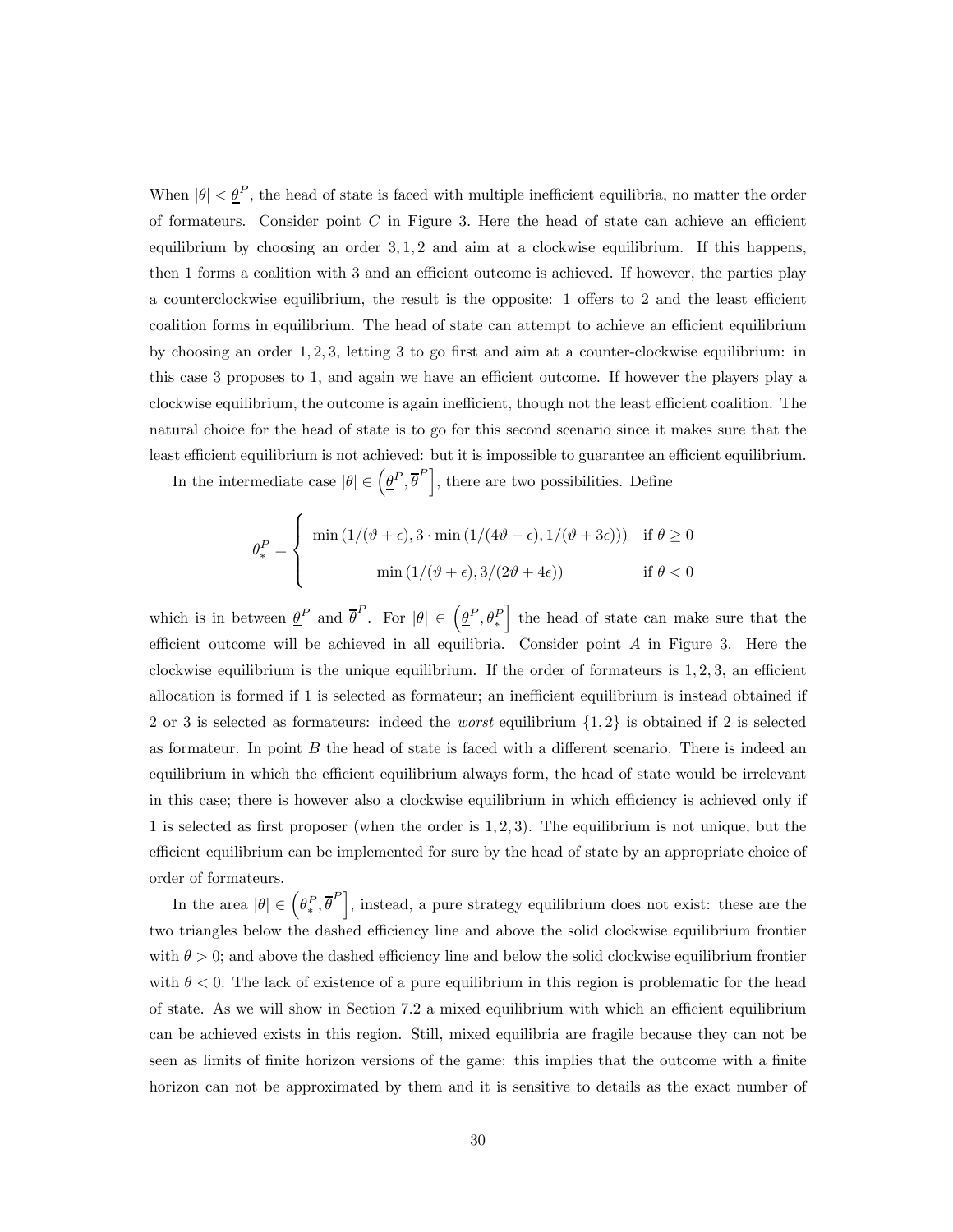When $|\theta| < \underline{\theta}^P$, the head of state is faced with multiple inefficient equilibria, no matter the order of formateurs. Consider point $C$ in Figure 3. Here the head of state can achieve an efficient equilibrium by choosing an order $3, 1, 2$ and aim at a clockwise equilibrium. If this happens, then 1 forms a coalition with 3 and an efficient outcome is achieved. If however, the parties play a counterclockwise equilibrium, the result is the opposite: 1 offers to 2 and the least efficient coalition forms in equilibrium. The head of state can attempt to achieve an efficient equilibrium by choosing an order $1, 2, 3$, letting 3 to go first and aim at a counter-clockwise equilibrium: in this case 3 proposes to 1, and again we have an efficient outcome. If however the players play a clockwise equilibrium, the outcome is again inefficient, though not the least efficient coalition. The natural choice for the head of state is to go for this second scenario since it makes sure that the least efficient equilibrium is not achieved: but it is impossible to guarantee an efficient equilibrium.

In the intermediate case $|\theta| \in \left(\underline{\theta}^P, \overline{\theta}^P\right]$, there are two possibilities. Define

$$\theta_*^P = \begin{cases} \min\left(1/(\vartheta + \epsilon), 3 \cdot \min\left(1/(4\vartheta - \epsilon), 1/(\vartheta + 3\epsilon)\right)\right) & \text{if } \theta \geq 0 \\ \min\left(1/(\vartheta + \epsilon), 3/(2\vartheta + 4\epsilon)\right) & \text{if } \theta < 0 \end{cases}$$

which is in between $\underline{\theta}^P$ and $\overline{\theta}^P$. For $|\theta| \in \left(\underline{\theta}^P, \theta_*^P\right]$ the head of state can make sure that the efficient outcome will be achieved in all equilibria. Consider point $A$ in Figure 3. Here the clockwise equilibrium is the unique equilibrium. If the order of formateurs is $1, 2, 3$, an efficient allocation is formed if 1 is selected as formateur; an inefficient equilibrium is instead obtained if 2 or 3 is selected as formateurs: indeed the *worst* equilibrium $\{1, 2\}$ is obtained if 2 is selected as formateur. In point $B$ the head of state is faced with a different scenario. There is indeed an equilibrium in which the efficient equilibrium always form, the head of state would be irrelevant in this case; there is however also a clockwise equilibrium in which efficiency is achieved only if 1 is selected as first proposer (when the order is $1, 2, 3$). The equilibrium is not unique, but the efficient equilibrium can be implemented for sure by the head of state by an appropriate choice of order of formateurs.

In the area $|\theta| \in \left(\theta_*^P, \overline{\theta}^P\right]$, instead, a pure strategy equilibrium does not exist: these are the two triangles below the dashed efficiency line and above the solid clockwise equilibrium frontier with $\theta > 0$; and above the dashed efficiency line and below the solid clockwise equilibrium frontier with $\theta < 0$. The lack of existence of a pure equilibrium in this region is problematic for the head of state. As we will show in Section 7.2 a mixed equilibrium with which an efficient equilibrium can be achieved exists in this region. Still, mixed equilibria are fragile because they can not be seen as limits of finite horizon versions of the game: this implies that the outcome with a finite horizon can not be approximated by them and it is sensitive to details as the exact number of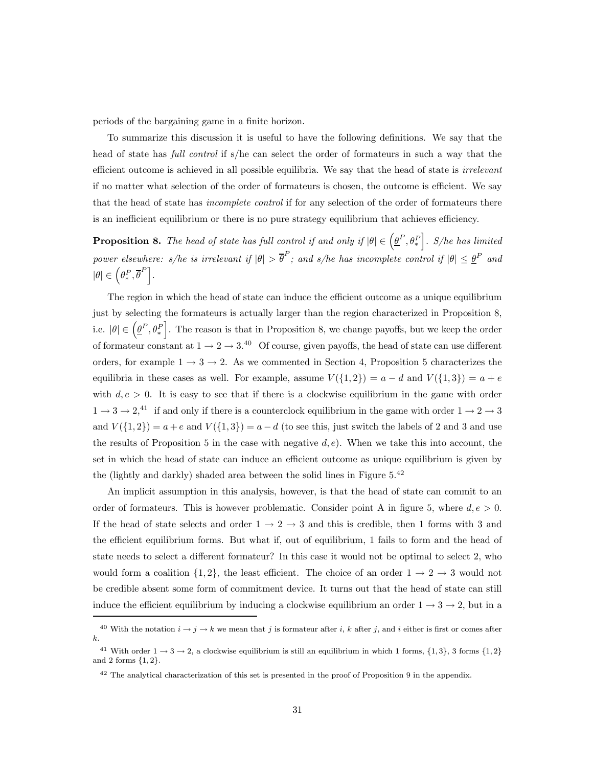periods of the bargaining game in a finite horizon.

To summarize this discussion it is useful to have the following definitions. We say that the head of state has *full control* if s/he can select the order of formateurs in such a way that the efficient outcome is achieved in all possible equilibria. We say that the head of state is *irrelevant* if no matter what selection of the order of formateurs is chosen, the outcome is efficient. We say that the head of state has *incomplete control* if for any selection of the order of formateurs there is an inefficient equilibrium or there is no pure strategy equilibrium that achieves efficiency.

**Proposition 8.** *The head of state has full control if and only if* $|\theta| \in \left(\underline{\theta}^P, \theta_*^P\right]$. *S/he has limited power elsewhere: s/he is irrelevant if* $|\theta| > \overline{\theta}^P$; *and s/he has incomplete control if* $|\theta| \leq \underline{\theta}^P$ *and* $|\theta| \in \left(\theta_*^P, \overline{\theta}^P\right]$.

The region in which the head of state can induce the efficient outcome as a unique equilibrium just by selecting the formateurs is actually larger than the region characterized in Proposition 8, i.e. $|\theta| \in \left(\underline{\theta}^P, \theta_*^P\right]$. The reason is that in Proposition 8, we change payoffs, but we keep the order of formateur constant at $1 \to 2 \to 3$.[40] Of course, given payoffs, the head of state can use different orders, for example $1 \to 3 \to 2$. As we commented in Section 4, Proposition 5 characterizes the equilibria in these cases as well. For example, assume $V(\{1,2\}) = a - d$ and $V(\{1,3\}) = a + e$ with $d, e > 0$. It is easy to see that if there is a clockwise equilibrium in the game with order $1 \to 3 \to 2$,[41] if and only if there is a counterclock equilibrium in the game with order $1 \to 2 \to 3$ and $V(\{1,2\}) = a + e$ and $V(\{1,3\}) = a - d$ (to see this, just switch the labels of 2 and 3 and use the results of Proposition 5 in the case with negative $d, e$). When we take this into account, the set in which the head of state can induce an efficient outcome as unique equilibrium is given by the (lightly and darkly) shaded area between the solid lines in Figure 5.[42]

An implicit assumption in this analysis, however, is that the head of state can commit to an order of formateurs. This is however problematic. Consider point A in figure 5, where $d, e > 0$. If the head of state selects and order $1 \to 2 \to 3$ and this is credible, then 1 forms with 3 and the efficient equilibrium forms. But what if, out of equilibrium, 1 fails to form and the head of state needs to select a different formateur? In this case it would not be optimal to select 2, who would form a coalition $\{1,2\}$, the least efficient. The choice of an order $1 \to 2 \to 3$ would not be credible absent some form of commitment device. It turns out that the head of state can still induce the efficient equilibrium by inducing a clockwise equilibrium an order $1 \to 3 \to 2$, but in a

---

[40] With the notation $i \to j \to k$ we mean that $j$ is formateur after $i$, $k$ after $j$, and $i$ either is first or comes after $k$.

[41] With order $1 \to 3 \to 2$, a clockwise equilibrium is still an equilibrium in which 1 forms, $\{1,3\}$, 3 forms $\{1,2\}$ and 2 forms $\{1,2\}$.

[42] The analytical characterization of this set is presented in the proof of Proposition 9 in the appendix.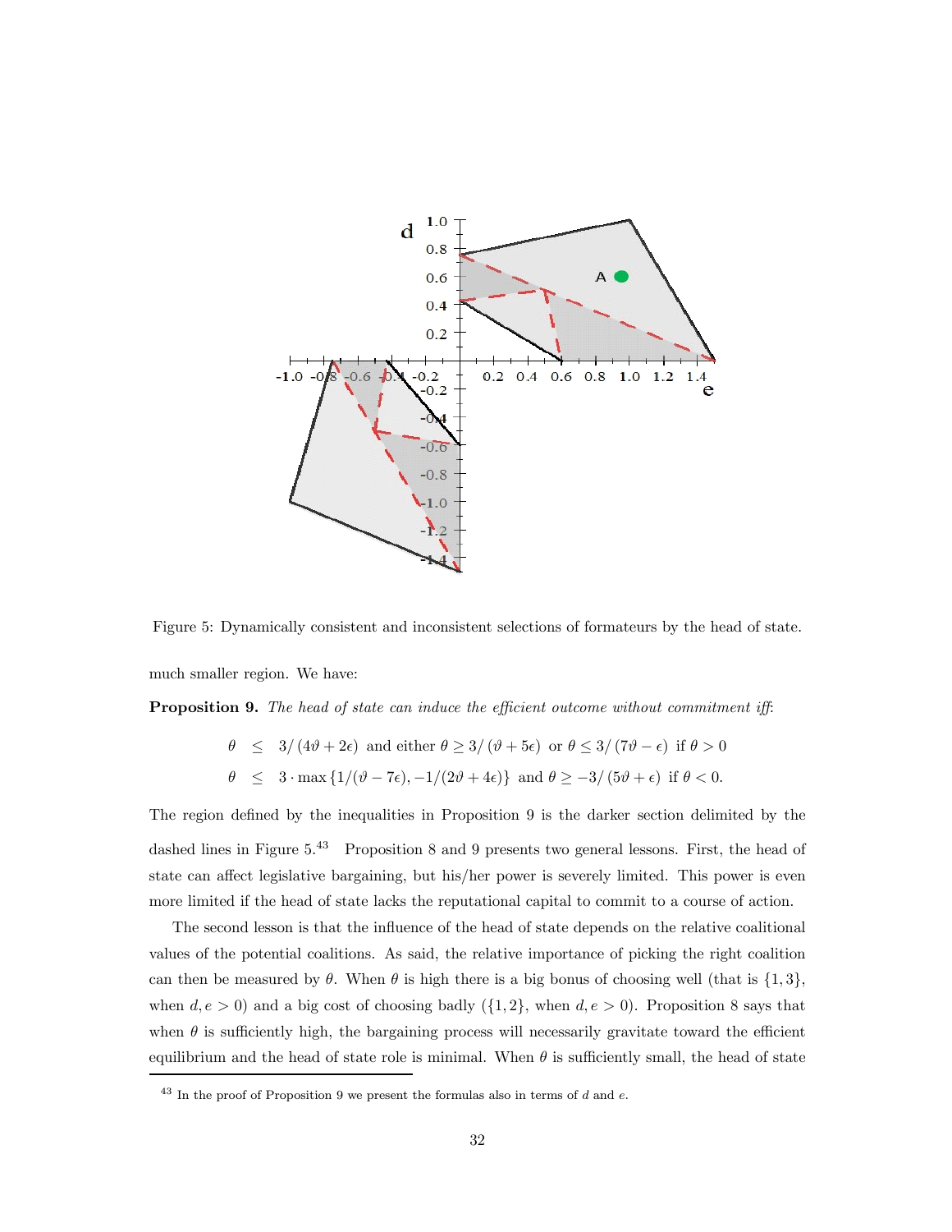Figure 5: Dynamically consistent and inconsistent selections of formateurs by the head of state.

much smaller region. We have:

**Proposition 9.** *The head of state can induce the efficient outcome without commitment iff:*

$$\theta \leq 3/(4\vartheta + 2\epsilon) \text{ and either } \theta \geq 3/(\vartheta + 5\epsilon) \text{ or } \theta \leq 3/(7\vartheta - \epsilon) \text{ if } \theta > 0$$

$$\theta \leq 3 \cdot \max\{1/(\vartheta - 7\epsilon), -1/(2\vartheta + 4\epsilon)\} \text{ and } \theta \geq -3/(5\vartheta + \epsilon) \text{ if } \theta < 0.$$

The region defined by the inequalities in Proposition 9 is the darker section delimited by the dashed lines in Figure 5.[43] Proposition 8 and 9 presents two general lessons. First, the head of state can affect legislative bargaining, but his/her power is severely limited. This power is even more limited if the head of state lacks the reputational capital to commit to a course of action.

The second lesson is that the influence of the head of state depends on the relative coalitional values of the potential coalitions. As said, the relative importance of picking the right coalition can then be measured by $\theta$. When $\theta$ is high there is a big bonus of choosing well (that is $\{1,3\}$, when $d, e > 0$) and a big cost of choosing badly ($\{1,2\}$, when $d, e > 0$). Proposition 8 says that when $\theta$ is sufficiently high, the bargaining process will necessarily gravitate toward the efficient equilibrium and the head of state role is minimal. When $\theta$ is sufficiently small, the head of state

[43] In the proof of Proposition 9 we present the formulas also in terms of $d$ and $e$.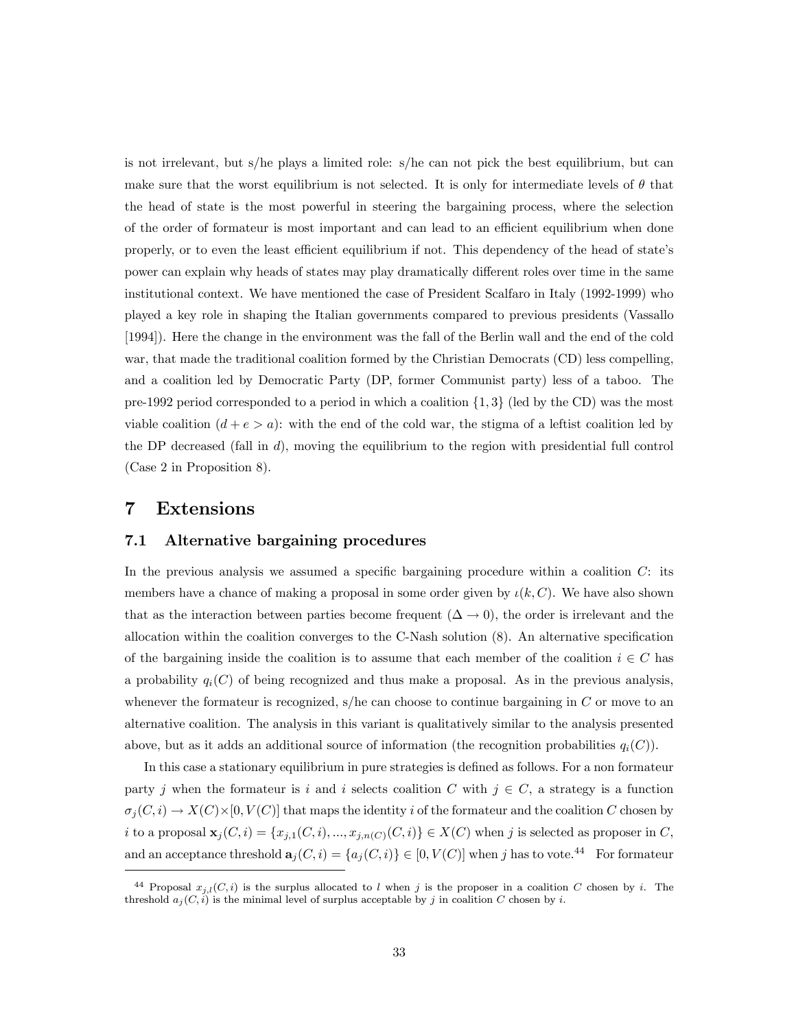is not irrelevant, but s/he plays a limited role: s/he can not pick the best equilibrium, but can make sure that the worst equilibrium is not selected. It is only for intermediate levels of $\theta$ that the head of state is the most powerful in steering the bargaining process, where the selection of the order of formateur is most important and can lead to an efficient equilibrium when done properly, or to even the least efficient equilibrium if not. This dependency of the head of state's power can explain why heads of states may play dramatically different roles over time in the same institutional context. We have mentioned the case of President Scalfaro in Italy (1992-1999) who played a key role in shaping the Italian governments compared to previous presidents (Vassallo [1994]). Here the change in the environment was the fall of the Berlin wall and the end of the cold war, that made the traditional coalition formed by the Christian Democrats (CD) less compelling, and a coalition led by Democratic Party (DP, former Communist party) less of a taboo. The pre-1992 period corresponded to a period in which a coalition $\{1, 3\}$ (led by the CD) was the most viable coalition ($d + e > a$): with the end of the cold war, the stigma of a leftist coalition led by the DP decreased (fall in $d$), moving the equilibrium to the region with presidential full control (Case 2 in Proposition 8).

# 7 Extensions

## 7.1 Alternative bargaining procedures

In the previous analysis we assumed a specific bargaining procedure within a coalition $C$: its members have a chance of making a proposal in some order given by $\iota(k, C)$. We have also shown that as the interaction between parties become frequent ($\Delta \to 0$), the order is irrelevant and the allocation within the coalition converges to the C-Nash solution (8). An alternative specification of the bargaining inside the coalition is to assume that each member of the coalition $i \in C$ has a probability $q_i(C)$ of being recognized and thus make a proposal. As in the previous analysis, whenever the formateur is recognized, s/he can choose to continue bargaining in $C$ or move to an alternative coalition. The analysis in this variant is qualitatively similar to the analysis presented above, but as it adds an additional source of information (the recognition probabilities $q_i(C)$).

In this case a stationary equilibrium in pure strategies is defined as follows. For a non formateur party $j$ when the formateur is $i$ and $i$ selects coalition $C$ with $j \in C$, a strategy is a function $\sigma_j(C, i) \to X(C) \times [0, V(C)]$ that maps the identity $i$ of the formateur and the coalition $C$ chosen by $i$ to a proposal $\mathbf{x}_j(C, i) = \{x_{j,1}(C, i), ..., x_{j,n(C)}(C, i)\} \in X(C)$ when $j$ is selected as proposer in $C$, and an acceptance threshold $\mathbf{a}_j(C, i) = \{a_j(C, i)\} \in [0, V(C)]$ when $j$ has to vote.[44] For formateur

[44] Proposal $x_{j,l}(C, i)$ is the surplus allocated to $l$ when $j$ is the proposer in a coalition $C$ chosen by $i$. The threshold $a_j(C, i)$ is the minimal level of surplus acceptable by $j$ in coalition $C$ chosen by $i$.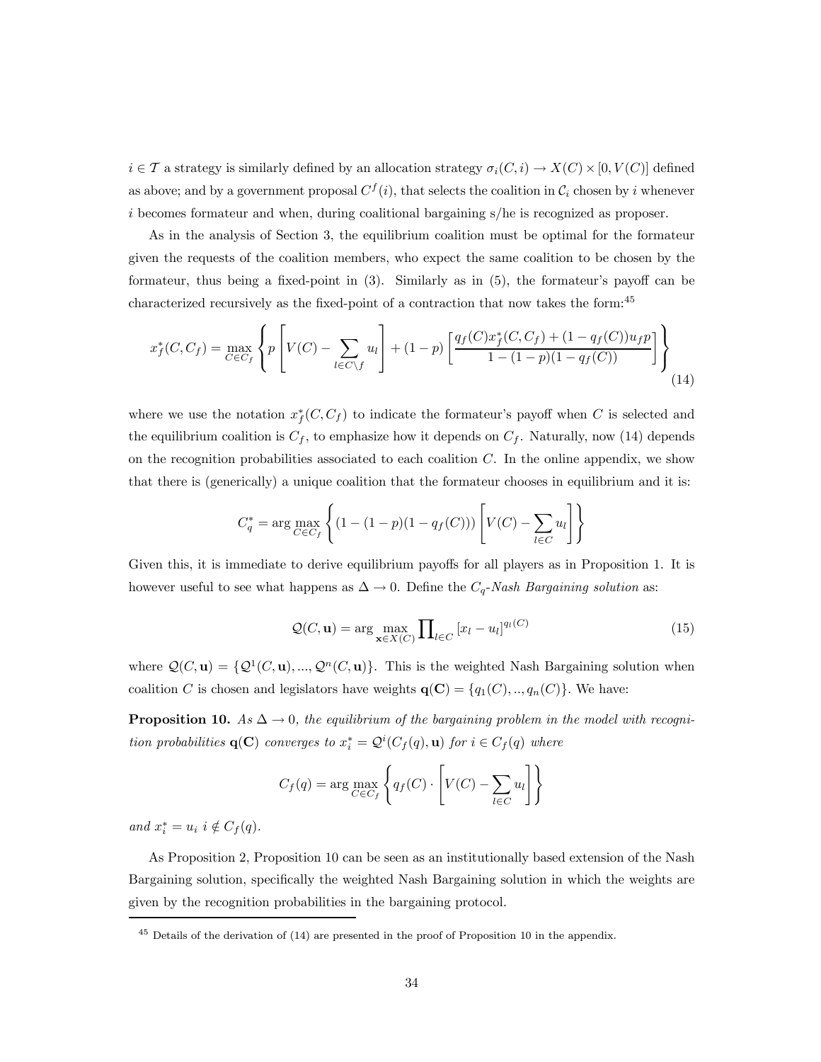$i \in \mathcal{T}$ a strategy is similarly defined by an allocation strategy $\sigma_i(C, i) \to X(C) \times [0, V(C)]$ defined as above; and by a government proposal $C^f(i)$, that selects the coalition in $\mathcal{C}_i$ chosen by $i$ whenever $i$ becomes formateur and when, during coalitional bargaining s/he is recognized as proposer.

As in the analysis of Section 3, the equilibrium coalition must be optimal for the formateur given the requests of the coalition members, who expect the same coalition to be chosen by the formateur, thus being a fixed-point in (3). Similarly as in (5), the formateur's payoff can be characterized recursively as the fixed-point of a contraction that now takes the form:[45]

$$x_f^*(C, C_f) = \max_{C \in C_f} \left\{ p \left[ V(C) - \sum_{l \in C \setminus f} u_l \right] + (1-p) \left[ \frac{q_f(C) x_f^*(C, C_f) + (1 - q_f(C)) u_f p}{1 - (1-p)(1 - q_f(C))} \right] \right\} \tag{14}$$

where we use the notation $x_f^*(C, C_f)$ to indicate the formateur's payoff when $C$ is selected and the equilibrium coalition is $C_f$, to emphasize how it depends on $C_f$. Naturally, now (14) depends on the recognition probabilities associated to each coalition $C$. In the online appendix, we show that there is (generically) a unique coalition that the formateur chooses in equilibrium and it is:

$$C_q^* = \arg\max_{C \in C_f} \left\{ (1 - (1-p)(1 - q_f(C))) \left[ V(C) - \sum_{l \in C} u_l \right] \right\}$$

Given this, it is immediate to derive equilibrium payoffs for all players as in Proposition 1. It is however useful to see what happens as $\Delta \to 0$. Define the *$C_q$-Nash Bargaining solution* as:

$$\mathcal{Q}(C, \mathbf{u}) = \arg\max_{\mathbf{x} \in X(C)} \prod\nolimits_{l \in C} [x_l - u_l]^{q_l(C)} \tag{15}$$

where $\mathcal{Q}(C, \mathbf{u}) = \{\mathcal{Q}^1(C, \mathbf{u}), ..., \mathcal{Q}^n(C, \mathbf{u})\}$. This is the weighted Nash Bargaining solution when coalition $C$ is chosen and legislators have weights $\mathbf{q}(\mathbf{C}) = \{q_1(C), .., q_n(C)\}$. We have:

**Proposition 10.** *As $\Delta \to 0$, the equilibrium of the bargaining problem in the model with recognition probabilities $\mathbf{q}(\mathbf{C})$ converges to $x_i^* = \mathcal{Q}^i(C_f(q), \mathbf{u})$ for $i \in C_f(q)$ where*

$$C_f(q) = \arg\max_{C \in C_f} \left\{ q_f(C) \cdot \left[ V(C) - \sum_{l \in C} u_l \right] \right\}$$

*and $x_i^* = u_i$ $i \notin C_f(q)$.*

As Proposition 2, Proposition 10 can be seen as an institutionally based extension of the Nash Bargaining solution, specifically the weighted Nash Bargaining solution in which the weights are given by the recognition probabilities in the bargaining protocol.

[45] Details of the derivation of (14) are presented in the proof of Proposition 10 in the appendix.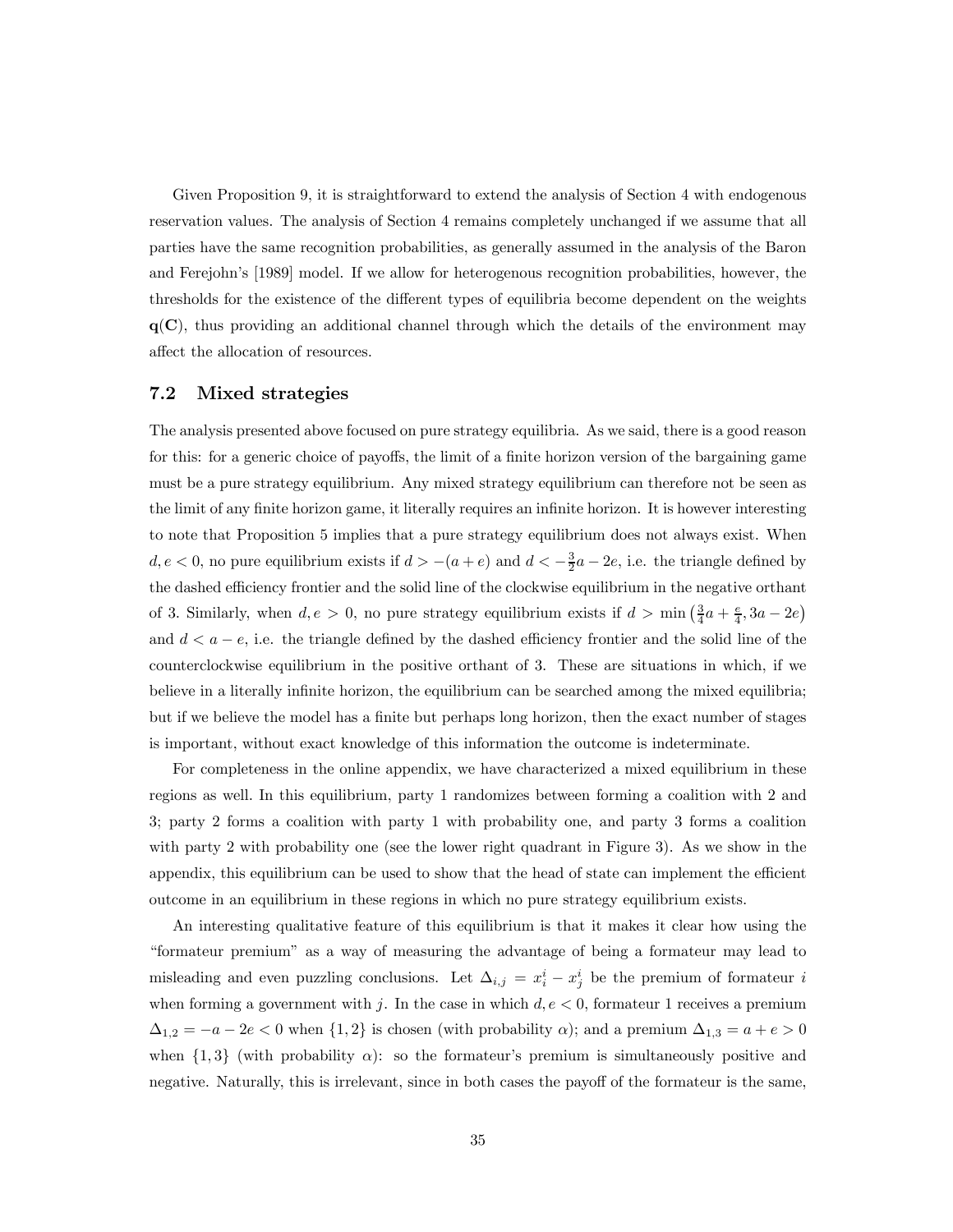Given Proposition 9, it is straightforward to extend the analysis of Section 4 with endogenous reservation values. The analysis of Section 4 remains completely unchanged if we assume that all parties have the same recognition probabilities, as generally assumed in the analysis of the Baron and Ferejohn's [1989] model. If we allow for heterogenous recognition probabilities, however, the thresholds for the existence of the different types of equilibria become dependent on the weights $\mathbf{q}(\mathbf{C})$, thus providing an additional channel through which the details of the environment may affect the allocation of resources.

## 7.2 Mixed strategies

The analysis presented above focused on pure strategy equilibria. As we said, there is a good reason for this: for a generic choice of payoffs, the limit of a finite horizon version of the bargaining game must be a pure strategy equilibrium. Any mixed strategy equilibrium can therefore not be seen as the limit of any finite horizon game, it literally requires an infinite horizon. It is however interesting to note that Proposition 5 implies that a pure strategy equilibrium does not always exist. When $d, e < 0$, no pure equilibrium exists if $d > -(a+e)$ and $d < -\frac{3}{2}a - 2e$, i.e. the triangle defined by the dashed efficiency frontier and the solid line of the clockwise equilibrium in the negative orthant of 3. Similarly, when $d, e > 0$, no pure strategy equilibrium exists if $d > \min\left(\frac{3}{4}a + \frac{e}{4}, 3a - 2e\right)$ and $d < a - e$, i.e. the triangle defined by the dashed efficiency frontier and the solid line of the counterclockwise equilibrium in the positive orthant of 3. These are situations in which, if we believe in a literally infinite horizon, the equilibrium can be searched among the mixed equilibria; but if we believe the model has a finite but perhaps long horizon, then the exact number of stages is important, without exact knowledge of this information the outcome is indeterminate.

For completeness in the online appendix, we have characterized a mixed equilibrium in these regions as well. In this equilibrium, party 1 randomizes between forming a coalition with 2 and 3; party 2 forms a coalition with party 1 with probability one, and party 3 forms a coalition with party 2 with probability one (see the lower right quadrant in Figure 3). As we show in the appendix, this equilibrium can be used to show that the head of state can implement the efficient outcome in an equilibrium in these regions in which no pure strategy equilibrium exists.

An interesting qualitative feature of this equilibrium is that it makes it clear how using the "formateur premium" as a way of measuring the advantage of being a formateur may lead to misleading and even puzzling conclusions. Let $\Delta_{i,j} = x_i^i - x_j^i$ be the premium of formateur $i$ when forming a government with $j$. In the case in which $d, e < 0$, formateur 1 receives a premium $\Delta_{1,2} = -a - 2e < 0$ when $\{1, 2\}$ is chosen (with probability $\alpha$); and a premium $\Delta_{1,3} = a + e > 0$ when $\{1, 3\}$ (with probability $\alpha$): so the formateur's premium is simultaneously positive and negative. Naturally, this is irrelevant, since in both cases the payoff of the formateur is the same,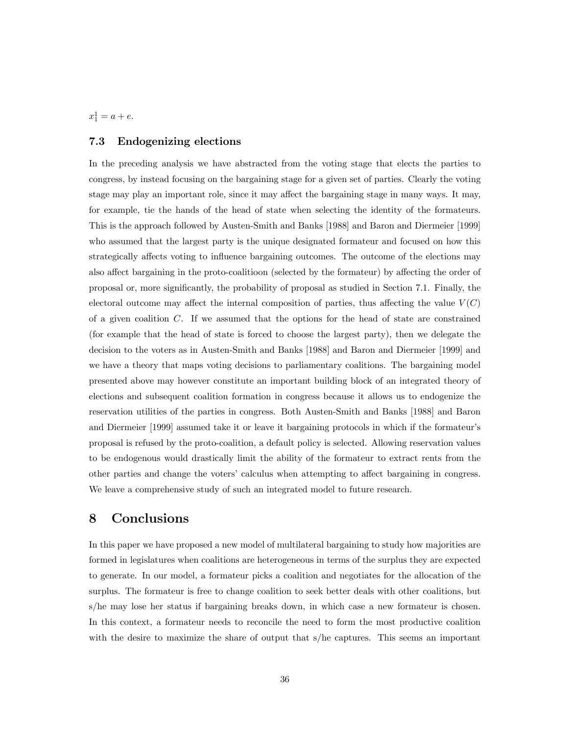$x_1^1 = a + e$.

### 7.3 Endogenizing elections

In the preceding analysis we have abstracted from the voting stage that elects the parties to congress, by instead focusing on the bargaining stage for a given set of parties. Clearly the voting stage may play an important role, since it may affect the bargaining stage in many ways. It may, for example, tie the hands of the head of state when selecting the identity of the formateurs. This is the approach followed by Austen-Smith and Banks [1988] and Baron and Diermeier [1999] who assumed that the largest party is the unique designated formateur and focused on how this strategically affects voting to influence bargaining outcomes. The outcome of the elections may also affect bargaining in the proto-coalitioon (selected by the formateur) by affecting the order of proposal or, more significantly, the probability of proposal as studied in Section 7.1. Finally, the electoral outcome may affect the internal composition of parties, thus affecting the value $V(C)$ of a given coalition $C$. If we assumed that the options for the head of state are constrained (for example that the head of state is forced to choose the largest party), then we delegate the decision to the voters as in Austen-Smith and Banks [1988] and Baron and Diermeier [1999] and we have a theory that maps voting decisions to parliamentary coalitions. The bargaining model presented above may however constitute an important building block of an integrated theory of elections and subsequent coalition formation in congress because it allows us to endogenize the reservation utilities of the parties in congress. Both Austen-Smith and Banks [1988] and Baron and Diermeier [1999] assumed take it or leave it bargaining protocols in which if the formateur's proposal is refused by the proto-coalition, a default policy is selected. Allowing reservation values to be endogenous would drastically limit the ability of the formateur to extract rents from the other parties and change the voters' calculus when attempting to affect bargaining in congress. We leave a comprehensive study of such an integrated model to future research.

## 8 Conclusions

In this paper we have proposed a new model of multilateral bargaining to study how majorities are formed in legislatures when coalitions are heterogeneous in terms of the surplus they are expected to generate. In our model, a formateur picks a coalition and negotiates for the allocation of the surplus. The formateur is free to change coalition to seek better deals with other coalitions, but s/he may lose her status if bargaining breaks down, in which case a new formateur is chosen. In this context, a formateur needs to reconcile the need to form the most productive coalition with the desire to maximize the share of output that s/he captures. This seems an important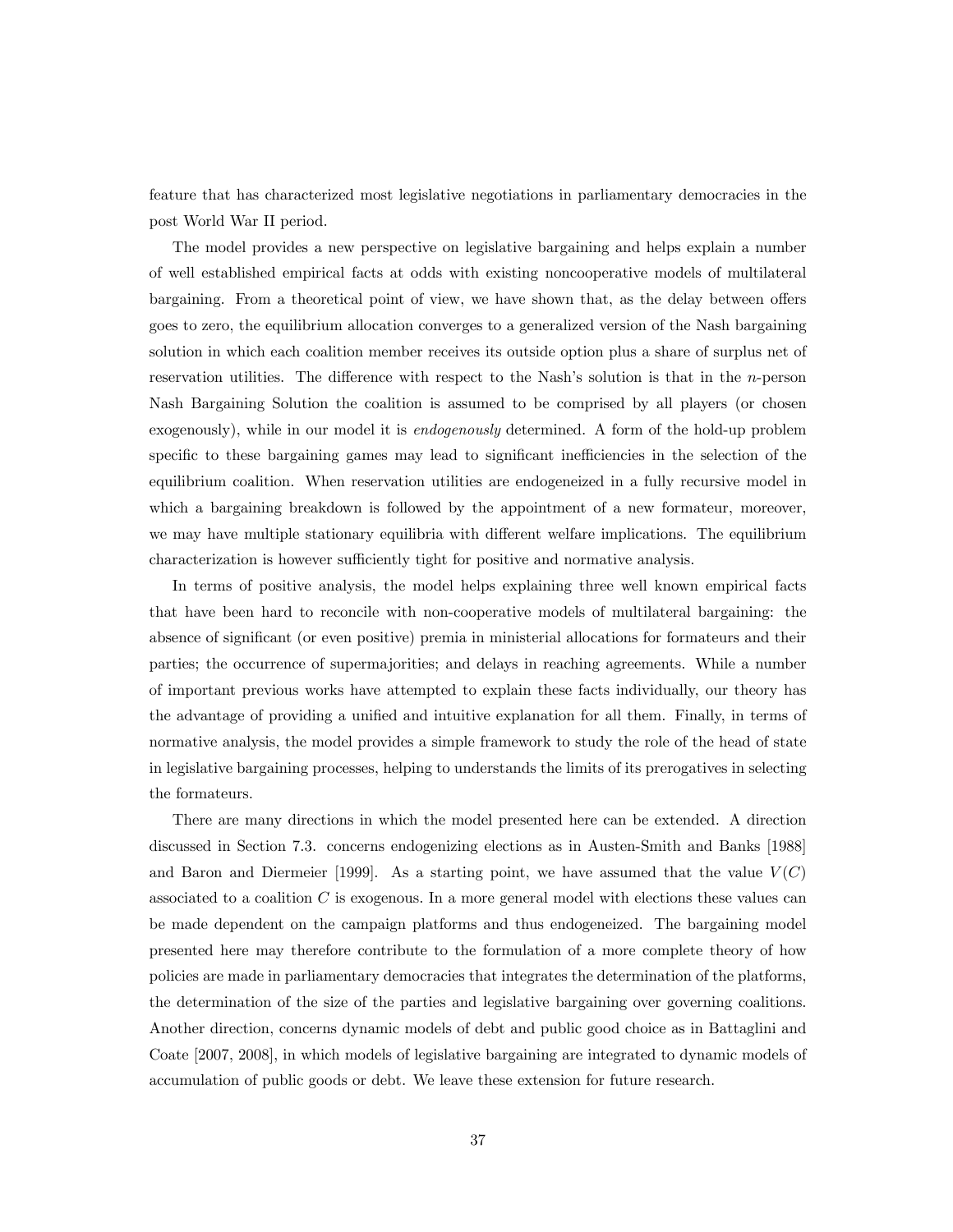feature that has characterized most legislative negotiations in parliamentary democracies in the post World War II period.

The model provides a new perspective on legislative bargaining and helps explain a number of well established empirical facts at odds with existing noncooperative models of multilateral bargaining. From a theoretical point of view, we have shown that, as the delay between offers goes to zero, the equilibrium allocation converges to a generalized version of the Nash bargaining solution in which each coalition member receives its outside option plus a share of surplus net of reservation utilities. The difference with respect to the Nash's solution is that in the $n$-person Nash Bargaining Solution the coalition is assumed to be comprised by all players (or chosen exogenously), while in our model it is *endogenously* determined. A form of the hold-up problem specific to these bargaining games may lead to significant inefficiencies in the selection of the equilibrium coalition. When reservation utilities are endogeneized in a fully recursive model in which a bargaining breakdown is followed by the appointment of a new formateur, moreover, we may have multiple stationary equilibria with different welfare implications. The equilibrium characterization is however sufficiently tight for positive and normative analysis.

In terms of positive analysis, the model helps explaining three well known empirical facts that have been hard to reconcile with non-cooperative models of multilateral bargaining: the absence of significant (or even positive) premia in ministerial allocations for formateurs and their parties; the occurrence of supermajorities; and delays in reaching agreements. While a number of important previous works have attempted to explain these facts individually, our theory has the advantage of providing a unified and intuitive explanation for all them. Finally, in terms of normative analysis, the model provides a simple framework to study the role of the head of state in legislative bargaining processes, helping to understands the limits of its prerogatives in selecting the formateurs.

There are many directions in which the model presented here can be extended. A direction discussed in Section 7.3. concerns endogenizing elections as in Austen-Smith and Banks [1988] and Baron and Diermeier [1999]. As a starting point, we have assumed that the value $V(C)$ associated to a coalition $C$ is exogenous. In a more general model with elections these values can be made dependent on the campaign platforms and thus endogeneized. The bargaining model presented here may therefore contribute to the formulation of a more complete theory of how policies are made in parliamentary democracies that integrates the determination of the platforms, the determination of the size of the parties and legislative bargaining over governing coalitions. Another direction, concerns dynamic models of debt and public good choice as in Battaglini and Coate [2007, 2008], in which models of legislative bargaining are integrated to dynamic models of accumulation of public goods or debt. We leave these extension for future research.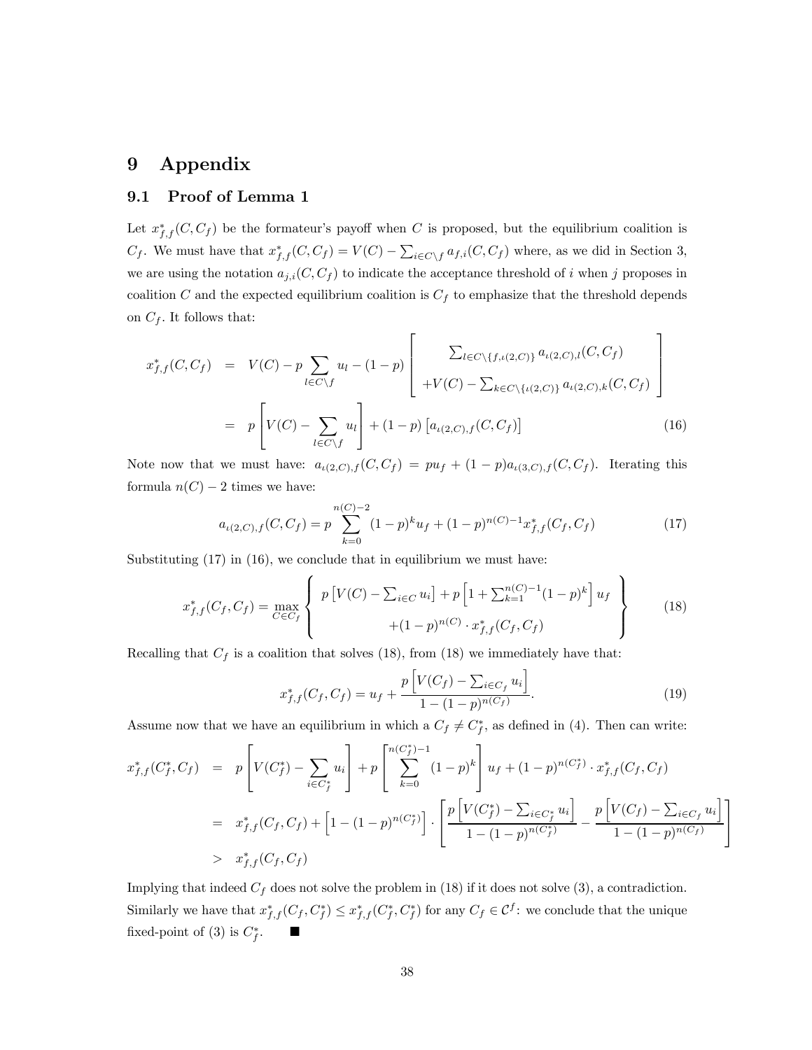# 9 Appendix

## 9.1 Proof of Lemma 1

Let $x^*_{f,f}(C, C_f)$ be the formateur's payoff when $C$ is proposed, but the equilibrium coalition is $C_f$. We must have that $x^*_{f,f}(C, C_f) = V(C) - \sum_{i \in C \setminus f} a_{f,i}(C, C_f)$ where, as we did in Section 3, we are using the notation $a_{j,i}(C, C_f)$ to indicate the acceptance threshold of $i$ when $j$ proposes in coalition $C$ and the expected equilibrium coalition is $C_f$ to emphasize that the threshold depends on $C_f$. It follows that:

$$
\begin{aligned}
x^*_{f,f}(C, C_f) &= V(C) - p \sum_{l \in C \setminus f} u_l - (1-p) \left[ \begin{array}{c} \sum_{l \in C \setminus \{f, \iota(2,C)\}} a_{\iota(2,C),l}(C, C_f) \\ +V(C) - \sum_{k \in C \setminus \{\iota(2,C)\}} a_{\iota(2,C),k}(C, C_f) \end{array} \right] \\
&= p \left[ V(C) - \sum_{l \in C \setminus f} u_l \right] + (1-p) \left[ a_{\iota(2,C),f}(C, C_f) \right] \qquad (16)
\end{aligned}
$$

Note now that we must have: $a_{\iota(2,C),f}(C, C_f) = p u_f + (1-p) a_{\iota(3,C),f}(C, C_f)$. Iterating this formula $n(C) - 2$ times we have:

$$
a_{\iota(2,C),f}(C, C_f) = p \sum_{k=0}^{n(C)-2} (1-p)^k u_f + (1-p)^{n(C)-1} x^*_{f,f}(C_f, C_f) \qquad (17)
$$

Substituting (17) in (16), we conclude that in equilibrium we must have:

$$
x^*_{f,f}(C_f, C_f) = \max_{C \in C_f} \left\{ \begin{array}{c} p \left[ V(C) - \sum_{i \in C} u_i \right] + p \left[ 1 + \sum_{k=1}^{n(C)-1} (1-p)^k \right] u_f \\ +(1-p)^{n(C)} \cdot x^*_{f,f}(C_f, C_f) \end{array} \right\} \qquad (18)
$$

Recalling that $C_f$ is a coalition that solves (18), from (18) we immediately have that:

$$
x^*_{f,f}(C_f, C_f) = u_f + \frac{p \left[ V(C_f) - \sum_{i \in C_f} u_i \right]}{1 - (1-p)^{n(C_f)}}. \qquad (19)
$$

Assume now that we have an equilibrium in which a $C_f \neq C_f^*$, as defined in (4). Then can write:

$$
\begin{aligned}
x^*_{f,f}(C_f^*, C_f) &= p \left[ V(C_f^*) - \sum_{i \in C_f^*} u_i \right] + p \left[ \sum_{k=0}^{n(C_f^*)-1} (1-p)^k \right] u_f + (1-p)^{n(C_f^*)} \cdot x^*_{f,f}(C_f, C_f) \\
&= x^*_{f,f}(C_f, C_f) + \left[ 1 - (1-p)^{n(C_f^*)} \right] \cdot \left[ \frac{p \left[ V(C_f^*) - \sum_{i \in C_f^*} u_i \right]}{1 - (1-p)^{n(C_f^*)}} - \frac{p \left[ V(C_f) - \sum_{i \in C_f} u_i \right]}{1 - (1-p)^{n(C_f)}} \right] \\
&> x^*_{f,f}(C_f, C_f)
\end{aligned}
$$

Implying that indeed $C_f$ does not solve the problem in (18) if it does not solve (3), a contradiction. Similarly we have that $x^*_{f,f}(C_f, C_f^*) \leq x^*_{f,f}(C_f^*, C_f^*)$ for any $C_f \in \mathcal{C}^f$: we conclude that the unique fixed-point of (3) is $C_f^*$. ■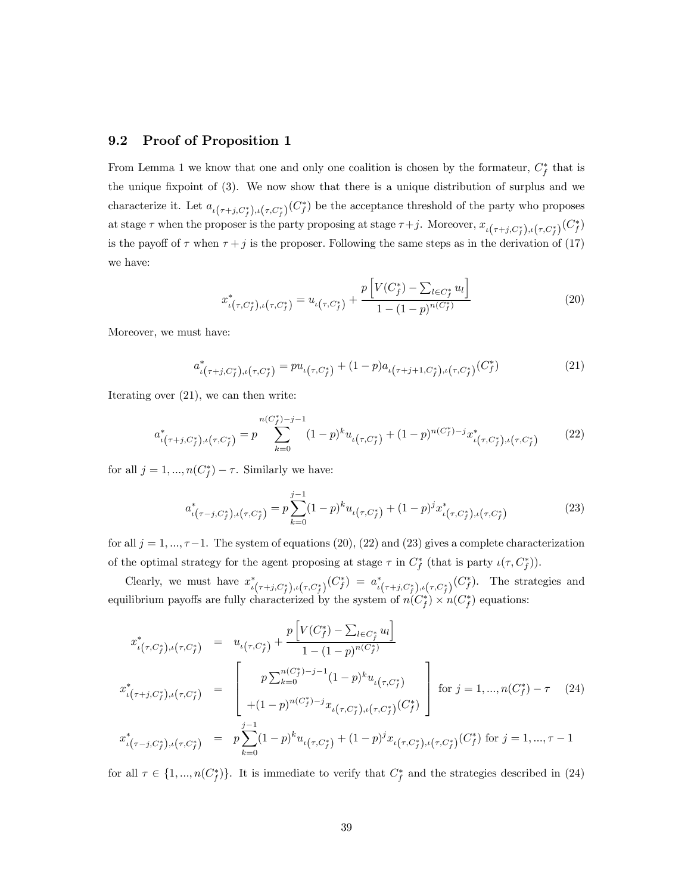## 9.2 Proof of Proposition 1

From Lemma 1 we know that one and only one coalition is chosen by the formateur, $C_f^*$ that is the unique fixpoint of (3). We now show that there is a unique distribution of surplus and we characterize it. Let $a_{\iota(\tau+j,C_f^*),\iota(\tau,C_f^*)}(C_f^*)$ be the acceptance threshold of the party who proposes at stage $\tau$ when the proposer is the party proposing at stage $\tau+j$. Moreover, $x_{\iota(\tau+j,C_f^*),\iota(\tau,C_f^*)}(C_f^*)$ is the payoff of $\tau$ when $\tau+j$ is the proposer. Following the same steps as in the derivation of (17) we have:

$$x^*_{\iota(\tau,C_f^*),\iota(\tau,C_f^*)} = u_{\iota(\tau,C_f^*)} + \frac{p\left[V(C_f^*) - \sum_{l \in C_f^*} u_l\right]}{1-(1-p)^{n(C_f^*)}} \tag{20}$$

Moreover, we must have:

$$a^*_{\iota(\tau+j,C_f^*),\iota(\tau,C_f^*)} = pu_{\iota(\tau,C_f^*)} + (1-p)a_{\iota(\tau+j+1,C_f^*),\iota(\tau,C_f^*)}(C_f^*) \tag{21}$$

Iterating over (21), we can then write:

$$a^*_{\iota(\tau+j,C_f^*),\iota(\tau,C_f^*)} = p\sum_{k=0}^{n(C_f^*)-j-1}(1-p)^k u_{\iota(\tau,C_f^*)} + (1-p)^{n(C_f^*)-j}x^*_{\iota(\tau,C_f^*),\iota(\tau,C_f^*)} \tag{22}$$

for all $j = 1, ..., n(C_f^*) - \tau$. Similarly we have:

$$a^*_{\iota(\tau-j,C_f^*),\iota(\tau,C_f^*)} = p\sum_{k=0}^{j-1}(1-p)^k u_{\iota(\tau,C_f^*)} + (1-p)^j x^*_{\iota(\tau,C_f^*),\iota(\tau,C_f^*)} \tag{23}$$

for all $j = 1, ..., \tau-1$. The system of equations (20), (22) and (23) gives a complete characterization of the optimal strategy for the agent proposing at stage $\tau$ in $C_f^*$ (that is party $\iota(\tau, C_f^*)$).

Clearly, we must have $x^*_{\iota(\tau+j,C_f^*),\iota(\tau,C_f^*)}(C_f^*) = a^*_{\iota(\tau+j,C_f^*),\iota(\tau,C_f^*)}(C_f^*)$. The strategies and equilibrium payoffs are fully characterized by the system of $n(C_f^*) \times n(C_f^*)$ equations:

$$\begin{aligned}
x^*_{\iota(\tau,C_f^*),\iota(\tau,C_f^*)} &= u_{\iota(\tau,C_f^*)} + \frac{p\left[V(C_f^*) - \sum_{l \in C_f^*} u_l\right]}{1-(1-p)^{n(C_f^*)}} \\
x^*_{\iota(\tau+j,C_f^*),\iota(\tau,C_f^*)} &= \left[\begin{array}{c} p\sum_{k=0}^{n(C_f^*)-j-1}(1-p)^k u_{\iota(\tau,C_f^*)} \\ +(1-p)^{n(C_f^*)-j}x_{\iota(\tau,C_f^*),\iota(\tau,C_f^*)}(C_f^*) \end{array}\right] \text{ for } j = 1, ..., n(C_f^*) - \tau \\
x^*_{\iota(\tau-j,C_f^*),\iota(\tau,C_f^*)} &= p\sum_{k=0}^{j-1}(1-p)^k u_{\iota(\tau,C_f^*)} + (1-p)^j x_{\iota(\tau,C_f^*),\iota(\tau,C_f^*)}(C_f^*) \text{ for } j = 1, ..., \tau - 1
\end{aligned} \tag{24}$$

for all $\tau \in \{1, ..., n(C_f^*)\}$. It is immediate to verify that $C_f^*$ and the strategies described in (24)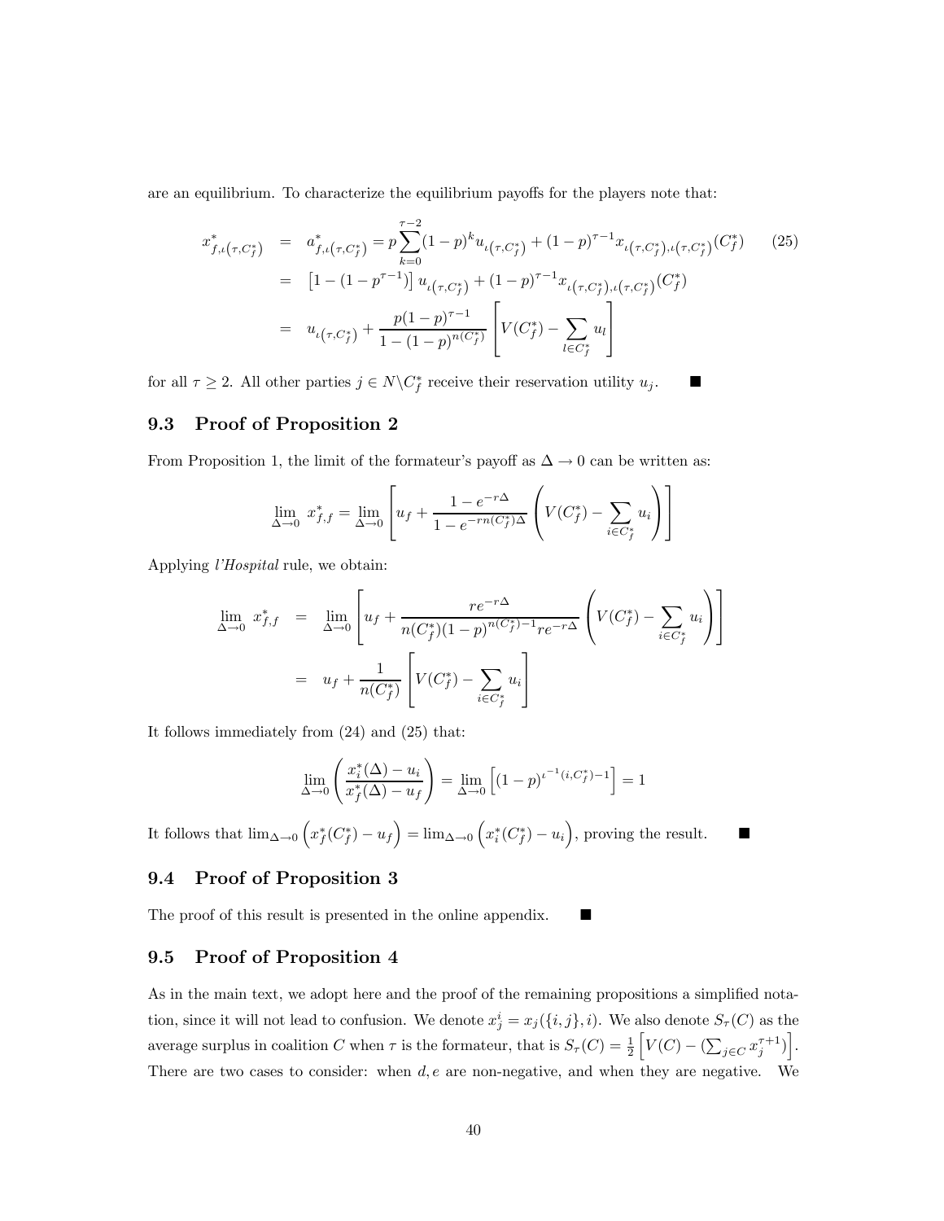are an equilibrium. To characterize the equilibrium payoffs for the players note that:

$$
\begin{aligned}
x^*_{f,\iota(\tau,C^*_f)} &= a^*_{f,\iota(\tau,C^*_f)} = p\sum_{k=0}^{\tau-2}(1-p)^k u_{\iota(\tau,C^*_f)} + (1-p)^{\tau-1} x_{\iota(\tau,C^*_f),\iota(\tau,C^*_f)}(C^*_f) \qquad (25)\\
&= \left[1-(1-p^{\tau-1})\right] u_{\iota(\tau,C^*_f)} + (1-p)^{\tau-1} x_{\iota(\tau,C^*_f),\iota(\tau,C^*_f)}(C^*_f)\\
&= u_{\iota(\tau,C^*_f)} + \frac{p(1-p)^{\tau-1}}{1-(1-p)^{n(C^*_f)}}\left[V(C^*_f) - \sum_{l\in C^*_f} u_l\right]
\end{aligned}
$$

for all $\tau \geq 2$. All other parties $j \in N\backslash C^*_f$ receive their reservation utility $u_j$. ■

## 9.3 Proof of Proposition 2

From Proposition 1, the limit of the formateur's payoff as $\Delta \to 0$ can be written as:

$$
\lim_{\Delta\to 0} x^*_{f,f} = \lim_{\Delta\to 0}\left[u_f + \frac{1-e^{-r\Delta}}{1-e^{-rn(C^*_f)\Delta}}\left(V(C^*_f) - \sum_{i\in C^*_f} u_i\right)\right]
$$

Applying *l'Hospital* rule, we obtain:

$$
\begin{aligned}
\lim_{\Delta\to 0} x^*_{f,f} &= \lim_{\Delta\to 0}\left[u_f + \frac{re^{-r\Delta}}{n(C^*_f)(1-p)^{n(C^*_f)-1}re^{-r\Delta}}\left(V(C^*_f) - \sum_{i\in C^*_f} u_i\right)\right]\\
&= u_f + \frac{1}{n(C^*_f)}\left[V(C^*_f) - \sum_{i\in C^*_f} u_i\right]
\end{aligned}
$$

It follows immediately from (24) and (25) that:

$$
\lim_{\Delta\to 0}\left(\frac{x^*_i(\Delta) - u_i}{x^*_f(\Delta) - u_f}\right) = \lim_{\Delta\to 0}\left[(1-p)^{\iota^{-1}(i,C^*_f)-1}\right] = 1
$$

It follows that $\lim_{\Delta\to 0}\left(x^*_f(C^*_f) - u_f\right) = \lim_{\Delta\to 0}\left(x^*_i(C^*_f) - u_i\right)$, proving the result. ■

## 9.4 Proof of Proposition 3

The proof of this result is presented in the online appendix. ■

## 9.5 Proof of Proposition 4

As in the main text, we adopt here and the proof of the remaining propositions a simplified notation, since it will not lead to confusion. We denote $x^i_j = x_j(\{i,j\},i)$. We also denote $S_\tau(C)$ as the average surplus in coalition $C$ when $\tau$ is the formateur, that is $S_\tau(C) = \frac{1}{2}\left[V(C) - (\sum_{j\in C} x^{\tau+1}_j)\right]$. There are two cases to consider: when $d, e$ are non-negative, and when they are negative. We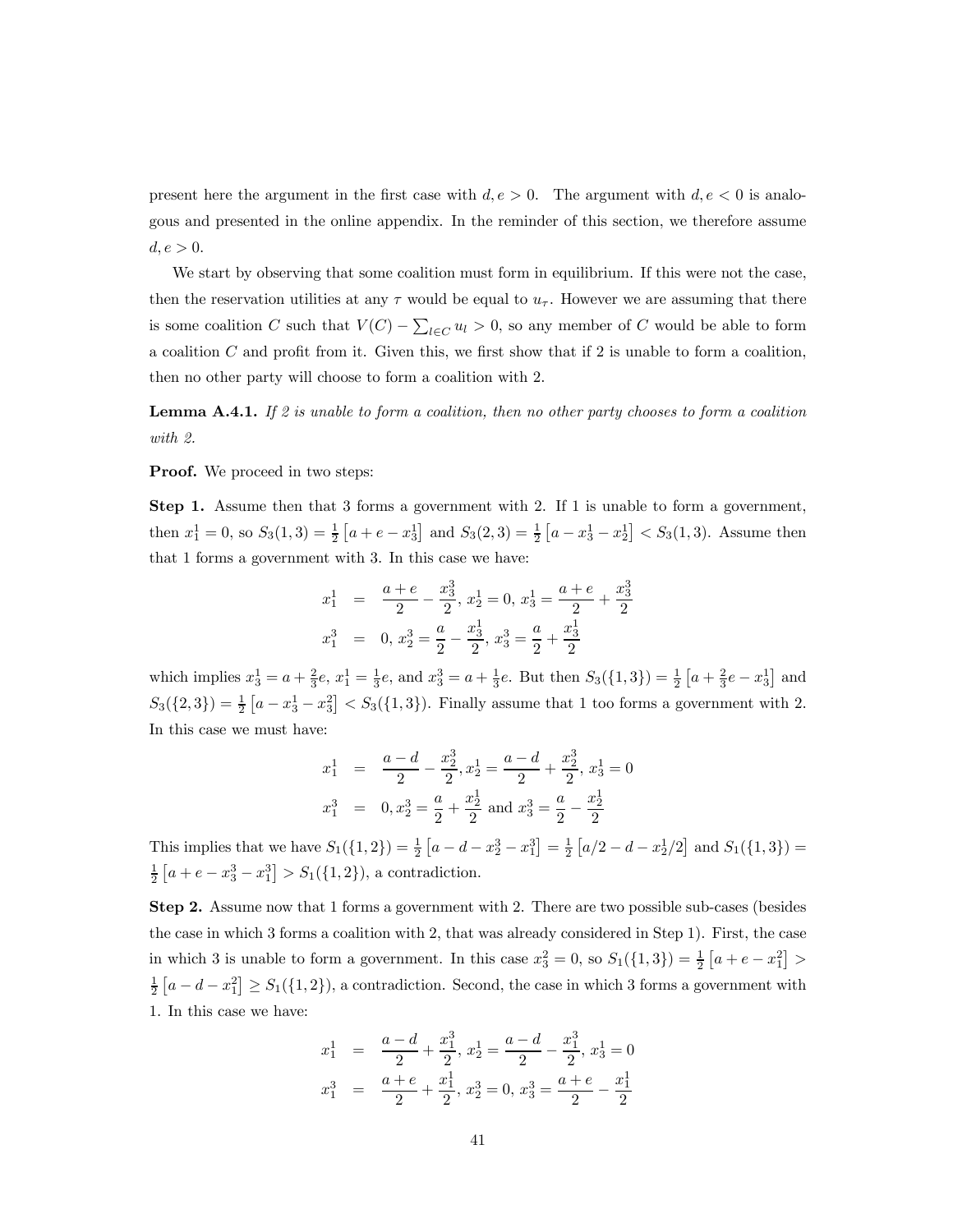present here the argument in the first case with $d, e > 0$. The argument with $d, e < 0$ is analogous and presented in the online appendix. In the reminder of this section, we therefore assume $d, e > 0$.

We start by observing that some coalition must form in equilibrium. If this were not the case, then the reservation utilities at any $\tau$ would be equal to $u_\tau$. However we are assuming that there is some coalition $C$ such that $V(C) - \sum_{l \in C} u_l > 0$, so any member of $C$ would be able to form a coalition $C$ and profit from it. Given this, we first show that if 2 is unable to form a coalition, then no other party will choose to form a coalition with 2.

**Lemma A.4.1.** *If 2 is unable to form a coalition, then no other party chooses to form a coalition with 2.*

**Proof.** We proceed in two steps:

**Step 1.** Assume then that 3 forms a government with 2. If 1 is unable to form a government, then $x_1^1 = 0$, so $S_3(1,3) = \frac{1}{2}\left[a + e - x_3^1\right]$ and $S_3(2,3) = \frac{1}{2}\left[a - x_3^1 - x_2^1\right] < S_3(1,3)$. Assume then that 1 forms a government with 3. In this case we have:

$$
\begin{aligned}
x_1^1 &= \frac{a+e}{2} - \frac{x_3^3}{2},\ x_2^1 = 0,\ x_3^1 = \frac{a+e}{2} + \frac{x_3^3}{2} \\
x_1^3 &= 0,\ x_2^3 = \frac{a}{2} - \frac{x_3^1}{2},\ x_3^3 = \frac{a}{2} + \frac{x_3^1}{2}
\end{aligned}
$$

which implies $x_3^1 = a + \frac{2}{3}e$, $x_1^1 = \frac{1}{3}e$, and $x_3^3 = a + \frac{1}{3}e$. But then $S_3(\{1,3\}) = \frac{1}{2}\left[a + \frac{2}{3}e - x_3^1\right]$ and $S_3(\{2,3\}) = \frac{1}{2}\left[a - x_3^1 - x_3^2\right] < S_3(\{1,3\})$. Finally assume that 1 too forms a government with 2. In this case we must have:

$$
\begin{aligned}
x_1^1 &= \frac{a-d}{2} - \frac{x_2^3}{2},\ x_2^1 = \frac{a-d}{2} + \frac{x_2^3}{2},\ x_3^1 = 0 \\
x_1^3 &= 0,\ x_2^3 = \frac{a}{2} + \frac{x_2^1}{2} \text{ and } x_3^3 = \frac{a}{2} - \frac{x_2^1}{2}
\end{aligned}
$$

This implies that we have $S_1(\{1,2\}) = \frac{1}{2}\left[a - d - x_2^3 - x_1^3\right] = \frac{1}{2}\left[a/2 - d - x_2^1/2\right]$ and $S_1(\{1,3\}) = \frac{1}{2}\left[a + e - x_3^3 - x_1^3\right] > S_1(\{1,2\})$, a contradiction.

**Step 2.** Assume now that 1 forms a government with 2. There are two possible sub-cases (besides the case in which 3 forms a coalition with 2, that was already considered in Step 1). First, the case in which 3 is unable to form a government. In this case $x_3^2 = 0$, so $S_1(\{1,3\}) = \frac{1}{2}\left[a + e - x_1^2\right] > \frac{1}{2}\left[a - d - x_1^2\right] \geq S_1(\{1,2\})$, a contradiction. Second, the case in which 3 forms a government with 1. In this case we have:

$$
\begin{aligned}
x_1^1 &= \frac{a-d}{2} + \frac{x_1^3}{2},\ x_2^1 = \frac{a-d}{2} - \frac{x_1^3}{2},\ x_3^1 = 0 \\
x_1^3 &= \frac{a+e}{2} + \frac{x_1^1}{2},\ x_2^3 = 0,\ x_3^3 = \frac{a+e}{2} - \frac{x_1^1}{2}
\end{aligned}
$$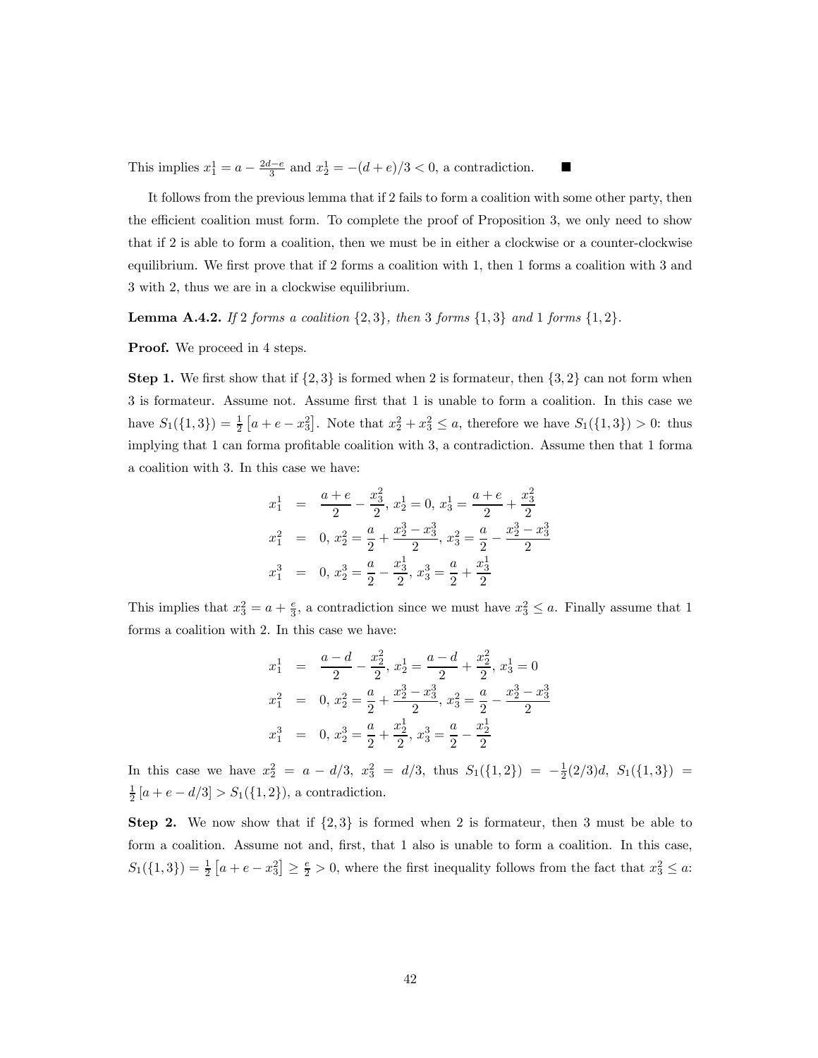This implies $x_1^1 = a - \frac{2d-e}{3}$ and $x_2^1 = -(d+e)/3 < 0$, a contradiction. ■

It follows from the previous lemma that if 2 fails to form a coalition with some other party, then the efficient coalition must form. To complete the proof of Proposition 3, we only need to show that if 2 is able to form a coalition, then we must be in either a clockwise or a counter-clockwise equilibrium. We first prove that if 2 forms a coalition with 1, then 1 forms a coalition with 3 and 3 with 2, thus we are in a clockwise equilibrium.

**Lemma A.4.2.** *If 2 forms a coalition $\{2,3\}$, then 3 forms $\{1,3\}$ and 1 forms $\{1,2\}$.*

**Proof.** We proceed in 4 steps.

**Step 1.** We first show that if $\{2,3\}$ is formed when 2 is formateur, then $\{3,2\}$ can not form when 3 is formateur. Assume not. Assume first that 1 is unable to form a coalition. In this case we have $S_1(\{1,3\}) = \frac{1}{2}\left[a + e - x_3^2\right]$. Note that $x_2^2 + x_3^2 \leq a$, therefore we have $S_1(\{1,3\}) > 0$: thus implying that 1 can forma profitable coalition with 3, a contradiction. Assume then that 1 forma a coalition with 3. In this case we have:

$$
\begin{aligned}
x_1^1 &= \frac{a+e}{2} - \frac{x_3^2}{2},\ x_2^1 = 0,\ x_3^1 = \frac{a+e}{2} + \frac{x_3^2}{2} \\
x_1^2 &= 0,\ x_2^2 = \frac{a}{2} + \frac{x_2^3 - x_3^3}{2},\ x_3^2 = \frac{a}{2} - \frac{x_2^3 - x_3^3}{2} \\
x_1^3 &= 0,\ x_2^3 = \frac{a}{2} - \frac{x_3^1}{2},\ x_3^3 = \frac{a}{2} + \frac{x_3^1}{2}
\end{aligned}
$$

This implies that $x_3^2 = a + \frac{e}{3}$, a contradiction since we must have $x_3^2 \leq a$. Finally assume that 1 forms a coalition with 2. In this case we have:

$$
\begin{aligned}
x_1^1 &= \frac{a-d}{2} - \frac{x_2^2}{2},\ x_2^1 = \frac{a-d}{2} + \frac{x_2^2}{2},\ x_3^1 = 0 \\
x_1^2 &= 0,\ x_2^2 = \frac{a}{2} + \frac{x_2^3 - x_3^3}{2},\ x_3^2 = \frac{a}{2} - \frac{x_2^3 - x_3^3}{2} \\
x_1^3 &= 0,\ x_2^3 = \frac{a}{2} + \frac{x_2^1}{2},\ x_3^3 = \frac{a}{2} - \frac{x_2^1}{2}
\end{aligned}
$$

In this case we have $x_2^2 = a - d/3$, $x_3^2 = d/3$, thus $S_1(\{1,2\}) = -\frac{1}{2}(2/3)d$, $S_1(\{1,3\}) = \frac{1}{2}\left[a + e - d/3\right] > S_1(\{1,2\})$, a contradiction.

**Step 2.** We now show that if $\{2,3\}$ is formed when 2 is formateur, then 3 must be able to form a coalition. Assume not and, first, that 1 also is unable to form a coalition. In this case, $S_1(\{1,3\}) = \frac{1}{2}\left[a + e - x_3^2\right] \geq \frac{e}{2} > 0$, where the first inequality follows from the fact that $x_3^2 \leq a$: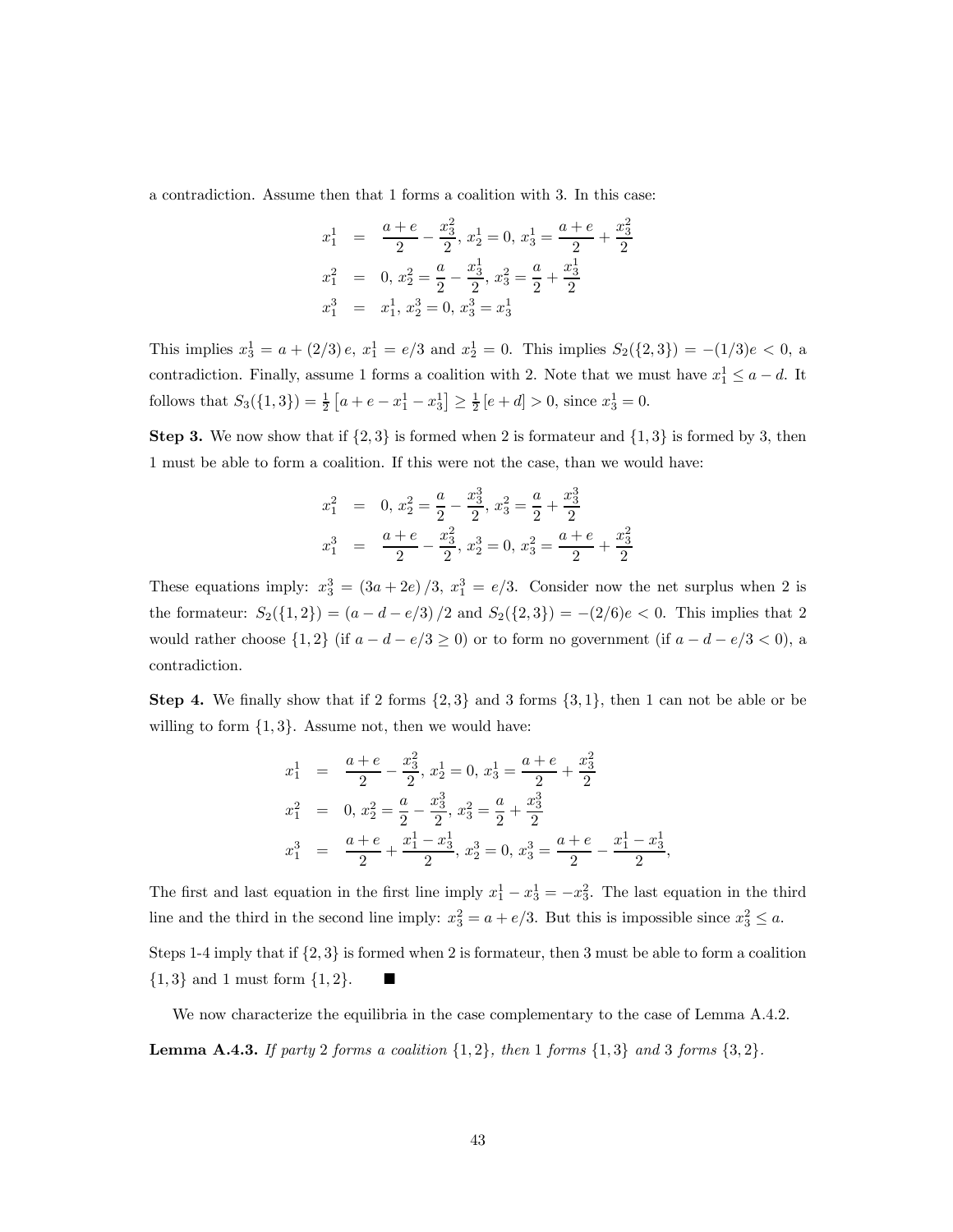a contradiction. Assume then that 1 forms a coalition with 3. In this case:

$$
\begin{aligned}
x_1^1 &= \frac{a+e}{2} - \frac{x_3^2}{2},\ x_2^1 = 0,\ x_3^1 = \frac{a+e}{2} + \frac{x_3^2}{2} \\
x_1^2 &= 0,\ x_2^2 = \frac{a}{2} - \frac{x_3^1}{2},\ x_3^2 = \frac{a}{2} + \frac{x_3^1}{2} \\
x_1^3 &= x_1^1,\ x_2^3 = 0,\ x_3^3 = x_3^1
\end{aligned}
$$

This implies $x_3^1 = a + (2/3)\,e$, $x_1^1 = e/3$ and $x_2^1 = 0$. This implies $S_2(\{2,3\}) = -(1/3)e < 0$, a contradiction. Finally, assume 1 forms a coalition with 2. Note that we must have $x_1^1 \leq a - d$. It follows that $S_3(\{1,3\}) = \frac{1}{2}\left[a + e - x_1^1 - x_3^1\right] \geq \frac{1}{2}\left[e + d\right] > 0$, since $x_3^1 = 0$.

**Step 3.** We now show that if $\{2,3\}$ is formed when 2 is formateur and $\{1,3\}$ is formed by 3, then 1 must be able to form a coalition. If this were not the case, than we would have:

$$
\begin{aligned}
x_1^2 &= 0,\ x_2^2 = \frac{a}{2} - \frac{x_3^3}{2},\ x_3^2 = \frac{a}{2} + \frac{x_3^3}{2} \\
x_1^3 &= \frac{a+e}{2} - \frac{x_3^2}{2},\ x_2^3 = 0,\ x_3^2 = \frac{a+e}{2} + \frac{x_3^2}{2}
\end{aligned}
$$

These equations imply: $x_3^3 = (3a + 2e)/3$, $x_1^3 = e/3$. Consider now the net surplus when 2 is the formateur: $S_2(\{1,2\}) = (a - d - e/3)/2$ and $S_2(\{2,3\}) = -(2/6)e < 0$. This implies that 2 would rather choose $\{1,2\}$ (if $a - d - e/3 \geq 0$) or to form no government (if $a - d - e/3 < 0$), a contradiction.

**Step 4.** We finally show that if 2 forms $\{2,3\}$ and 3 forms $\{3,1\}$, then 1 can not be able or be willing to form $\{1,3\}$. Assume not, then we would have:

$$
\begin{aligned}
x_1^1 &= \frac{a+e}{2} - \frac{x_3^2}{2},\ x_2^1 = 0,\ x_3^1 = \frac{a+e}{2} + \frac{x_3^2}{2} \\
x_1^2 &= 0,\ x_2^2 = \frac{a}{2} - \frac{x_3^3}{2},\ x_3^2 = \frac{a}{2} + \frac{x_3^3}{2} \\
x_1^3 &= \frac{a+e}{2} + \frac{x_1^1 - x_3^1}{2},\ x_2^3 = 0,\ x_3^3 = \frac{a+e}{2} - \frac{x_1^1 - x_3^1}{2},
\end{aligned}
$$

The first and last equation in the first line imply $x_1^1 - x_3^1 = -x_3^2$. The last equation in the third line and the third in the second line imply: $x_3^2 = a + e/3$. But this is impossible since $x_3^2 \leq a$.

Steps 1-4 imply that if $\{2,3\}$ is formed when 2 is formateur, then 3 must be able to form a coalition $\{1,3\}$ and 1 must form $\{1,2\}$. ■

We now characterize the equilibria in the case complementary to the case of Lemma A.4.2.

**Lemma A.4.3.** *If party 2 forms a coalition $\{1,2\}$, then 1 forms $\{1,3\}$ and 3 forms $\{3,2\}$.*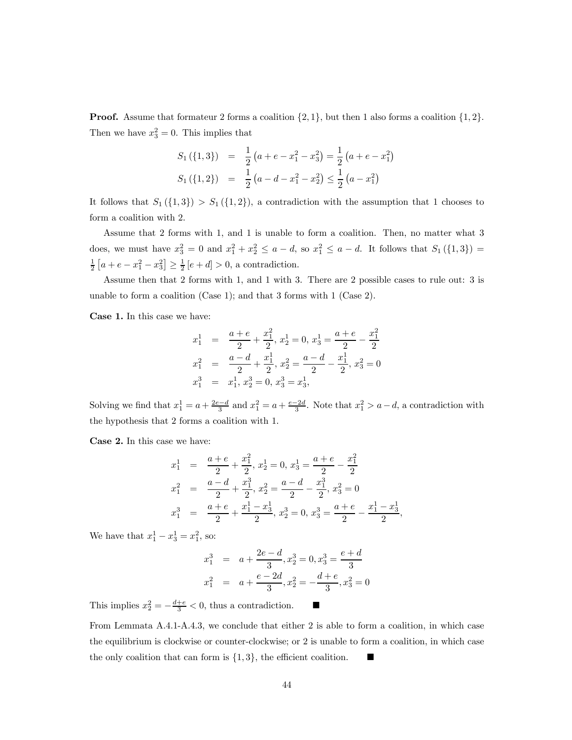**Proof.** Assume that formateur 2 forms a coalition $\{2, 1\}$, but then 1 also forms a coalition $\{1, 2\}$. Then we have $x_3^2 = 0$. This implies that

$$
\begin{aligned}
S_1(\{1,3\}) &= \frac{1}{2}\left(a + e - x_1^2 - x_3^2\right) = \frac{1}{2}\left(a + e - x_1^2\right) \\
S_1(\{1,2\}) &= \frac{1}{2}\left(a - d - x_1^2 - x_2^2\right) \leq \frac{1}{2}\left(a - x_1^2\right)
\end{aligned}
$$

It follows that $S_1(\{1,3\}) > S_1(\{1,2\})$, a contradiction with the assumption that 1 chooses to form a coalition with 2.

Assume that 2 forms with 1, and 1 is unable to form a coalition. Then, no matter what 3 does, we must have $x_3^2 = 0$ and $x_1^2 + x_2^2 \leq a - d$, so $x_1^2 \leq a - d$. It follows that $S_1(\{1,3\}) = \frac{1}{2}\left[a + e - x_1^2 - x_3^2\right] \geq \frac{1}{2}\left[e + d\right] > 0$, a contradiction.

Assume then that 2 forms with 1, and 1 with 3. There are 2 possible cases to rule out: 3 is unable to form a coalition (Case 1); and that 3 forms with 1 (Case 2).

**Case 1.** In this case we have:

$$
\begin{aligned}
x_1^1 &= \frac{a+e}{2} + \frac{x_1^2}{2},\ x_2^1 = 0,\ x_3^1 = \frac{a+e}{2} - \frac{x_1^2}{2} \\
x_1^2 &= \frac{a-d}{2} + \frac{x_1^1}{2},\ x_2^2 = \frac{a-d}{2} - \frac{x_1^1}{2},\ x_3^2 = 0 \\
x_1^3 &= x_1^1,\ x_2^3 = 0,\ x_3^3 = x_3^1,
\end{aligned}
$$

Solving we find that $x_1^1 = a + \frac{2e-d}{3}$ and $x_1^2 = a + \frac{e-2d}{3}$. Note that $x_1^2 > a - d$, a contradiction with the hypothesis that 2 forms a coalition with 1.

**Case 2.** In this case we have:

$$
\begin{aligned}
x_1^1 &= \frac{a+e}{2} + \frac{x_1^2}{2},\ x_2^1 = 0,\ x_3^1 = \frac{a+e}{2} - \frac{x_1^2}{2} \\
x_1^2 &= \frac{a-d}{2} + \frac{x_1^3}{2},\ x_2^2 = \frac{a-d}{2} - \frac{x_1^3}{2},\ x_3^2 = 0 \\
x_1^3 &= \frac{a+e}{2} + \frac{x_1^1 - x_3^1}{2},\ x_2^3 = 0,\ x_3^3 = \frac{a+e}{2} - \frac{x_1^1 - x_3^1}{2},
\end{aligned}
$$

We have that $x_1^1 - x_3^1 = x_1^2$, so:

$$
\begin{aligned}
x_1^3 &= a + \frac{2e-d}{3}, x_2^3 = 0, x_3^3 = \frac{e+d}{3} \\
x_1^2 &= a + \frac{e-2d}{3}, x_2^2 = -\frac{d+e}{3}, x_3^2 = 0
\end{aligned}
$$

This implies $x_2^2 = -\frac{d+e}{3} < 0$, thus a contradiction. ■

From Lemmata A.4.1-A.4.3, we conclude that either 2 is able to form a coalition, in which case the equilibrium is clockwise or counter-clockwise; or 2 is unable to form a coalition, in which case the only coalition that can form is $\{1, 3\}$, the efficient coalition. ■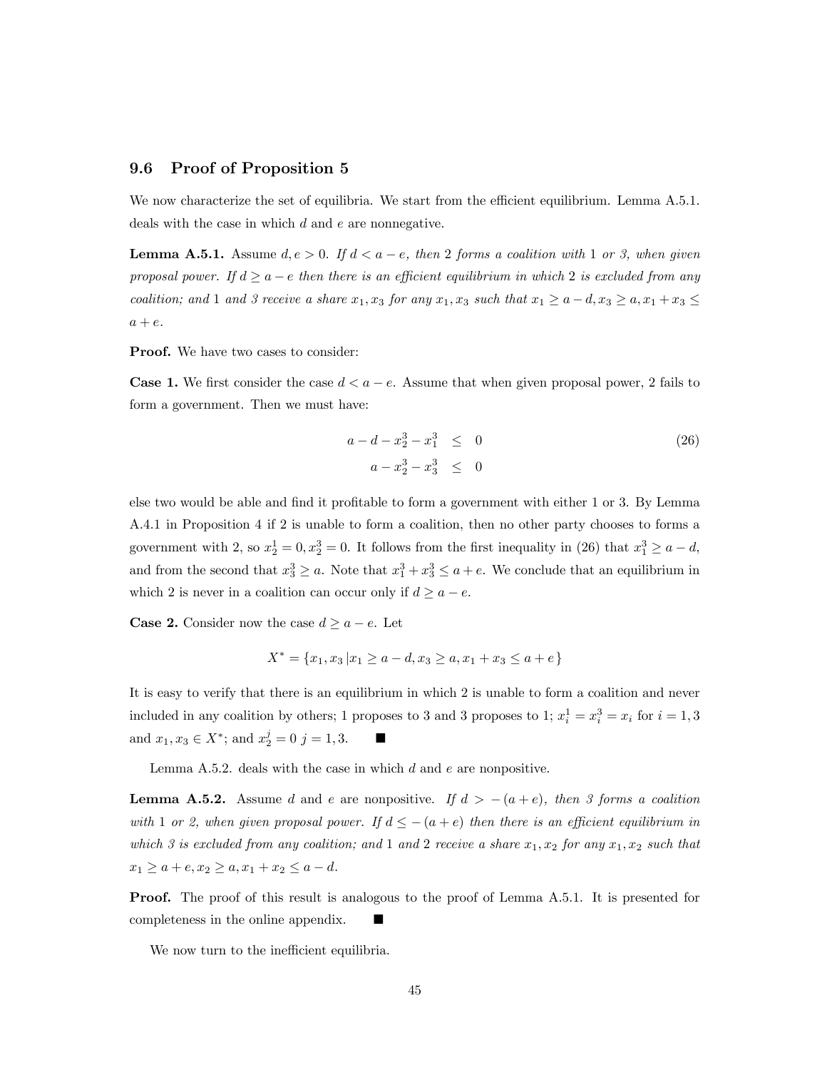### 9.6 Proof of Proposition 5

We now characterize the set of equilibria. We start from the efficient equilibrium. Lemma A.5.1. deals with the case in which $d$ and $e$ are nonnegative.

**Lemma A.5.1.** Assume $d, e > 0$. *If $d < a - e$, then 2 forms a coalition with 1 or 3, when given proposal power. If $d \geq a - e$ then there is an efficient equilibrium in which 2 is excluded from any coalition; and 1 and 3 receive a share $x_1, x_3$ for any $x_1, x_3$ such that $x_1 \geq a - d, x_3 \geq a, x_1 + x_3 \leq a + e$.*

**Proof.** We have two cases to consider:

**Case 1.** We first consider the case $d < a - e$. Assume that when given proposal power, 2 fails to form a government. Then we must have:

$$
\begin{aligned}
a - d - x_2^3 - x_1^3 &\leq 0 \\
a - x_2^3 - x_3^3 &\leq 0
\end{aligned}
\tag{26}
$$

else two would be able and find it profitable to form a government with either 1 or 3. By Lemma A.4.1 in Proposition 4 if 2 is unable to form a coalition, then no other party chooses to forms a government with 2, so $x_2^1 = 0, x_2^3 = 0$. It follows from the first inequality in (26) that $x_1^3 \geq a - d$, and from the second that $x_3^3 \geq a$. Note that $x_1^3 + x_3^3 \leq a + e$. We conclude that an equilibrium in which 2 is never in a coalition can occur only if $d \geq a - e$.

**Case 2.** Consider now the case $d \geq a - e$. Let

$$
X^* = \{x_1, x_3 \,|x_1 \geq a - d, x_3 \geq a, x_1 + x_3 \leq a + e\}
$$

It is easy to verify that there is an equilibrium in which 2 is unable to form a coalition and never included in any coalition by others; 1 proposes to 3 and 3 proposes to 1; $x_i^1 = x_i^3 = x_i$ for $i = 1, 3$ and $x_1, x_3 \in X^*$; and $x_2^j = 0 \; j = 1, 3$. ■

Lemma A.5.2. deals with the case in which $d$ and $e$ are nonpositive.

**Lemma A.5.2.** Assume $d$ and $e$ are nonpositive. *If $d > -(a + e)$, then 3 forms a coalition with 1 or 2, when given proposal power. If $d \leq -(a + e)$ then there is an efficient equilibrium in which 3 is excluded from any coalition; and 1 and 2 receive a share $x_1, x_2$ for any $x_1, x_2$ such that $x_1 \geq a + e, x_2 \geq a, x_1 + x_2 \leq a - d$.*

**Proof.** The proof of this result is analogous to the proof of Lemma A.5.1. It is presented for completeness in the online appendix. ■

We now turn to the inefficient equilibria.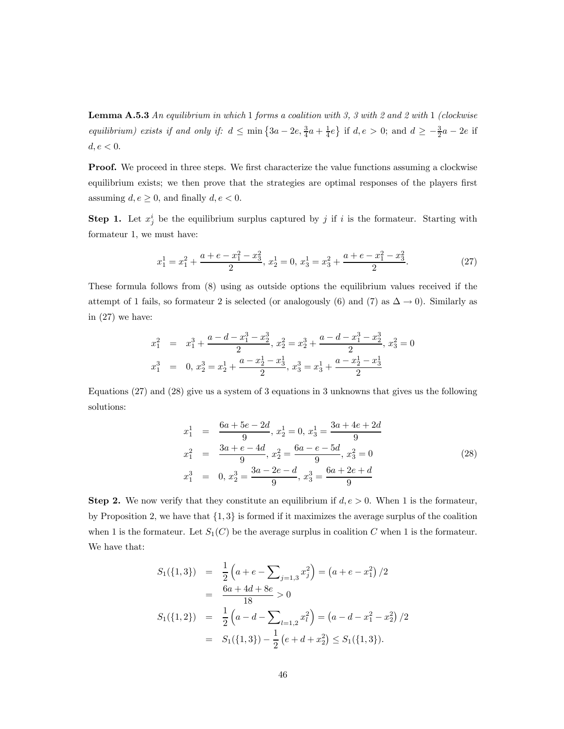**Lemma A.5.3** *An equilibrium in which* 1 *forms a coalition with 3, 3 with 2 and 2 with* 1 *(clockwise equilibrium) exists if and only if:* $d \leq \min\left\{3a - 2e, \frac{3}{4}a + \frac{1}{4}e\right\}$ *if* $d, e > 0$*; and* $d \geq -\frac{3}{2}a - 2e$ *if* $d, e < 0$*.*

**Proof.** We proceed in three steps. We first characterize the value functions assuming a clockwise equilibrium exists; we then prove that the strategies are optimal responses of the players first assuming $d, e \geq 0$, and finally $d, e < 0$.

**Step 1.** Let $x^i_j$ be the equilibrium surplus captured by $j$ if $i$ is the formateur. Starting with formateur 1, we must have:

$$x^1_1 = x^2_1 + \frac{a + e - x^2_1 - x^2_3}{2},\ x^1_2 = 0,\ x^1_3 = x^2_3 + \frac{a + e - x^2_1 - x^2_3}{2}. \tag{27}$$

These formula follows from (8) using as outside options the equilibrium values received if the attempt of 1 fails, so formateur 2 is selected (or analogously (6) and (7) as $\Delta \to 0$). Similarly as in (27) we have:

$$\begin{aligned}
x^2_1 &= x^3_1 + \frac{a - d - x^3_1 - x^3_2}{2},\ x^2_2 = x^3_2 + \frac{a - d - x^3_1 - x^3_2}{2},\ x^2_3 = 0 \\
x^3_1 &= 0,\ x^3_2 = x^1_2 + \frac{a - x^1_2 - x^1_3}{2},\ x^3_3 = x^1_3 + \frac{a - x^1_2 - x^1_3}{2}
\end{aligned}$$

Equations (27) and (28) give us a system of 3 equations in 3 unknowns that gives us the following solutions:

$$\begin{aligned}
x^1_1 &= \frac{6a + 5e - 2d}{9},\ x^1_2 = 0,\ x^1_3 = \frac{3a + 4e + 2d}{9} \\
x^2_1 &= \frac{3a + e - 4d}{9},\ x^2_2 = \frac{6a - e - 5d}{9},\ x^2_3 = 0 \\
x^3_1 &= 0,\ x^3_2 = \frac{3a - 2e - d}{9},\ x^3_3 = \frac{6a + 2e + d}{9}
\end{aligned} \tag{28}$$

**Step 2.** We now verify that they constitute an equilibrium if $d, e > 0$. When 1 is the formateur, by Proposition 2, we have that $\{1, 3\}$ is formed if it maximizes the average surplus of the coalition when 1 is the formateur. Let $S_1(C)$ be the average surplus in coalition $C$ when 1 is the formateur. We have that:

$$\begin{aligned}
S_1(\{1,3\}) &= \frac{1}{2}\left(a + e - \sum\nolimits_{j=1,3} x^2_j\right) = \left(a + e - x^2_1\right)/2 \\
&= \frac{6a + 4d + 8e}{18} > 0 \\
S_1(\{1,2\}) &= \frac{1}{2}\left(a - d - \sum\nolimits_{l=1,2} x^2_l\right) = \left(a - d - x^2_1 - x^2_2\right)/2 \\
&= S_1(\{1,3\}) - \frac{1}{2}\left(e + d + x^2_2\right) \leq S_1(\{1,3\}).
\end{aligned}$$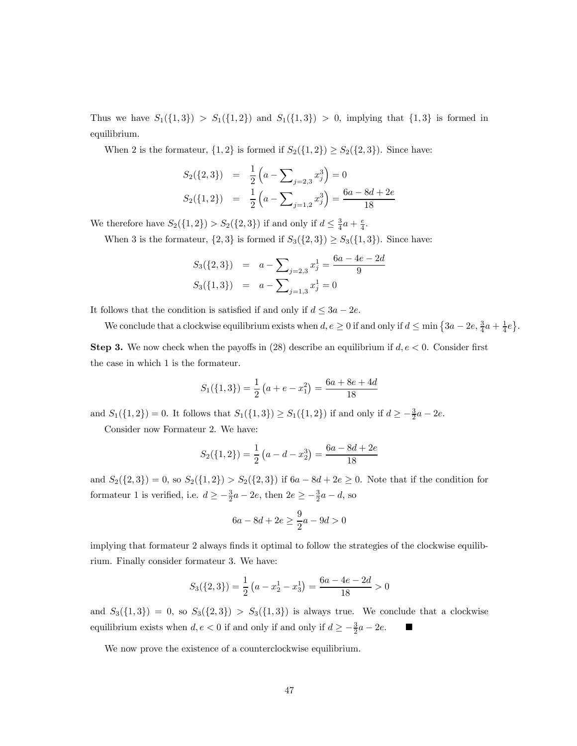Thus we have $S_1(\{1,3\}) > S_1(\{1,2\})$ and $S_1(\{1,3\}) > 0$, implying that $\{1,3\}$ is formed in equilibrium.

When 2 is the formateur, $\{1,2\}$ is formed if $S_2(\{1,2\}) \geq S_2(\{2,3\})$. Since have:

$$\begin{aligned}
S_2(\{2,3\}) &= \frac{1}{2}\left(a - \sum\nolimits_{j=2,3} x_j^3\right) = 0 \\
S_2(\{1,2\}) &= \frac{1}{2}\left(a - \sum\nolimits_{j=1,2} x_j^3\right) = \frac{6a - 8d + 2e}{18}
\end{aligned}$$

We therefore have $S_2(\{1,2\}) > S_2(\{2,3\})$ if and only if $d \leq \frac{3}{4}a + \frac{e}{4}$.

When 3 is the formateur, $\{2,3\}$ is formed if $S_3(\{2,3\}) \geq S_3(\{1,3\})$. Since have:

$$\begin{aligned}
S_3(\{2,3\}) &= a - \sum\nolimits_{j=2,3} x_j^1 = \frac{6a - 4e - 2d}{9} \\
S_3(\{1,3\}) &= a - \sum\nolimits_{j=1,3} x_j^1 = 0
\end{aligned}$$

It follows that the condition is satisfied if and only if $d \leq 3a - 2e$.

We conclude that a clockwise equilibrium exists when $d, e \geq 0$ if and only if $d \leq \min\left\{3a - 2e, \frac{3}{4}a + \frac{1}{4}e\right\}$.

**Step 3.** We now check when the payoffs in (28) describe an equilibrium if $d, e < 0$. Consider first the case in which 1 is the formateur.

$$S_1(\{1,3\}) = \frac{1}{2}\left(a + e - x_1^2\right) = \frac{6a + 8e + 4d}{18}$$

and $S_1(\{1,2\}) = 0$. It follows that $S_1(\{1,3\}) \geq S_1(\{1,2\})$ if and only if $d \geq -\frac{3}{2}a - 2e$.

Consider now Formateur 2. We have:

$$S_2(\{1,2\}) = \frac{1}{2}\left(a - d - x_2^3\right) = \frac{6a - 8d + 2e}{18}$$

and $S_2(\{2,3\}) = 0$, so $S_2(\{1,2\}) > S_2(\{2,3\})$ if $6a - 8d + 2e \geq 0$. Note that if the condition for formateur 1 is verified, i.e. $d \geq -\frac{3}{2}a - 2e$, then $2e \geq -\frac{3}{2}a - d$, so

$$6a - 8d + 2e \geq \frac{9}{2}a - 9d > 0$$

implying that formateur 2 always finds it optimal to follow the strategies of the clockwise equilibrium. Finally consider formateur 3. We have:

$$S_3(\{2,3\}) = \frac{1}{2}\left(a - x_2^1 - x_3^1\right) = \frac{6a - 4e - 2d}{18} > 0$$

and $S_3(\{1,3\}) = 0$, so $S_3(\{2,3\}) > S_3(\{1,3\})$ is always true. We conclude that a clockwise equilibrium exists when $d, e < 0$ if and only if and only if $d \geq -\frac{3}{2}a - 2e$. ■

We now prove the existence of a counterclockwise equilibrium.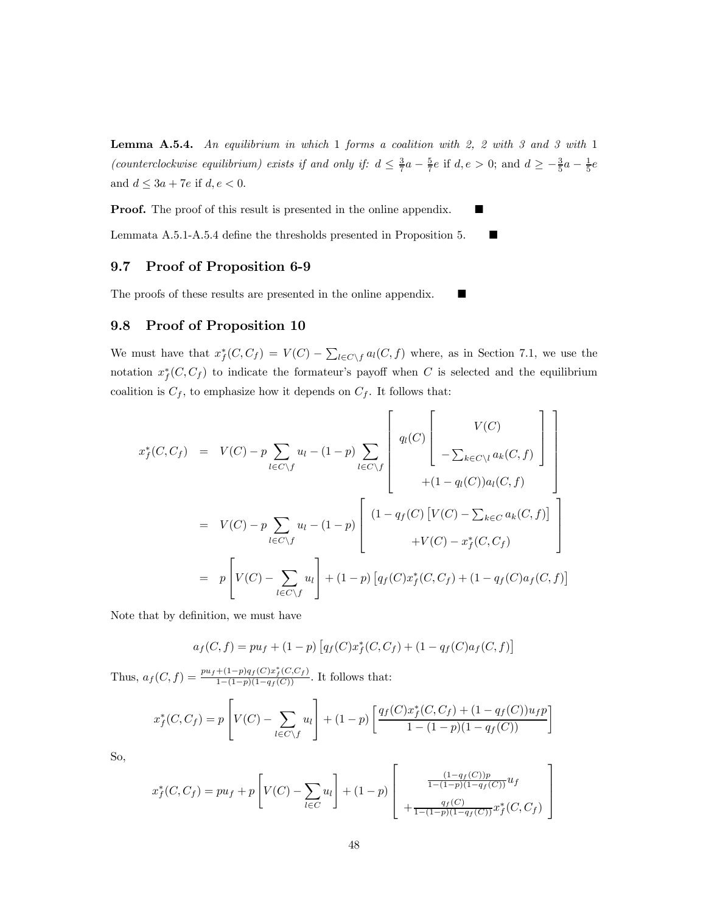**Lemma A.5.4.** *An equilibrium in which 1 forms a coalition with 2, 2 with 3 and 3 with 1 (counterclockwise equilibrium) exists if and only if: $d \leq \frac{3}{7}a - \frac{5}{7}e$ if $d, e > 0$; and $d \geq -\frac{3}{5}a - \frac{1}{5}e$ and $d \leq 3a + 7e$ if $d, e < 0$.*

**Proof.** The proof of this result is presented in the online appendix. ■

Lemmata A.5.1-A.5.4 define the thresholds presented in Proposition 5. ■

## 9.7 Proof of Proposition 6-9

The proofs of these results are presented in the online appendix. ■

## 9.8 Proof of Proposition 10

We must have that $x_f^*(C, C_f) = V(C) - \sum_{l \in C \setminus f} a_l(C, f)$ where, as in Section 7.1, we use the notation $x_f^*(C, C_f)$ to indicate the formateur's payoff when $C$ is selected and the equilibrium coalition is $C_f$, to emphasize how it depends on $C_f$. It follows that:

$$
\begin{aligned}
x_f^*(C, C_f) &= V(C) - p \sum_{l \in C \setminus f} u_l - (1-p) \sum_{l \in C \setminus f} \left[ \begin{array}{c} q_l(C) \left[ \begin{array}{c} V(C) \\ - \sum_{k \in C \setminus l} a_k(C, f) \end{array} \right] \\ + (1 - q_l(C)) a_l(C, f) \end{array} \right] \\
&= V(C) - p \sum_{l \in C \setminus f} u_l - (1-p) \left[ \begin{array}{c} (1 - q_f(C) \left[ V(C) - \sum_{k \in C} a_k(C, f) \right] \\ + V(C) - x_f^*(C, C_f) \end{array} \right] \\
&= p \left[ V(C) - \sum_{l \in C \setminus f} u_l \right] + (1-p) \left[ q_f(C) x_f^*(C, C_f) + (1 - q_f(C) a_f(C, f) \right]
\end{aligned}
$$

Note that by definition, we must have

$$
a_f(C, f) = p u_f + (1-p) \left[ q_f(C) x_f^*(C, C_f) + (1 - q_f(C) a_f(C, f) \right]
$$

Thus, $a_f(C, f) = \frac{p u_f + (1-p) q_f(C) x_f^*(C, C_f)}{1 - (1-p)(1 - q_f(C))}$. It follows that:

$$
x_f^*(C, C_f) = p \left[ V(C) - \sum_{l \in C \setminus f} u_l \right] + (1-p) \left[ \frac{q_f(C) x_f^*(C, C_f) + (1 - q_f(C)) u_f p}{1 - (1-p)(1 - q_f(C))} \right]
$$

So,

$$
x_f^*(C, C_f) = p u_f + p \left[ V(C) - \sum_{l \in C} u_l \right] + (1-p) \left[ \begin{array}{c} \frac{(1 - q_f(C)) p}{1 - (1-p)(1 - q_f(C))} u_f \\ + \frac{q_f(C)}{1 - (1-p)(1 - q_f(C))} x_f^*(C, C_f) \end{array} \right]
$$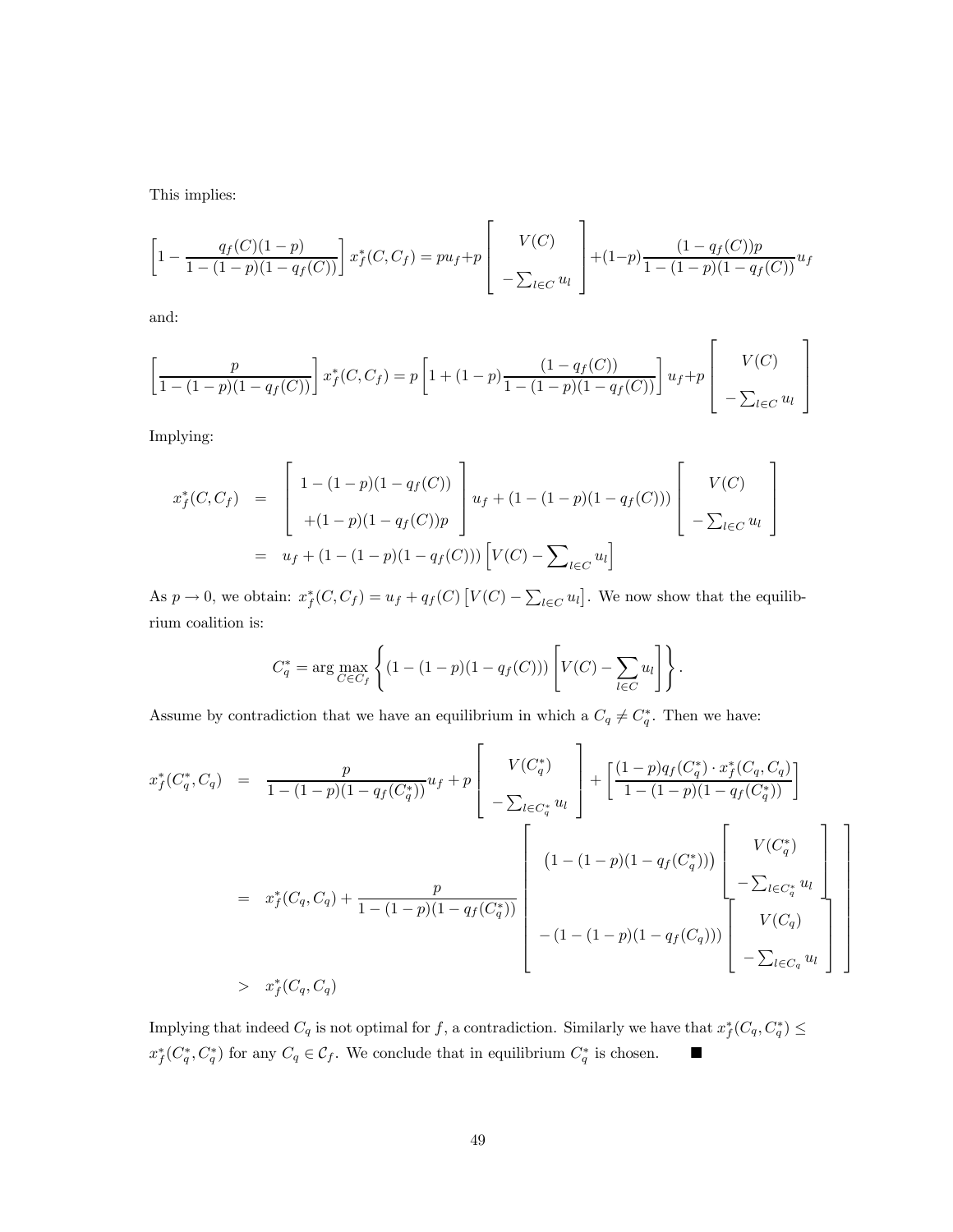This implies:

$$\left[1 - \frac{q_f(C)(1-p)}{1-(1-p)(1-q_f(C))}\right] x_f^*(C, C_f) = pu_f + p \begin{bmatrix} V(C) \\ -\sum_{l \in C} u_l \end{bmatrix} + (1-p)\frac{(1-q_f(C))p}{1-(1-p)(1-q_f(C))} u_f$$

and:

$$\left[\frac{p}{1-(1-p)(1-q_f(C))}\right] x_f^*(C, C_f) = p\left[1 + (1-p)\frac{(1-q_f(C))}{1-(1-p)(1-q_f(C))}\right] u_f + p \begin{bmatrix} V(C) \\ -\sum_{l \in C} u_l \end{bmatrix}$$

Implying:

$$\begin{aligned} x_f^*(C, C_f) &= \begin{bmatrix} 1-(1-p)(1-q_f(C)) \\ +(1-p)(1-q_f(C))p \end{bmatrix} u_f + (1-(1-p)(1-q_f(C))) \begin{bmatrix} V(C) \\ -\sum_{l \in C} u_l \end{bmatrix} \\ &= u_f + (1-(1-p)(1-q_f(C)))\left[V(C) - \sum\nolimits_{l \in C} u_l\right] \end{aligned}$$

As $p \to 0$, we obtain: $x_f^*(C, C_f) = u_f + q_f(C)\left[V(C) - \sum_{l \in C} u_l\right]$. We now show that the equilibrium coalition is:

$$C_q^* = \arg\max_{C \in C_f} \left\{ (1-(1-p)(1-q_f(C)))\left[V(C) - \sum_{l \in C} u_l\right] \right\}.$$

Assume by contradiction that we have an equilibrium in which a $C_q \neq C_q^*$. Then we have:

$$\begin{aligned} x_f^*(C_q^*, C_q) &= \frac{p}{1-(1-p)(1-q_f(C_q^*))} u_f + p \begin{bmatrix} V(C_q^*) \\ -\sum_{l \in C_q^*} u_l \end{bmatrix} + \left[\frac{(1-p)q_f(C_q^*) \cdot x_f^*(C_q, C_q)}{1-(1-p)(1-q_f(C_q^*))}\right] \\ &= x_f^*(C_q, C_q) + \frac{p}{1-(1-p)(1-q_f(C_q^*))} \begin{bmatrix} (1-(1-p)(1-q_f(C_q^*))) \begin{bmatrix} V(C_q^*) \\ -\sum_{l \in C_q^*} u_l \end{bmatrix} \\ -(1-(1-p)(1-q_f(C_q))) \begin{bmatrix} V(C_q) \\ -\sum_{l \in C_q} u_l \end{bmatrix} \end{bmatrix} \\ &> x_f^*(C_q, C_q) \end{aligned}$$

Implying that indeed $C_q$ is not optimal for $f$, a contradiction. Similarly we have that $x_f^*(C_q, C_q^*) \leq x_f^*(C_q^*, C_q^*)$ for any $C_q \in \mathcal{C}_f$. We conclude that in equilibrium $C_q^*$ is chosen. ■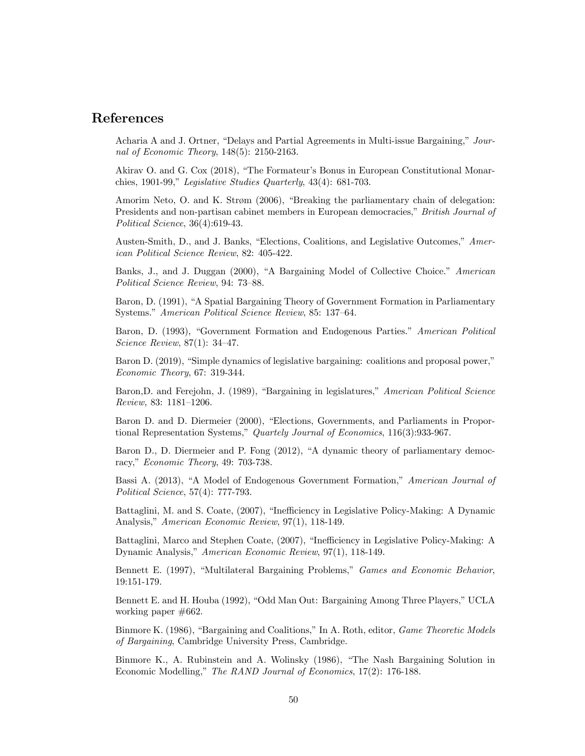## References

Acharia A and J. Ortner, "Delays and Partial Agreements in Multi-issue Bargaining," *Journal of Economic Theory*, 148(5): 2150-2163.

Akirav O. and G. Cox (2018), "The Formateur's Bonus in European Constitutional Monarchies, 1901-99," *Legislative Studies Quarterly*, 43(4): 681-703.

Amorim Neto, O. and K. Strøm (2006), "Breaking the parliamentary chain of delegation: Presidents and non-partisan cabinet members in European democracies," *British Journal of Political Science*, 36(4):619-43.

Austen-Smith, D., and J. Banks, "Elections, Coalitions, and Legislative Outcomes," *American Political Science Review*, 82: 405-422.

Banks, J., and J. Duggan (2000), "A Bargaining Model of Collective Choice." *American Political Science Review*, 94: 73–88.

Baron, D. (1991), "A Spatial Bargaining Theory of Government Formation in Parliamentary Systems." *American Political Science Review*, 85: 137–64.

Baron, D. (1993), "Government Formation and Endogenous Parties." *American Political Science Review*, 87(1): 34–47.

Baron D. (2019), "Simple dynamics of legislative bargaining: coalitions and proposal power," *Economic Theory*, 67: 319-344.

Baron,D. and Ferejohn, J. (1989), "Bargaining in legislatures," *American Political Science Review,* 83: 1181–1206.

Baron D. and D. Diermeier (2000), "Elections, Governments, and Parliaments in Proportional Representation Systems," *Quartely Journal of Economics*, 116(3):933-967.

Baron D., D. Diermeier and P. Fong (2012), "A dynamic theory of parliamentary democracy," *Economic Theory*, 49: 703-738.

Bassi A. (2013), "A Model of Endogenous Government Formation," *American Journal of Political Science*, 57(4): 777-793.

Battaglini, M. and S. Coate, (2007), "Inefficiency in Legislative Policy-Making: A Dynamic Analysis," *American Economic Review*, 97(1), 118-149.

Battaglini, Marco and Stephen Coate, (2007), "Inefficiency in Legislative Policy-Making: A Dynamic Analysis," *American Economic Review*, 97(1), 118-149.

Bennett E. (1997), "Multilateral Bargaining Problems," *Games and Economic Behavior*, 19:151-179.

Bennett E. and H. Houba (1992), "Odd Man Out: Bargaining Among Three Players," UCLA working paper #662.

Binmore K. (1986), "Bargaining and Coalitions," In A. Roth, editor, *Game Theoretic Models of Bargaining*, Cambridge University Press, Cambridge.

Binmore K., A. Rubinstein and A. Wolinsky (1986), "The Nash Bargaining Solution in Economic Modelling," *The RAND Journal of Economics*, 17(2): 176-188.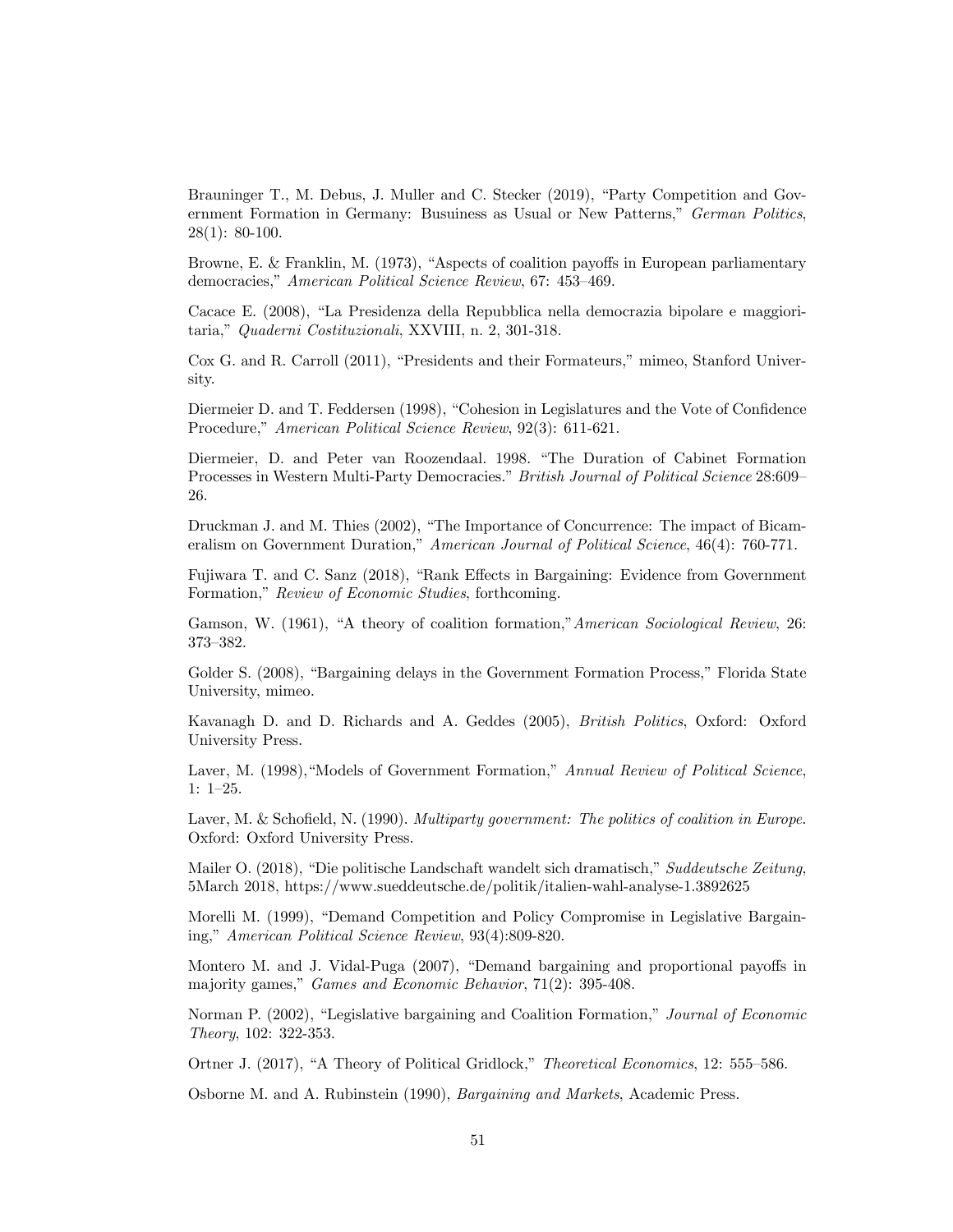Brauninger T., M. Debus, J. Muller and C. Stecker (2019), "Party Competition and Government Formation in Germany: Busuiness as Usual or New Patterns," *German Politics*, 28(1): 80-100.

Browne, E. & Franklin, M. (1973), "Aspects of coalition payoffs in European parliamentary democracies," *American Political Science Review*, 67: 453–469.

Cacace E. (2008), "La Presidenza della Repubblica nella democrazia bipolare e maggioritaria," *Quaderni Costituzionali*, XXVIII, n. 2, 301-318.

Cox G. and R. Carroll (2011), "Presidents and their Formateurs," mimeo, Stanford University.

Diermeier D. and T. Feddersen (1998), "Cohesion in Legislatures and the Vote of Confidence Procedure," *American Political Science Review*, 92(3): 611-621.

Diermeier, D. and Peter van Roozendaal. 1998. "The Duration of Cabinet Formation Processes in Western Multi-Party Democracies." *British Journal of Political Science* 28:609–26.

Druckman J. and M. Thies (2002), "The Importance of Concurrence: The impact of Bicameralism on Government Duration," *American Journal of Political Science*, 46(4): 760-771.

Fujiwara T. and C. Sanz (2018), "Rank Effects in Bargaining: Evidence from Government Formation," *Review of Economic Studies*, forthcoming.

Gamson, W. (1961), "A theory of coalition formation,"*American Sociological Review*, 26: 373–382.

Golder S. (2008), "Bargaining delays in the Government Formation Process," Florida State University, mimeo.

Kavanagh D. and D. Richards and A. Geddes (2005), *British Politics*, Oxford: Oxford University Press.

Laver, M. (1998),"Models of Government Formation," *Annual Review of Political Science*, 1: 1–25.

Laver, M. & Schofield, N. (1990). *Multiparty government: The politics of coalition in Europe*. Oxford: Oxford University Press.

Mailer O. (2018), "Die politische Landschaft wandelt sich dramatisch," *Suddeutsche Zeitung*, 5March 2018, https://www.sueddeutsche.de/politik/italien-wahl-analyse-1.3892625

Morelli M. (1999), "Demand Competition and Policy Compromise in Legislative Bargaining," *American Political Science Review*, 93(4):809-820.

Montero M. and J. Vidal-Puga (2007), "Demand bargaining and proportional payoffs in majority games," *Games and Economic Behavior*, 71(2): 395-408.

Norman P. (2002), "Legislative bargaining and Coalition Formation," *Journal of Economic Theory*, 102: 322-353.

Ortner J. (2017), "A Theory of Political Gridlock," *Theoretical Economics*, 12: 555–586.

Osborne M. and A. Rubinstein (1990), *Bargaining and Markets*, Academic Press.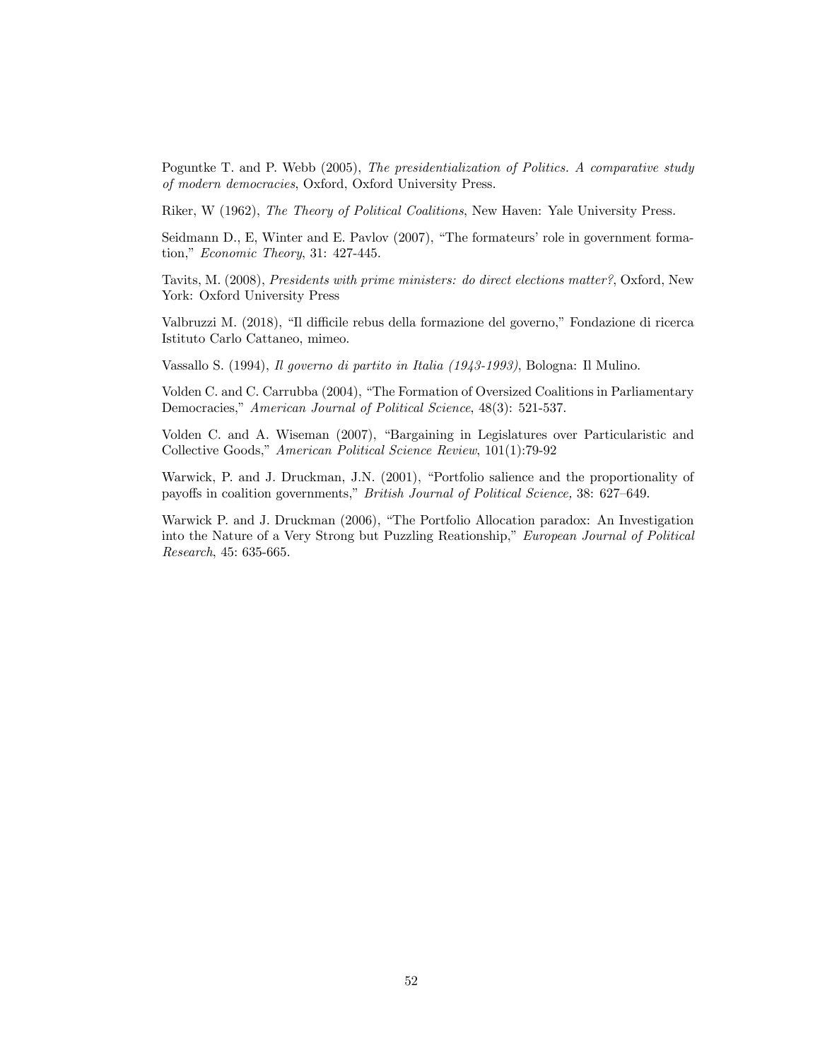Poguntke T. and P. Webb (2005), *The presidentialization of Politics. A comparative study of modern democracies*, Oxford, Oxford University Press.

Riker, W (1962), *The Theory of Political Coalitions*, New Haven: Yale University Press.

Seidmann D., E, Winter and E. Pavlov (2007), "The formateurs' role in government formation," *Economic Theory*, 31: 427-445.

Tavits, M. (2008), *Presidents with prime ministers: do direct elections matter?*, Oxford, New York: Oxford University Press

Valbruzzi M. (2018), "Il difficile rebus della formazione del governo," Fondazione di ricerca Istituto Carlo Cattaneo, mimeo.

Vassallo S. (1994), *Il governo di partito in Italia (1943-1993)*, Bologna: Il Mulino.

Volden C. and C. Carrubba (2004), "The Formation of Oversized Coalitions in Parliamentary Democracies," *American Journal of Political Science*, 48(3): 521-537.

Volden C. and A. Wiseman (2007), "Bargaining in Legislatures over Particularistic and Collective Goods," *American Political Science Review*, 101(1):79-92

Warwick, P. and J. Druckman, J.N. (2001), "Portfolio salience and the proportionality of payoffs in coalition governments," *British Journal of Political Science,* 38: 627–649.

Warwick P. and J. Druckman (2006), "The Portfolio Allocation paradox: An Investigation into the Nature of a Very Strong but Puzzling Reationship," *European Journal of Political Research*, 45: 635-665.